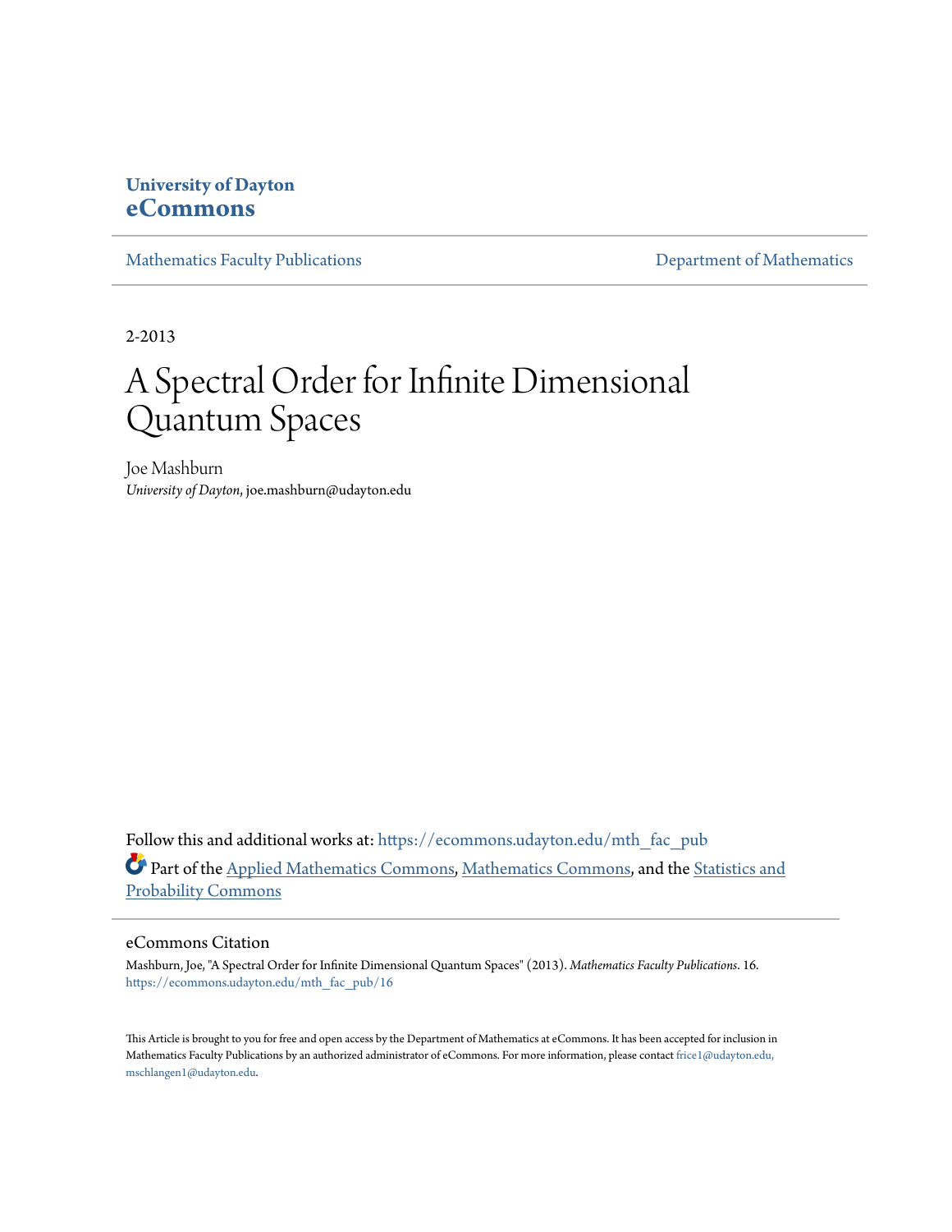**University of Dayton**
**eCommons**

Mathematics Faculty Publications | Department of Mathematics

2-2013

# A Spectral Order for Infinite Dimensional Quantum Spaces

Joe Mashburn
*University of Dayton*, joe.mashburn@udayton.edu

Follow this and additional works at: https://ecommons.udayton.edu/mth_fac_pub

Part of the Applied Mathematics Commons, Mathematics Commons, and the Statistics and Probability Commons

## eCommons Citation

Mashburn, Joe, "A Spectral Order for Infinite Dimensional Quantum Spaces" (2013). *Mathematics Faculty Publications*. 16.
https://ecommons.udayton.edu/mth_fac_pub/16

This Article is brought to you for free and open access by the Department of Mathematics at eCommons. It has been accepted for inclusion in Mathematics Faculty Publications by an authorized administrator of eCommons. For more information, please contact frice1@udayton.edu, mschlangen1@udayton.edu.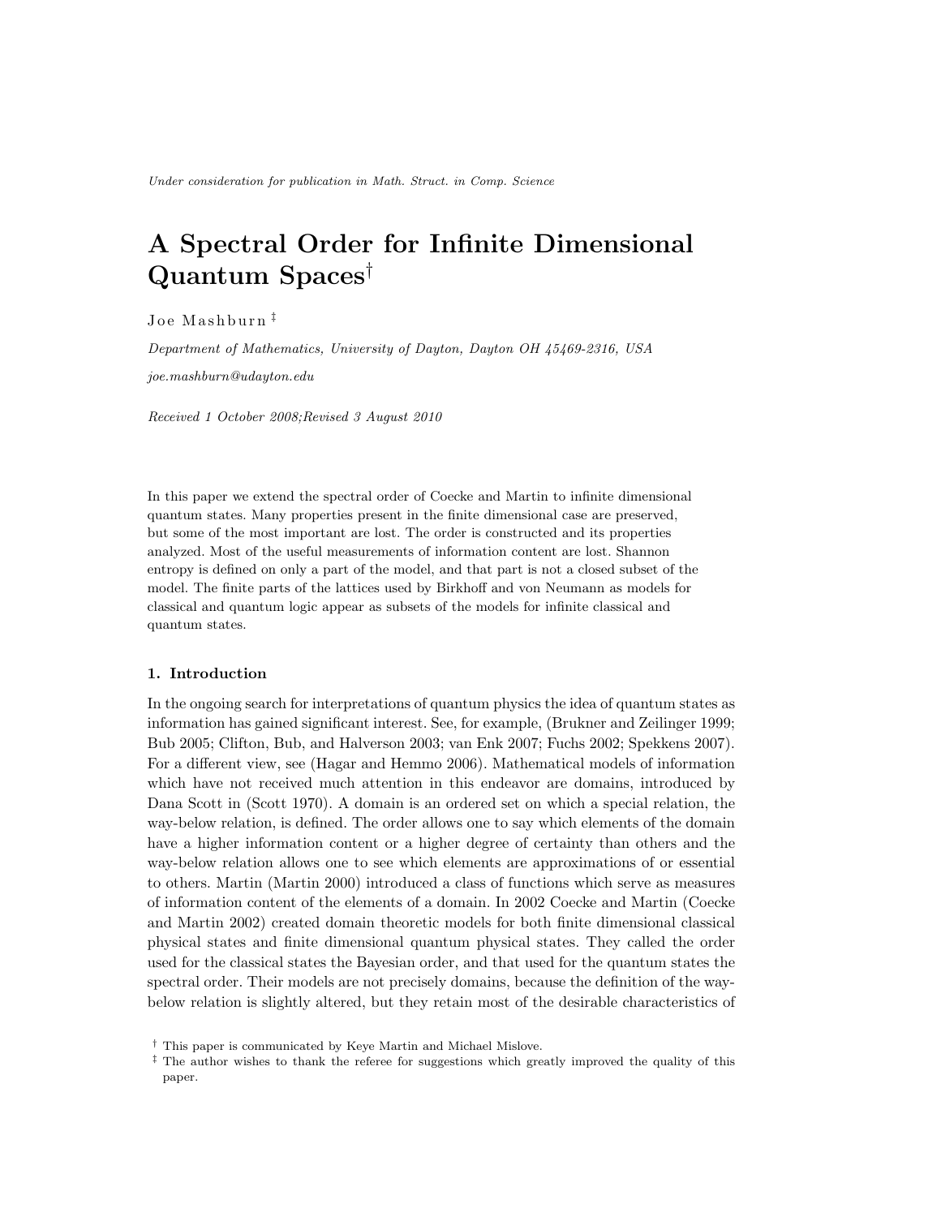Under consideration for publication in Math. Struct. in Comp. Science

# A Spectral Order for Infinite Dimensional Quantum Spaces[†]

Joe Mashburn [‡]

*Department of Mathematics, University of Dayton, Dayton OH 45469-2316, USA*

*joe.mashburn@udayton.edu*

*Received 1 October 2008;Revised 3 August 2010*

In this paper we extend the spectral order of Coecke and Martin to infinite dimensional quantum states. Many properties present in the finite dimensional case are preserved, but some of the most important are lost. The order is constructed and its properties analyzed. Most of the useful measurements of information content are lost. Shannon entropy is defined on only a part of the model, and that part is not a closed subset of the model. The finite parts of the lattices used by Birkhoff and von Neumann as models for classical and quantum logic appear as subsets of the models for infinite classical and quantum states.

## 1. Introduction

In the ongoing search for interpretations of quantum physics the idea of quantum states as information has gained significant interest. See, for example, (Brukner and Zeilinger 1999; Bub 2005; Clifton, Bub, and Halverson 2003; van Enk 2007; Fuchs 2002; Spekkens 2007). For a different view, see (Hagar and Hemmo 2006). Mathematical models of information which have not received much attention in this endeavor are domains, introduced by Dana Scott in (Scott 1970). A domain is an ordered set on which a special relation, the way-below relation, is defined. The order allows one to say which elements of the domain have a higher information content or a higher degree of certainty than others and the way-below relation allows one to see which elements are approximations of or essential to others. Martin (Martin 2000) introduced a class of functions which serve as measures of information content of the elements of a domain. In 2002 Coecke and Martin (Coecke and Martin 2002) created domain theoretic models for both finite dimensional classical physical states and finite dimensional quantum physical states. They called the order used for the classical states the Bayesian order, and that used for the quantum states the spectral order. Their models are not precisely domains, because the definition of the way-below relation is slightly altered, but they retain most of the desirable characteristics of

[†] This paper is communicated by Keye Martin and Michael Mislove.

[‡] The author wishes to thank the referee for suggestions which greatly improved the quality of this paper.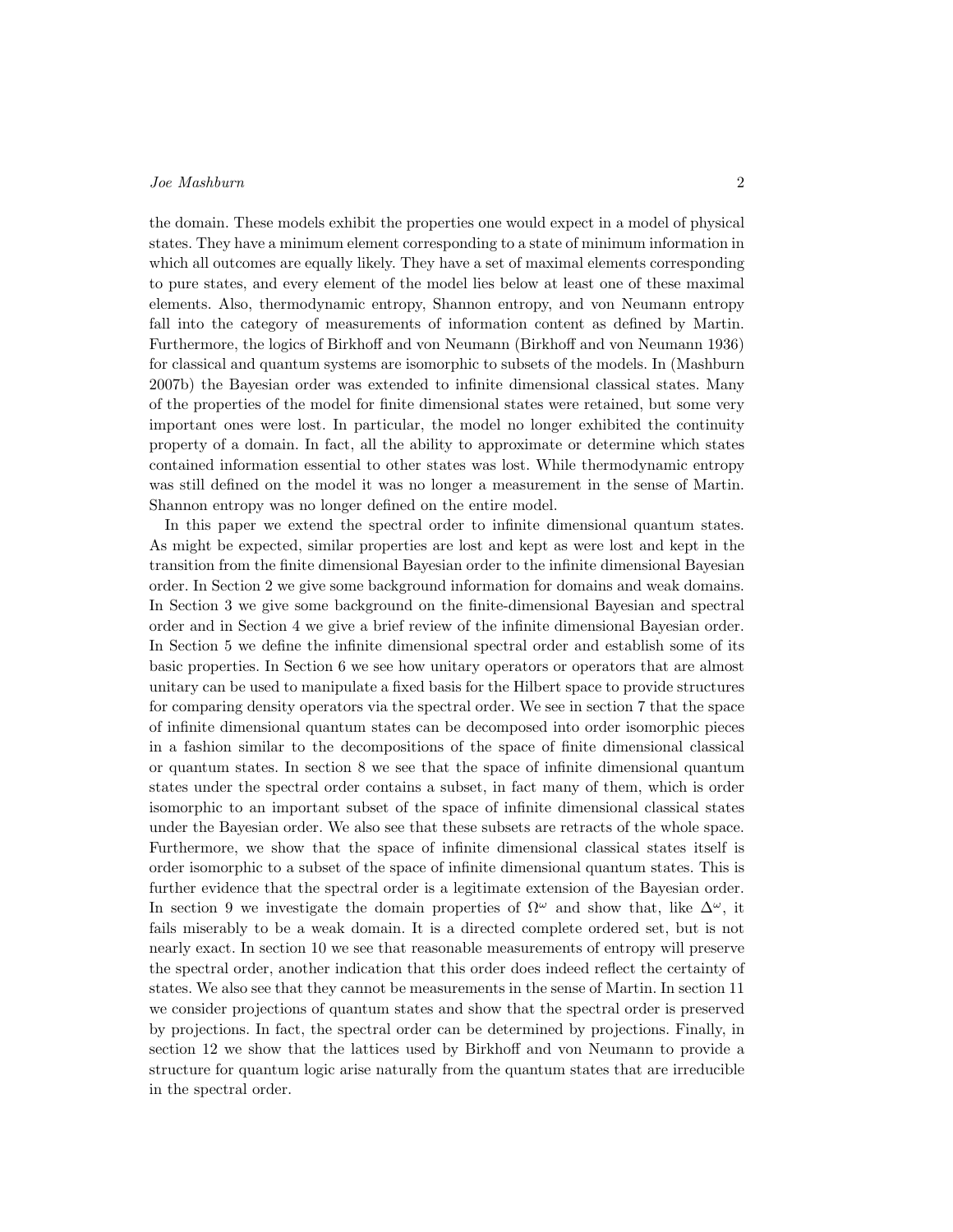the domain. These models exhibit the properties one would expect in a model of physical states. They have a minimum element corresponding to a state of minimum information in which all outcomes are equally likely. They have a set of maximal elements corresponding to pure states, and every element of the model lies below at least one of these maximal elements. Also, thermodynamic entropy, Shannon entropy, and von Neumann entropy fall into the category of measurements of information content as defined by Martin. Furthermore, the logics of Birkhoff and von Neumann (Birkhoff and von Neumann 1936) for classical and quantum systems are isomorphic to subsets of the models. In (Mashburn 2007b) the Bayesian order was extended to infinite dimensional classical states. Many of the properties of the model for finite dimensional states were retained, but some very important ones were lost. In particular, the model no longer exhibited the continuity property of a domain. In fact, all the ability to approximate or determine which states contained information essential to other states was lost. While thermodynamic entropy was still defined on the model it was no longer a measurement in the sense of Martin. Shannon entropy was no longer defined on the entire model.

In this paper we extend the spectral order to infinite dimensional quantum states. As might be expected, similar properties are lost and kept as were lost and kept in the transition from the finite dimensional Bayesian order to the infinite dimensional Bayesian order. In Section 2 we give some background information for domains and weak domains. In Section 3 we give some background on the finite-dimensional Bayesian and spectral order and in Section 4 we give a brief review of the infinite dimensional Bayesian order. In Section 5 we define the infinite dimensional spectral order and establish some of its basic properties. In Section 6 we see how unitary operators or operators that are almost unitary can be used to manipulate a fixed basis for the Hilbert space to provide structures for comparing density operators via the spectral order. We see in section 7 that the space of infinite dimensional quantum states can be decomposed into order isomorphic pieces in a fashion similar to the decompositions of the space of finite dimensional classical or quantum states. In section 8 we see that the space of infinite dimensional quantum states under the spectral order contains a subset, in fact many of them, which is order isomorphic to an important subset of the space of infinite dimensional classical states under the Bayesian order. We also see that these subsets are retracts of the whole space. Furthermore, we show that the space of infinite dimensional classical states itself is order isomorphic to a subset of the space of infinite dimensional quantum states. This is further evidence that the spectral order is a legitimate extension of the Bayesian order. In section 9 we investigate the domain properties of $\Omega^\omega$ and show that, like $\Delta^\omega$, it fails miserably to be a weak domain. It is a directed complete ordered set, but is not nearly exact. In section 10 we see that reasonable measurements of entropy will preserve the spectral order, another indication that this order does indeed reflect the certainty of states. We also see that they cannot be measurements in the sense of Martin. In section 11 we consider projections of quantum states and show that the spectral order is preserved by projections. In fact, the spectral order can be determined by projections. Finally, in section 12 we show that the lattices used by Birkhoff and von Neumann to provide a structure for quantum logic arise naturally from the quantum states that are irreducible in the spectral order.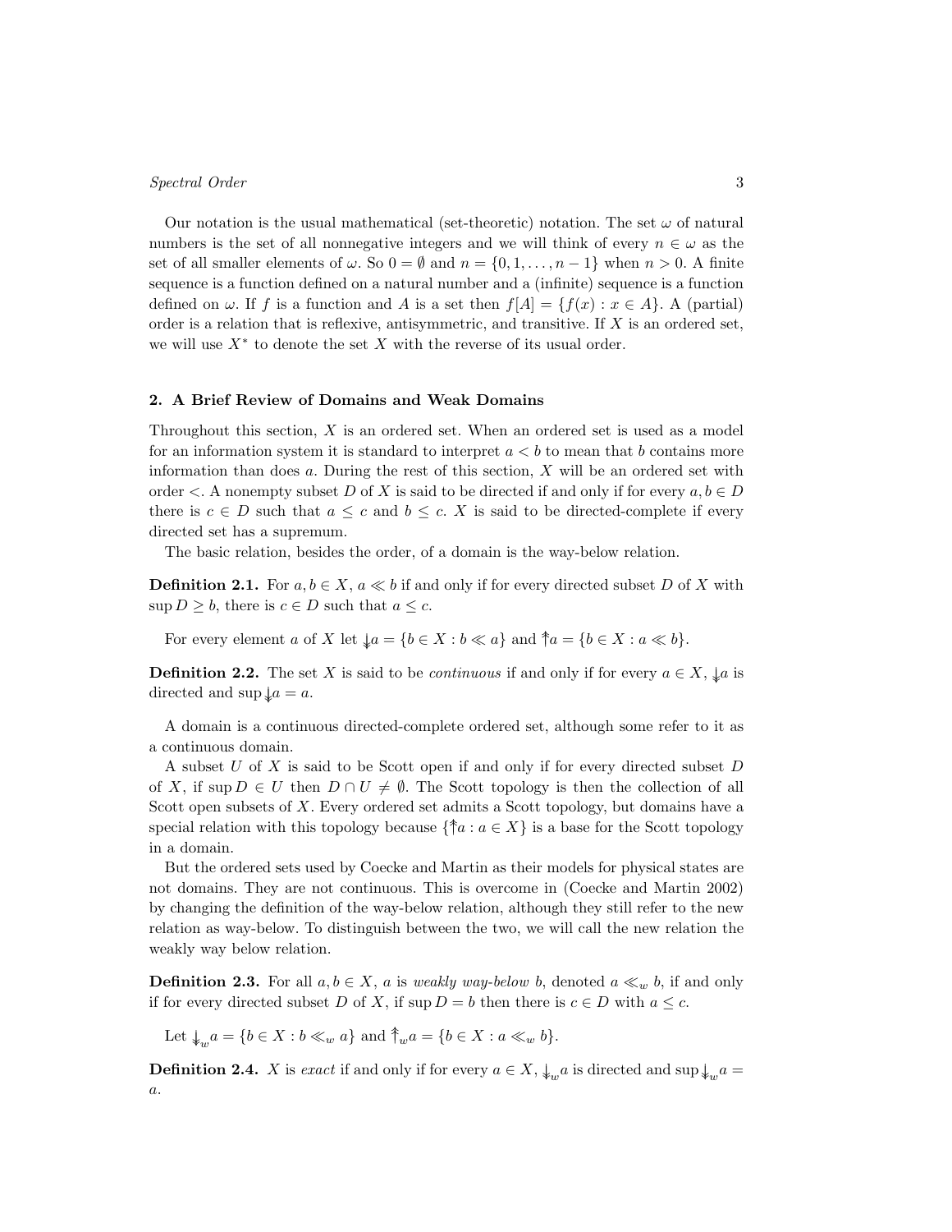Our notation is the usual mathematical (set-theoretic) notation. The set $\omega$ of natural numbers is the set of all nonnegative integers and we will think of every $n \in \omega$ as the set of all smaller elements of $\omega$. So $0 = \emptyset$ and $n = \{0, 1, \ldots, n-1\}$ when $n > 0$. A finite sequence is a function defined on a natural number and a (infinite) sequence is a function defined on $\omega$. If $f$ is a function and $A$ is a set then $f[A] = \{f(x) : x \in A\}$. A (partial) order is a relation that is reflexive, antisymmetric, and transitive. If $X$ is an ordered set, we will use $X^*$ to denote the set $X$ with the reverse of its usual order.

## 2. A Brief Review of Domains and Weak Domains

Throughout this section, $X$ is an ordered set. When an ordered set is used as a model for an information system it is standard to interpret $a < b$ to mean that $b$ contains more information than does $a$. During the rest of this section, $X$ will be an ordered set with order $<$. A nonempty subset $D$ of $X$ is said to be directed if and only if for every $a, b \in D$ there is $c \in D$ such that $a \leq c$ and $b \leq c$. $X$ is said to be directed-complete if every directed set has a supremum.

The basic relation, besides the order, of a domain is the way-below relation.

**Definition 2.1.** For $a, b \in X$, $a \ll b$ if and only if for every directed subset $D$ of $X$ with $\sup D \geq b$, there is $c \in D$ such that $a \leq c$.

For every element $a$ of $X$ let $\twoheaddownarrow a = \{b \in X : b \ll a\}$ and $\twoheaduparrow a = \{b \in X : a \ll b\}$.

**Definition 2.2.** The set $X$ is said to be *continuous* if and only if for every $a \in X$, $\twoheaddownarrow a$ is directed and $\sup \twoheaddownarrow a = a$.

A domain is a continuous directed-complete ordered set, although some refer to it as a continuous domain.

A subset $U$ of $X$ is said to be Scott open if and only if for every directed subset $D$ of $X$, if $\sup D \in U$ then $D \cap U \neq \emptyset$. The Scott topology is then the collection of all Scott open subsets of $X$. Every ordered set admits a Scott topology, but domains have a special relation with this topology because $\{\twoheaduparrow a : a \in X\}$ is a base for the Scott topology in a domain.

But the ordered sets used by Coecke and Martin as their models for physical states are not domains. They are not continuous. This is overcome in (Coecke and Martin 2002) by changing the definition of the way-below relation, although they still refer to the new relation as way-below. To distinguish between the two, we will call the new relation the weakly way below relation.

**Definition 2.3.** For all $a, b \in X$, $a$ is *weakly way-below* $b$, denoted $a \ll_w b$, if and only if for every directed subset $D$ of $X$, if $\sup D = b$ then there is $c \in D$ with $a \leq c$.

Let $\twoheaddownarrow_w a = \{b \in X : b \ll_w a\}$ and $\twoheaduparrow_w a = \{b \in X : a \ll_w b\}$.

**Definition 2.4.** $X$ is *exact* if and only if for every $a \in X$, $\twoheaddownarrow_w a$ is directed and $\sup \twoheaddownarrow_w a = a$.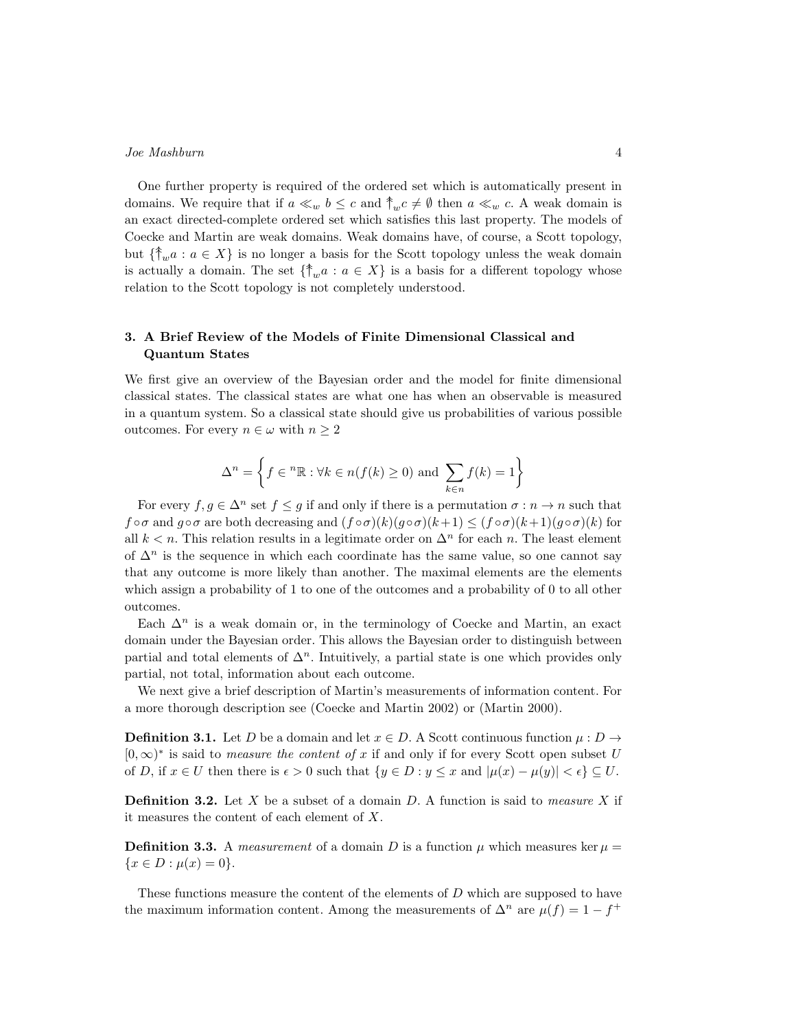One further property is required of the ordered set which is automatically present in domains. We require that if $a \ll_w b \leq c$ and $\Uparrow_w c \neq \emptyset$ then $a \ll_w c$. A weak domain is an exact directed-complete ordered set which satisfies this last property. The models of Coecke and Martin are weak domains. Weak domains have, of course, a Scott topology, but $\{\Uparrow_w a : a \in X\}$ is no longer a basis for the Scott topology unless the weak domain is actually a domain. The set $\{\Uparrow_w a : a \in X\}$ is a basis for a different topology whose relation to the Scott topology is not completely understood.

## 3. A Brief Review of the Models of Finite Dimensional Classical and Quantum States

We first give an overview of the Bayesian order and the model for finite dimensional classical states. The classical states are what one has when an observable is measured in a quantum system. So a classical state should give us probabilities of various possible outcomes. For every $n \in \omega$ with $n \geq 2$

$$\Delta^n = \left\{ f \in {}^n\mathbb{R} : \forall k \in n (f(k) \geq 0) \text{ and } \sum_{k \in n} f(k) = 1 \right\}$$

For every $f, g \in \Delta^n$ set $f \leq g$ if and only if there is a permutation $\sigma : n \to n$ such that $f \circ \sigma$ and $g \circ \sigma$ are both decreasing and $(f \circ \sigma)(k)(g \circ \sigma)(k+1) \leq (f \circ \sigma)(k+1)(g \circ \sigma)(k)$ for all $k < n$. This relation results in a legitimate order on $\Delta^n$ for each $n$. The least element of $\Delta^n$ is the sequence in which each coordinate has the same value, so one cannot say that any outcome is more likely than another. The maximal elements are the elements which assign a probability of 1 to one of the outcomes and a probability of 0 to all other outcomes.

Each $\Delta^n$ is a weak domain or, in the terminology of Coecke and Martin, an exact domain under the Bayesian order. This allows the Bayesian order to distinguish between partial and total elements of $\Delta^n$. Intuitively, a partial state is one which provides only partial, not total, information about each outcome.

We next give a brief description of Martin's measurements of information content. For a more thorough description see (Coecke and Martin 2002) or (Martin 2000).

**Definition 3.1.** Let $D$ be a domain and let $x \in D$. A Scott continuous function $\mu : D \to [0, \infty)^*$ is said to *measure the content of* $x$ if and only if for every Scott open subset $U$ of $D$, if $x \in U$ then there is $\epsilon > 0$ such that $\{y \in D : y \leq x \text{ and } |\mu(x) - \mu(y)| < \epsilon\} \subseteq U$.

**Definition 3.2.** Let $X$ be a subset of a domain $D$. A function is said to *measure* $X$ if it measures the content of each element of $X$.

**Definition 3.3.** A *measurement* of a domain $D$ is a function $\mu$ which measures $\ker \mu = \{x \in D : \mu(x) = 0\}$.

These functions measure the content of the elements of $D$ which are supposed to have the maximum information content. Among the measurements of $\Delta^n$ are $\mu(f) = 1 - f^+$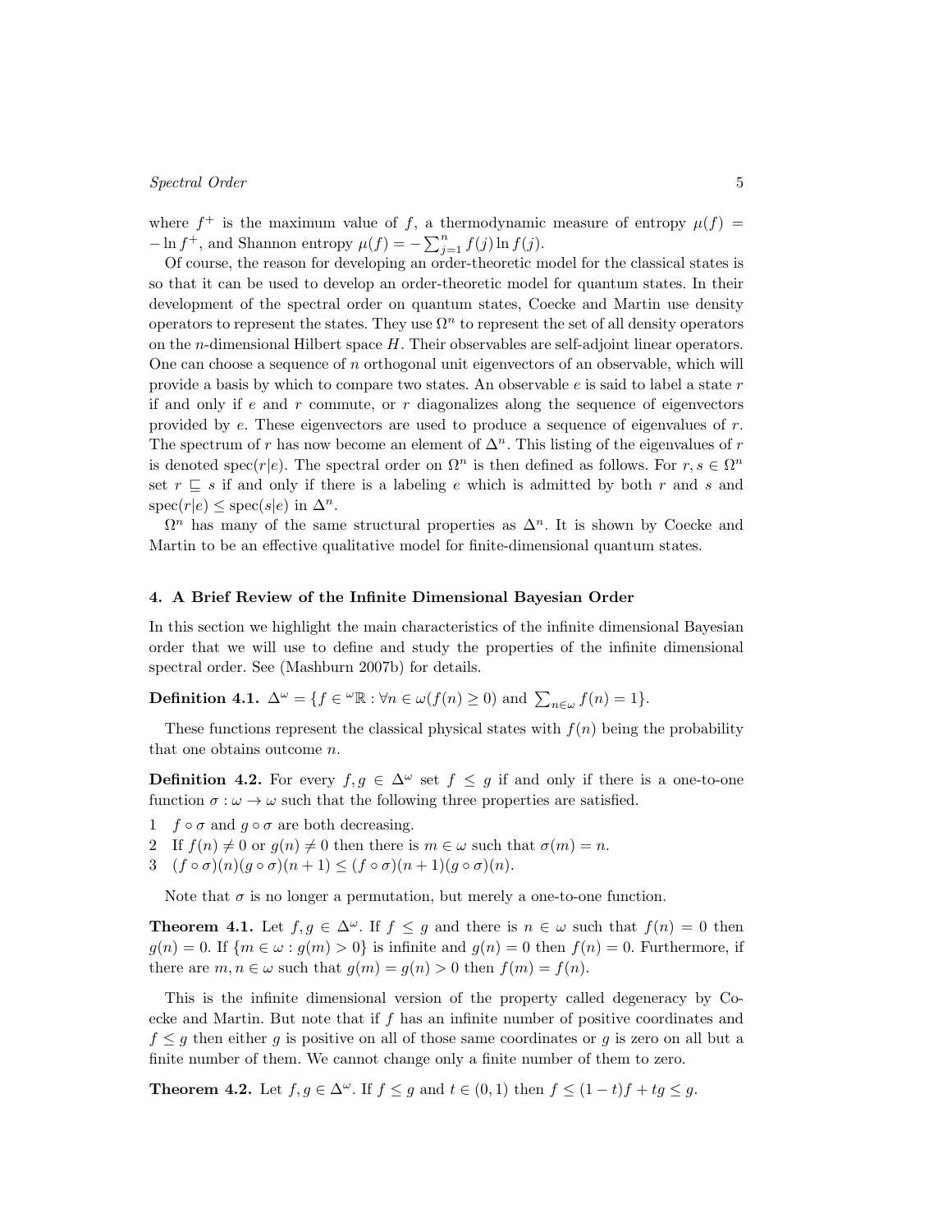where $f^+$ is the maximum value of $f$, a thermodynamic measure of entropy $\mu(f) = -\ln f^+$, and Shannon entropy $\mu(f) = -\sum_{j=1}^{n} f(j) \ln f(j)$.

Of course, the reason for developing an order-theoretic model for the classical states is so that it can be used to develop an order-theoretic model for quantum states. In their development of the spectral order on quantum states, Coecke and Martin use density operators to represent the states. They use $\Omega^n$ to represent the set of all density operators on the $n$-dimensional Hilbert space $H$. Their observables are self-adjoint linear operators. One can choose a sequence of $n$ orthogonal unit eigenvectors of an observable, which will provide a basis by which to compare two states. An observable $e$ is said to label a state $r$ if and only if $e$ and $r$ commute, or $r$ diagonalizes along the sequence of eigenvectors provided by $e$. These eigenvectors are used to produce a sequence of eigenvalues of $r$. The spectrum of $r$ has now become an element of $\Delta^n$. This listing of the eigenvalues of $r$ is denoted $\text{spec}(r|e)$. The spectral order on $\Omega^n$ is then defined as follows. For $r, s \in \Omega^n$ set $r \sqsubseteq s$ if and only if there is a labeling $e$ which is admitted by both $r$ and $s$ and $\text{spec}(r|e) \leq \text{spec}(s|e)$ in $\Delta^n$.

$\Omega^n$ has many of the same structural properties as $\Delta^n$. It is shown by Coecke and Martin to be an effective qualitative model for finite-dimensional quantum states.

## 4. A Brief Review of the Infinite Dimensional Bayesian Order

In this section we highlight the main characteristics of the infinite dimensional Bayesian order that we will use to define and study the properties of the infinite dimensional spectral order. See (Mashburn 2007b) for details.

**Definition 4.1.** $\Delta^\omega = \{f \in {}^\omega\mathbb{R} : \forall n \in \omega (f(n) \geq 0) \text{ and } \sum_{n \in \omega} f(n) = 1\}$.

These functions represent the classical physical states with $f(n)$ being the probability that one obtains outcome $n$.

**Definition 4.2.** For every $f, g \in \Delta^\omega$ set $f \leq g$ if and only if there is a one-to-one function $\sigma : \omega \to \omega$ such that the following three properties are satisfied.

1 $f \circ \sigma$ and $g \circ \sigma$ are both decreasing.
2 If $f(n) \neq 0$ or $g(n) \neq 0$ then there is $m \in \omega$ such that $\sigma(m) = n$.
3 $(f \circ \sigma)(n)(g \circ \sigma)(n+1) \leq (f \circ \sigma)(n+1)(g \circ \sigma)(n)$.

Note that $\sigma$ is no longer a permutation, but merely a one-to-one function.

**Theorem 4.1.** Let $f, g \in \Delta^\omega$. If $f \leq g$ and there is $n \in \omega$ such that $f(n) = 0$ then $g(n) = 0$. If $\{m \in \omega : g(m) > 0\}$ is infinite and $g(n) = 0$ then $f(n) = 0$. Furthermore, if there are $m, n \in \omega$ such that $g(m) = g(n) > 0$ then $f(m) = f(n)$.

This is the infinite dimensional version of the property called degeneracy by Coecke and Martin. But note that if $f$ has an infinite number of positive coordinates and $f \leq g$ then either $g$ is positive on all of those same coordinates or $g$ is zero on all but a finite number of them. We cannot change only a finite number of them to zero.

**Theorem 4.2.** Let $f, g \in \Delta^\omega$. If $f \leq g$ and $t \in (0, 1)$ then $f \leq (1-t)f + tg \leq g$.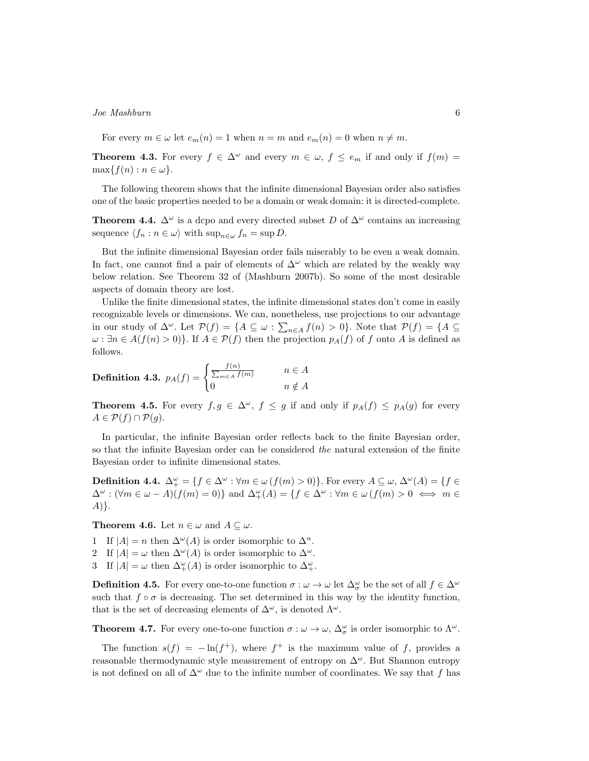For every $m \in \omega$ let $e_m(n) = 1$ when $n = m$ and $e_m(n) = 0$ when $n \neq m$.

**Theorem 4.3.** For every $f \in \Delta^\omega$ and every $m \in \omega$, $f \leq e_m$ if and only if $f(m) = \max\{f(n) : n \in \omega\}$.

The following theorem shows that the infinite dimensional Bayesian order also satisfies one of the basic properties needed to be a domain or weak domain: it is directed-complete.

**Theorem 4.4.** $\Delta^\omega$ is a dcpo and every directed subset $D$ of $\Delta^\omega$ contains an increasing sequence $\langle f_n : n \in \omega \rangle$ with $\sup_{n\in\omega} f_n = \sup D$.

But the infinite dimensional Bayesian order fails miserably to be even a weak domain. In fact, one cannot find a pair of elements of $\Delta^\omega$ which are related by the weakly way below relation. See Theorem 32 of (Mashburn 2007b). So some of the most desirable aspects of domain theory are lost.

Unlike the finite dimensional states, the infinite dimensional states don't come in easily recognizable levels or dimensions. We can, nonetheless, use projections to our advantage in our study of $\Delta^\omega$. Let $\mathcal{P}(f) = \{A \subseteq \omega : \sum_{n\in A} f(n) > 0\}$. Note that $\mathcal{P}(f) = \{A \subseteq \omega : \exists n \in A(f(n) > 0)\}$. If $A \in \mathcal{P}(f)$ then the projection $p_A(f)$ of $f$ onto $A$ is defined as follows.

**Definition 4.3.** $p_A(f) = \begin{cases} \frac{f(n)}{\sum_{m\in A} f(m)} & n \in A \\ 0 & n \notin A \end{cases}$

**Theorem 4.5.** For every $f, g \in \Delta^\omega$, $f \leq g$ if and only if $p_A(f) \leq p_A(g)$ for every $A \in \mathcal{P}(f) \cap \mathcal{P}(g)$.

In particular, the infinite Bayesian order reflects back to the finite Bayesian order, so that the infinite Bayesian order can be considered *the* natural extension of the finite Bayesian order to infinite dimensional states.

**Definition 4.4.** $\Delta^\omega_+ = \{f \in \Delta^\omega : \forall m \in \omega\, (f(m) > 0)\}$. For every $A \subseteq \omega$, $\Delta^\omega(A) = \{f \in \Delta^\omega : (\forall m \in \omega - A)(f(m) = 0)\}$ and $\Delta^\omega_+(A) = \{f \in \Delta^\omega : \forall m \in \omega\, (f(m) > 0 \iff m \in A)\}$.

**Theorem 4.6.** Let $n \in \omega$ and $A \subseteq \omega$.

1. If $|A| = n$ then $\Delta^\omega(A)$ is order isomorphic to $\Delta^n$.
2. If $|A| = \omega$ then $\Delta^\omega(A)$ is order isomorphic to $\Delta^\omega$.
3. If $|A| = \omega$ then $\Delta^\omega_+(A)$ is order isomorphic to $\Delta^\omega_+$.

**Definition 4.5.** For every one-to-one function $\sigma : \omega \to \omega$ let $\Delta^\omega_\sigma$ be the set of all $f \in \Delta^\omega$ such that $f \circ \sigma$ is decreasing. The set determined in this way by the identity function, that is the set of decreasing elements of $\Delta^\omega$, is denoted $\Lambda^\omega$.

**Theorem 4.7.** For every one-to-one function $\sigma : \omega \to \omega$, $\Delta^\omega_\sigma$ is order isomorphic to $\Lambda^\omega$.

The function $s(f) = -\ln(f^+)$, where $f^+$ is the maximum value of $f$, provides a reasonable thermodynamic style measurement of entropy on $\Delta^\omega$. But Shannon entropy is not defined on all of $\Delta^\omega$ due to the infinite number of coordinates. We say that $f$ has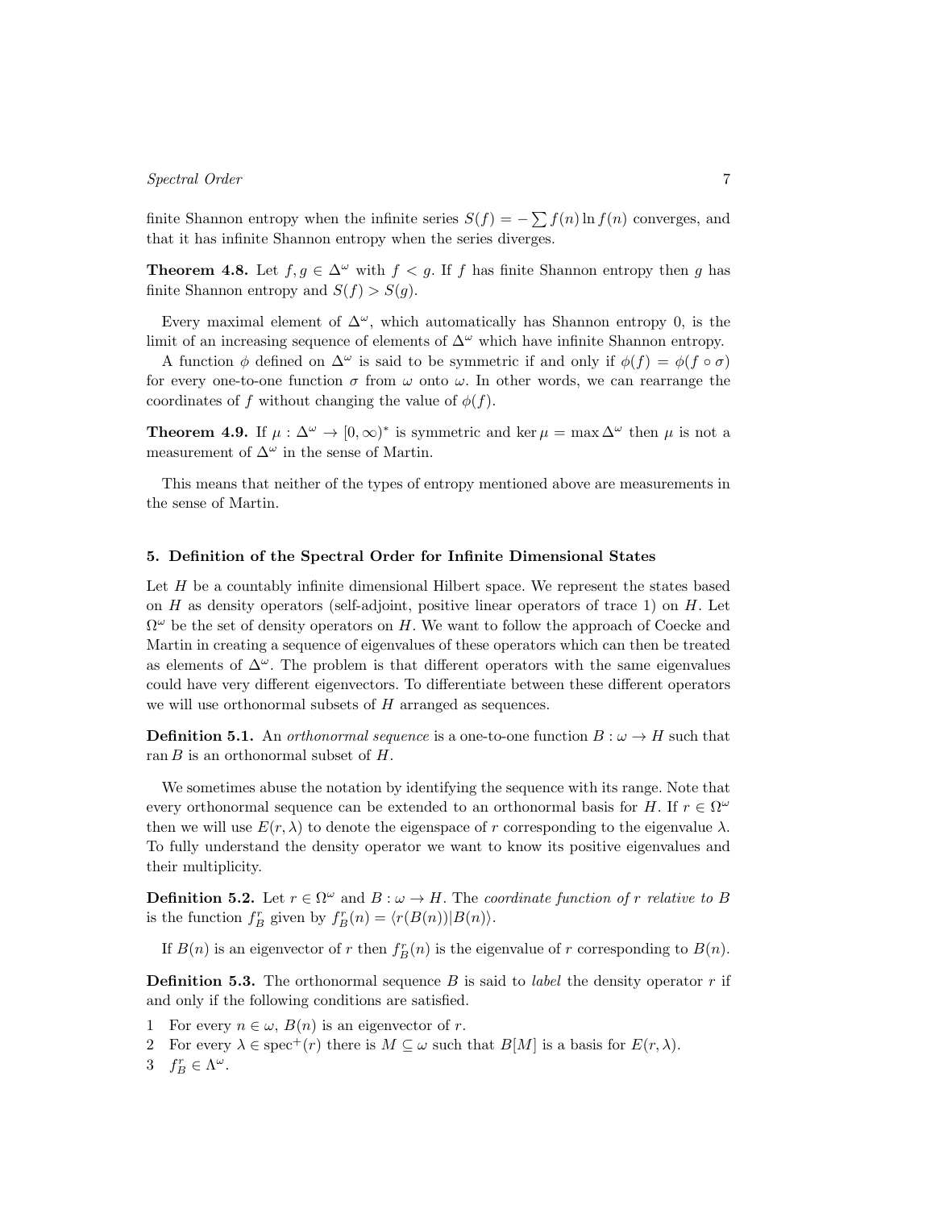finite Shannon entropy when the infinite series $S(f) = -\sum f(n) \ln f(n)$ converges, and that it has infinite Shannon entropy when the series diverges.

**Theorem 4.8.** Let $f, g \in \Delta^\omega$ with $f < g$. If $f$ has finite Shannon entropy then $g$ has finite Shannon entropy and $S(f) > S(g)$.

Every maximal element of $\Delta^\omega$, which automatically has Shannon entropy 0, is the limit of an increasing sequence of elements of $\Delta^\omega$ which have infinite Shannon entropy.

A function $\phi$ defined on $\Delta^\omega$ is said to be symmetric if and only if $\phi(f) = \phi(f \circ \sigma)$ for every one-to-one function $\sigma$ from $\omega$ onto $\omega$. In other words, we can rearrange the coordinates of $f$ without changing the value of $\phi(f)$.

**Theorem 4.9.** If $\mu : \Delta^\omega \to [0, \infty)^*$ is symmetric and $\ker \mu = \max \Delta^\omega$ then $\mu$ is not a measurement of $\Delta^\omega$ in the sense of Martin.

This means that neither of the types of entropy mentioned above are measurements in the sense of Martin.

## 5. Definition of the Spectral Order for Infinite Dimensional States

Let $H$ be a countably infinite dimensional Hilbert space. We represent the states based on $H$ as density operators (self-adjoint, positive linear operators of trace 1) on $H$. Let $\Omega^\omega$ be the set of density operators on $H$. We want to follow the approach of Coecke and Martin in creating a sequence of eigenvalues of these operators which can then be treated as elements of $\Delta^\omega$. The problem is that different operators with the same eigenvalues could have very different eigenvectors. To differentiate between these different operators we will use orthonormal subsets of $H$ arranged as sequences.

**Definition 5.1.** An *orthonormal sequence* is a one-to-one function $B : \omega \to H$ such that $\operatorname{ran} B$ is an orthonormal subset of $H$.

We sometimes abuse the notation by identifying the sequence with its range. Note that every orthonormal sequence can be extended to an orthonormal basis for $H$. If $r \in \Omega^\omega$ then we will use $E(r, \lambda)$ to denote the eigenspace of $r$ corresponding to the eigenvalue $\lambda$. To fully understand the density operator we want to know its positive eigenvalues and their multiplicity.

**Definition 5.2.** Let $r \in \Omega^\omega$ and $B : \omega \to H$. The *coordinate function of $r$ relative to $B$* is the function $f_B^r$ given by $f_B^r(n) = \langle r(B(n)) | B(n) \rangle$.

If $B(n)$ is an eigenvector of $r$ then $f_B^r(n)$ is the eigenvalue of $r$ corresponding to $B(n)$.

**Definition 5.3.** The orthonormal sequence $B$ is said to *label* the density operator $r$ if and only if the following conditions are satisfied.

1 For every $n \in \omega$, $B(n)$ is an eigenvector of $r$.
2 For every $\lambda \in \operatorname{spec}^+(r)$ there is $M \subseteq \omega$ such that $B[M]$ is a basis for $E(r, \lambda)$.
3 $f_B^r \in \Lambda^\omega$.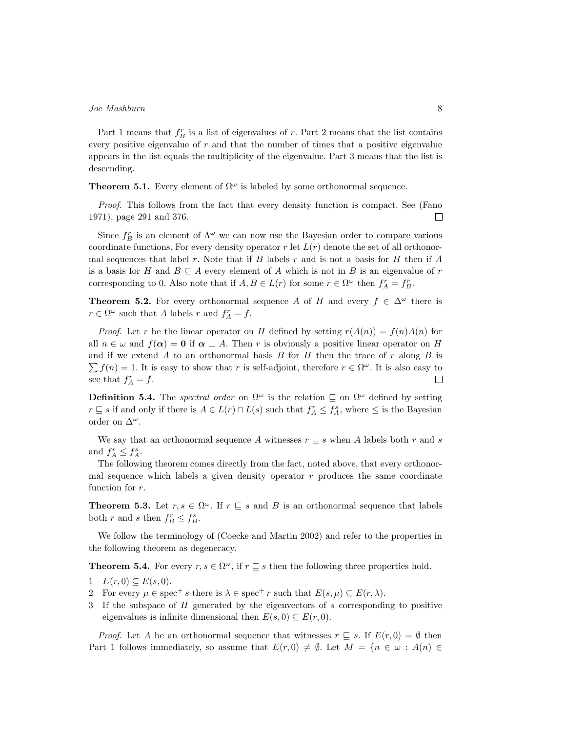Part 1 means that $f_B^r$ is a list of eigenvalues of $r$. Part 2 means that the list contains every positive eigenvalue of $r$ and that the number of times that a positive eigenvalue appears in the list equals the multiplicity of the eigenvalue. Part 3 means that the list is descending.

**Theorem 5.1.** Every element of $\Omega^\omega$ is labeled by some orthonormal sequence.

*Proof.* This follows from the fact that every density function is compact. See (Fano 1971), page 291 and 376. $\square$

Since $f_B^r$ is an element of $\Lambda^\omega$ we can now use the Bayesian order to compare various coordinate functions. For every density operator $r$ let $L(r)$ denote the set of all orthonormal sequences that label $r$. Note that if $B$ labels $r$ and is not a basis for $H$ then if $A$ is a basis for $H$ and $B \subseteq A$ every element of $A$ which is not in $B$ is an eigenvalue of $r$ corresponding to 0. Also note that if $A, B \in L(r)$ for some $r \in \Omega^\omega$ then $f_A^r = f_B^r$.

**Theorem 5.2.** For every orthonormal sequence $A$ of $H$ and every $f \in \Delta^\omega$ there is $r \in \Omega^\omega$ such that $A$ labels $r$ and $f_A^r = f$.

*Proof.* Let $r$ be the linear operator on $H$ defined by setting $r(A(n)) = f(n)A(n)$ for all $n \in \omega$ and $f(\boldsymbol{\alpha}) = \mathbf{0}$ if $\boldsymbol{\alpha} \perp A$. Then $r$ is obviously a positive linear operator on $H$ and if we extend $A$ to an orthonormal basis $B$ for $H$ then the trace of $r$ along $B$ is $\sum f(n) = 1$. It is easy to show that $r$ is self-adjoint, therefore $r \in \Omega^\omega$. It is also easy to see that $f_A^r = f$. $\square$

**Definition 5.4.** The *spectral order* on $\Omega^\omega$ is the relation $\sqsubseteq$ on $\Omega^\omega$ defined by setting $r \sqsubseteq s$ if and only if there is $A \in L(r) \cap L(s)$ such that $f_A^r \leq f_A^s$, where $\leq$ is the Bayesian order on $\Delta^\omega$.

We say that an orthonormal sequence $A$ witnesses $r \sqsubseteq s$ when $A$ labels both $r$ and $s$ and $f_A^r \leq f_A^s$.

The following theorem comes directly from the fact, noted above, that every orthonormal sequence which labels a given density operator $r$ produces the same coordinate function for $r$.

**Theorem 5.3.** Let $r, s \in \Omega^\omega$. If $r \sqsubseteq s$ and $B$ is an orthonormal sequence that labels both $r$ and $s$ then $f_B^r \leq f_B^s$.

We follow the terminology of (Coecke and Martin 2002) and refer to the properties in the following theorem as degeneracy.

**Theorem 5.4.** For every $r, s \in \Omega^\omega$, if $r \sqsubseteq s$ then the following three properties hold.

1. $E(r, 0) \subseteq E(s, 0)$.
2. For every $\mu \in \text{spec}^+ s$ there is $\lambda \in \text{spec}^+ r$ such that $E(s, \mu) \subseteq E(r, \lambda)$.
3. If the subspace of $H$ generated by the eigenvectors of $s$ corresponding to positive eigenvalues is infinite dimensional then $E(s, 0) \subseteq E(r, 0)$.

*Proof.* Let $A$ be an orthonormal sequence that witnesses $r \sqsubseteq s$. If $E(r, 0) = \emptyset$ then Part 1 follows immediately, so assume that $E(r, 0) \neq \emptyset$. Let $M = \{n \in \omega : A(n) \in$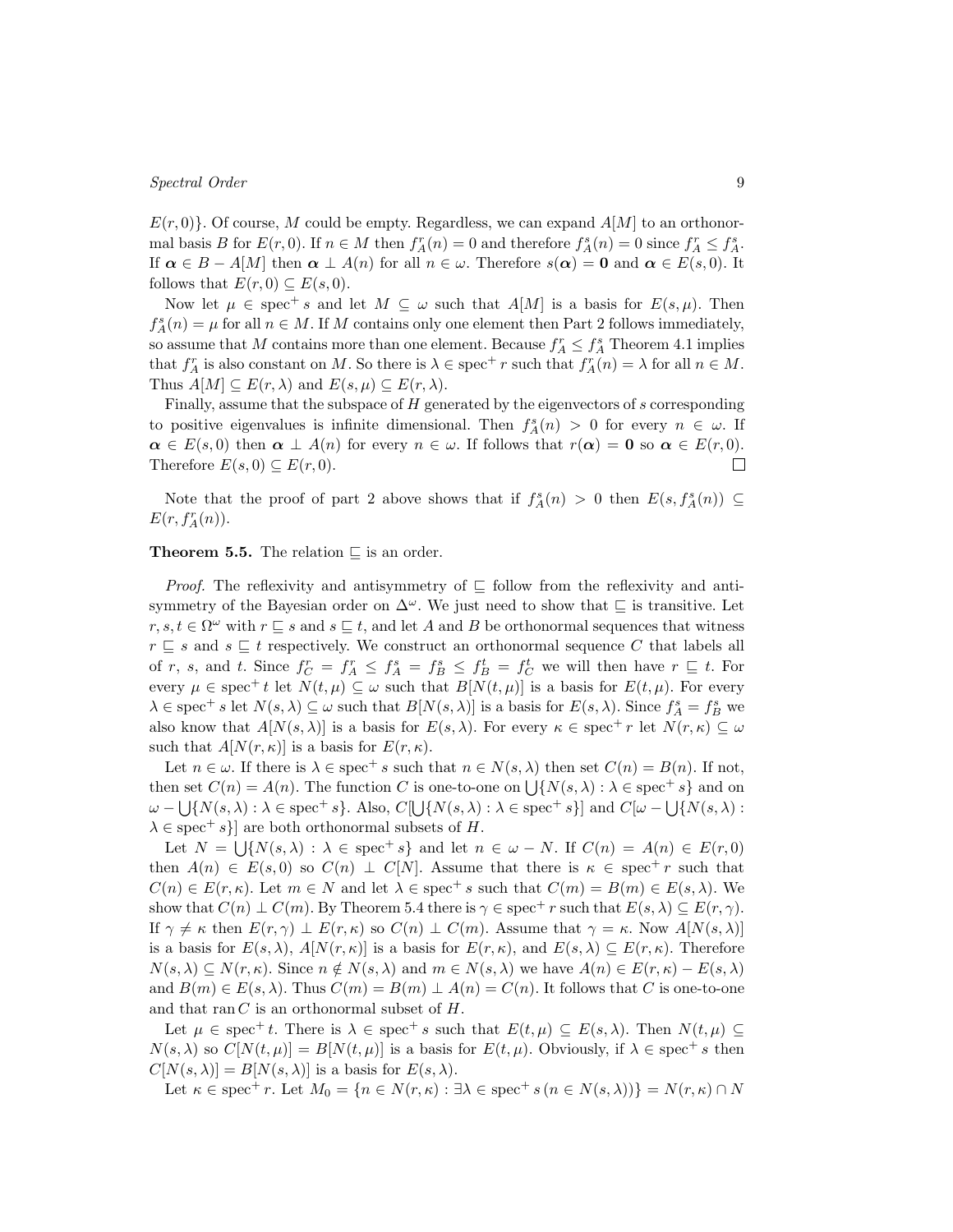$E(r,0)\}$. Of course, $M$ could be empty. Regardless, we can expand $A[M]$ to an orthonormal basis $B$ for $E(r,0)$. If $n \in M$ then $f^r_A(n) = 0$ and therefore $f^s_A(n) = 0$ since $f^r_A \le f^s_A$. If $\boldsymbol{\alpha} \in B - A[M]$ then $\boldsymbol{\alpha} \perp A(n)$ for all $n \in \omega$. Therefore $s(\boldsymbol{\alpha}) = \mathbf{0}$ and $\boldsymbol{\alpha} \in E(s,0)$. It follows that $E(r,0) \subseteq E(s,0)$.

Now let $\mu \in \operatorname{spec}^+ s$ and let $M \subseteq \omega$ such that $A[M]$ is a basis for $E(s,\mu)$. Then $f^s_A(n) = \mu$ for all $n \in M$. If $M$ contains only one element then Part 2 follows immediately, so assume that $M$ contains more than one element. Because $f^r_A \le f^s_A$ Theorem 4.1 implies that $f^r_A$ is also constant on $M$. So there is $\lambda \in \operatorname{spec}^+ r$ such that $f^r_A(n) = \lambda$ for all $n \in M$. Thus $A[M] \subseteq E(r,\lambda)$ and $E(s,\mu) \subseteq E(r,\lambda)$.

Finally, assume that the subspace of $H$ generated by the eigenvectors of $s$ corresponding to positive eigenvalues is infinite dimensional. Then $f^s_A(n) > 0$ for every $n \in \omega$. If $\boldsymbol{\alpha} \in E(s,0)$ then $\boldsymbol{\alpha} \perp A(n)$ for every $n \in \omega$. If follows that $r(\boldsymbol{\alpha}) = \mathbf{0}$ so $\boldsymbol{\alpha} \in E(r,0)$. Therefore $E(s,0) \subseteq E(r,0)$. $\square$

Note that the proof of part 2 above shows that if $f^s_A(n) > 0$ then $E(s, f^s_A(n)) \subseteq E(r, f^r_A(n))$.

**Theorem 5.5.** The relation $\sqsubseteq$ is an order.

*Proof.* The reflexivity and antisymmetry of $\sqsubseteq$ follow from the reflexivity and antisymmetry of the Bayesian order on $\Delta^\omega$. We just need to show that $\sqsubseteq$ is transitive. Let $r, s, t \in \Omega^\omega$ with $r \sqsubseteq s$ and $s \sqsubseteq t$, and let $A$ and $B$ be orthonormal sequences that witness $r \sqsubseteq s$ and $s \sqsubseteq t$ respectively. We construct an orthonormal sequence $C$ that labels all of $r$, $s$, and $t$. Since $f^r_C = f^r_A \le f^s_A = f^s_B \le f^t_B = f^t_C$ we will then have $r \sqsubseteq t$. For every $\mu \in \operatorname{spec}^+ t$ let $N(t,\mu) \subseteq \omega$ such that $B[N(t,\mu)]$ is a basis for $E(t,\mu)$. For every $\lambda \in \operatorname{spec}^+ s$ let $N(s,\lambda) \subseteq \omega$ such that $B[N(s,\lambda)]$ is a basis for $E(s,\lambda)$. Since $f^s_A = f^s_B$ we also know that $A[N(s,\lambda)]$ is a basis for $E(s,\lambda)$. For every $\kappa \in \operatorname{spec}^+ r$ let $N(r,\kappa) \subseteq \omega$ such that $A[N(r,\kappa)]$ is a basis for $E(r,\kappa)$.

Let $n \in \omega$. If there is $\lambda \in \operatorname{spec}^+ s$ such that $n \in N(s,\lambda)$ then set $C(n) = B(n)$. If not, then set $C(n) = A(n)$. The function $C$ is one-to-one on $\bigcup\{N(s,\lambda) : \lambda \in \operatorname{spec}^+ s\}$ and on $\omega - \bigcup\{N(s,\lambda) : \lambda \in \operatorname{spec}^+ s\}$. Also, $C[\bigcup\{N(s,\lambda) : \lambda \in \operatorname{spec}^+ s\}]$ and $C[\omega - \bigcup\{N(s,\lambda) : \lambda \in \operatorname{spec}^+ s\}]$ are both orthonormal subsets of $H$.

Let $N = \bigcup\{N(s,\lambda) : \lambda \in \operatorname{spec}^+ s\}$ and let $n \in \omega - N$. If $C(n) = A(n) \in E(r,0)$ then $A(n) \in E(s,0)$ so $C(n) \perp C[N]$. Assume that there is $\kappa \in \operatorname{spec}^+ r$ such that $C(n) \in E(r,\kappa)$. Let $m \in N$ and let $\lambda \in \operatorname{spec}^+ s$ such that $C(m) = B(m) \in E(s,\lambda)$. We show that $C(n) \perp C(m)$. By Theorem 5.4 there is $\gamma \in \operatorname{spec}^+ r$ such that $E(s,\lambda) \subseteq E(r,\gamma)$. If $\gamma \ne \kappa$ then $E(r,\gamma) \perp E(r,\kappa)$ so $C(n) \perp C(m)$. Assume that $\gamma = \kappa$. Now $A[N(s,\lambda)]$ is a basis for $E(s,\lambda)$, $A[N(r,\kappa)]$ is a basis for $E(r,\kappa)$, and $E(s,\lambda) \subseteq E(r,\kappa)$. Therefore $N(s,\lambda) \subseteq N(r,\kappa)$. Since $n \notin N(s,\lambda)$ and $m \in N(s,\lambda)$ we have $A(n) \in E(r,\kappa) - E(s,\lambda)$ and $B(m) \in E(s,\lambda)$. Thus $C(m) = B(m) \perp A(n) = C(n)$. It follows that $C$ is one-to-one and that $\operatorname{ran} C$ is an orthonormal subset of $H$.

Let $\mu \in \operatorname{spec}^+ t$. There is $\lambda \in \operatorname{spec}^+ s$ such that $E(t,\mu) \subseteq E(s,\lambda)$. Then $N(t,\mu) \subseteq N(s,\lambda)$ so $C[N(t,\mu)] = B[N(t,\mu)]$ is a basis for $E(t,\mu)$. Obviously, if $\lambda \in \operatorname{spec}^+ s$ then $C[N(s,\lambda)] = B[N(s,\lambda)]$ is a basis for $E(s,\lambda)$.

Let $\kappa \in \operatorname{spec}^+ r$. Let $M_0 = \{n \in N(r,\kappa) : \exists \lambda \in \operatorname{spec}^+ s\,(n \in N(s,\lambda))\} = N(r,\kappa) \cap N$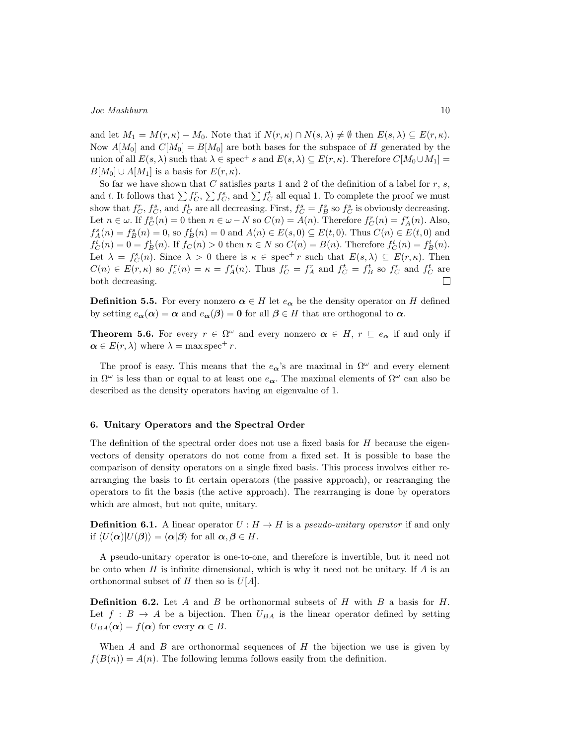and let $M_1 = M(r,\kappa) - M_0$. Note that if $N(r,\kappa) \cap N(s,\lambda) \neq \emptyset$ then $E(s,\lambda) \subseteq E(r,\kappa)$. Now $A[M_0]$ and $C[M_0] = B[M_0]$ are both bases for the subspace of $H$ generated by the union of all $E(s,\lambda)$ such that $\lambda \in \operatorname{spec}^+ s$ and $E(s,\lambda) \subseteq E(r,\kappa)$. Therefore $C[M_0 \cup M_1] = B[M_0] \cup A[M_1]$ is a basis for $E(r,\kappa)$.

So far we have shown that $C$ satisfies parts 1 and 2 of the definition of a label for $r$, $s$, and $t$. It follows that $\sum f^r_C$, $\sum f^s_C$, and $\sum f^t_C$ all equal 1. To complete the proof we must show that $f^r_C$, $f^s_C$, and $f^t_C$ are all decreasing. First, $f^s_C = f^s_B$ so $f^s_C$ is obviously decreasing. Let $n \in \omega$. If $f^s_C(n) = 0$ then $n \in \omega - N$ so $C(n) = A(n)$. Therefore $f^r_C(n) = f^r_A(n)$. Also, $f^s_A(n) = f^s_B(n) = 0$, so $f^t_B(n) = 0$ and $A(n) \in E(s,0) \subseteq E(t,0)$. Thus $C(n) \in E(t,0)$ and $f^t_C(n) = 0 = f^t_B(n)$. If $f_C(n) > 0$ then $n \in N$ so $C(n) = B(n)$. Therefore $f^t_C(n) = f^t_B(n)$. Let $\lambda = f^s_C(n)$. Since $\lambda > 0$ there is $\kappa \in \operatorname{spec}^+ r$ such that $E(s,\lambda) \subseteq E(r,\kappa)$. Then $C(n) \in E(r,\kappa)$ so $f^r_c(n) = \kappa = f^r_A(n)$. Thus $f^r_C = f^r_A$ and $f^t_C = f^t_B$ so $f^r_C$ and $f^t_C$ are both decreasing. $\square$

**Definition 5.5.** For every nonzero $\boldsymbol{\alpha} \in H$ let $e_{\boldsymbol{\alpha}}$ be the density operator on $H$ defined by setting $e_{\boldsymbol{\alpha}}(\boldsymbol{\alpha}) = \boldsymbol{\alpha}$ and $e_{\boldsymbol{\alpha}}(\boldsymbol{\beta}) = \mathbf{0}$ for all $\boldsymbol{\beta} \in H$ that are orthogonal to $\boldsymbol{\alpha}$.

**Theorem 5.6.** For every $r \in \Omega^\omega$ and every nonzero $\boldsymbol{\alpha} \in H$, $r \sqsubseteq e_{\boldsymbol{\alpha}}$ if and only if $\boldsymbol{\alpha} \in E(r,\lambda)$ where $\lambda = \max \operatorname{spec}^+ r$.

The proof is easy. This means that the $e_{\boldsymbol{\alpha}}$'s are maximal in $\Omega^\omega$ and every element in $\Omega^\omega$ is less than or equal to at least one $e_{\boldsymbol{\alpha}}$. The maximal elements of $\Omega^\omega$ can also be described as the density operators having an eigenvalue of 1.

## 6. Unitary Operators and the Spectral Order

The definition of the spectral order does not use a fixed basis for $H$ because the eigenvectors of density operators do not come from a fixed set. It is possible to base the comparison of density operators on a single fixed basis. This process involves either rearranging the basis to fit certain operators (the passive approach), or rearranging the operators to fit the basis (the active approach). The rearranging is done by operators which are almost, but not quite, unitary.

**Definition 6.1.** A linear operator $U : H \to H$ is a *pseudo-unitary operator* if and only if $\langle U(\boldsymbol{\alpha})|U(\boldsymbol{\beta})\rangle = \langle \boldsymbol{\alpha}|\boldsymbol{\beta}\rangle$ for all $\boldsymbol{\alpha}, \boldsymbol{\beta} \in H$.

A pseudo-unitary operator is one-to-one, and therefore is invertible, but it need not be onto when $H$ is infinite dimensional, which is why it need not be unitary. If $A$ is an orthonormal subset of $H$ then so is $U[A]$.

**Definition 6.2.** Let $A$ and $B$ be orthonormal subsets of $H$ with $B$ a basis for $H$. Let $f : B \to A$ be a bijection. Then $U_{BA}$ is the linear operator defined by setting $U_{BA}(\boldsymbol{\alpha}) = f(\boldsymbol{\alpha})$ for every $\boldsymbol{\alpha} \in B$.

When $A$ and $B$ are orthonormal sequences of $H$ the bijection we use is given by $f(B(n)) = A(n)$. The following lemma follows easily from the definition.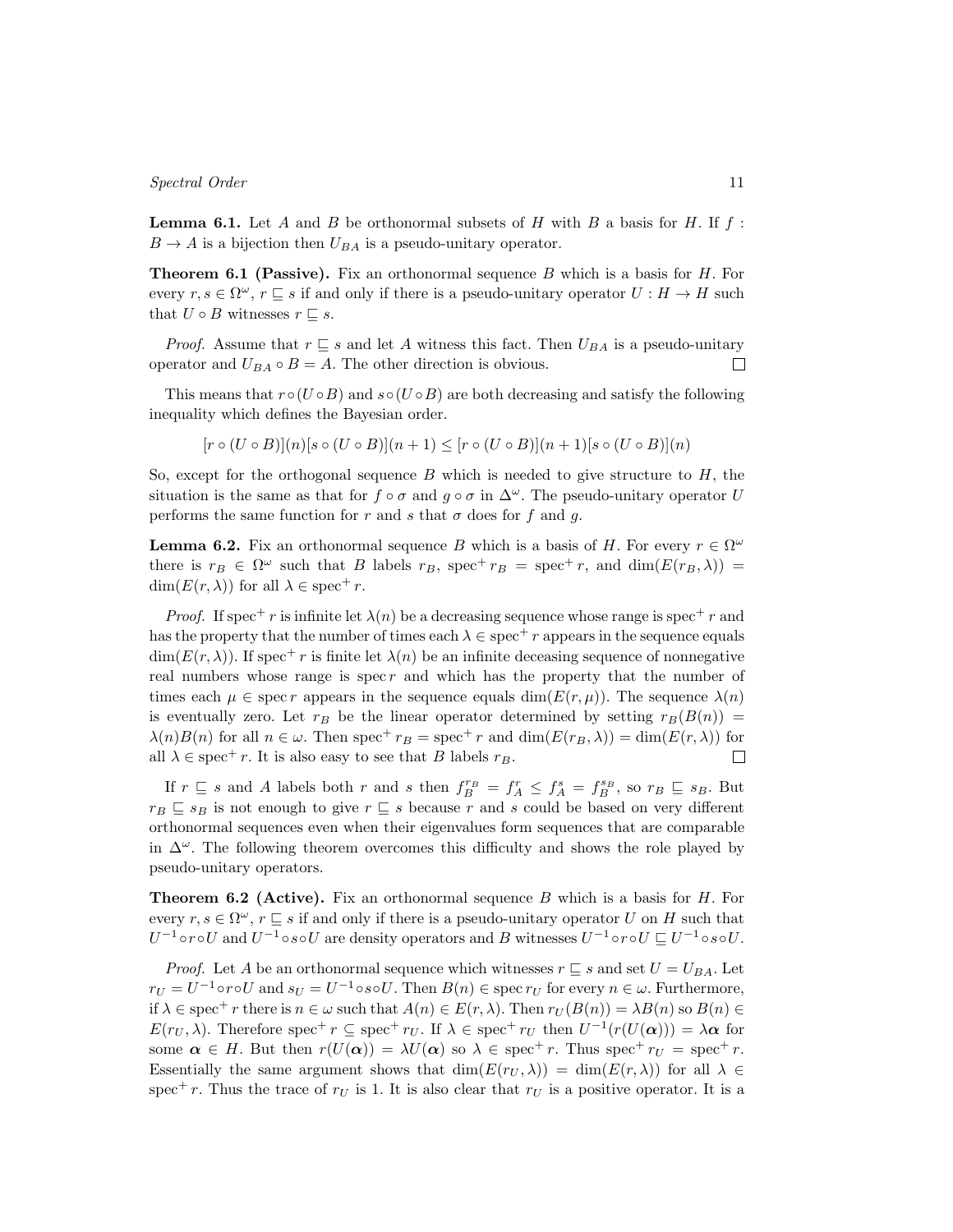**Lemma 6.1.** Let $A$ and $B$ be orthonormal subsets of $H$ with $B$ a basis for $H$. If $f : B \to A$ is a bijection then $U_{BA}$ is a pseudo-unitary operator.

**Theorem 6.1 (Passive).** Fix an orthonormal sequence $B$ which is a basis for $H$. For every $r, s \in \Omega^\omega$, $r \sqsubseteq s$ if and only if there is a pseudo-unitary operator $U : H \to H$ such that $U \circ B$ witnesses $r \sqsubseteq s$.

*Proof.* Assume that $r \sqsubseteq s$ and let $A$ witness this fact. Then $U_{BA}$ is a pseudo-unitary operator and $U_{BA} \circ B = A$. The other direction is obvious. □

This means that $r \circ (U \circ B)$ and $s \circ (U \circ B)$ are both decreasing and satisfy the following inequality which defines the Bayesian order.

$$[r \circ (U \circ B)](n)[s \circ (U \circ B)](n+1) \leq [r \circ (U \circ B)](n+1)[s \circ (U \circ B)](n)$$

So, except for the orthogonal sequence $B$ which is needed to give structure to $H$, the situation is the same as that for $f \circ \sigma$ and $g \circ \sigma$ in $\Delta^\omega$. The pseudo-unitary operator $U$ performs the same function for $r$ and $s$ that $\sigma$ does for $f$ and $g$.

**Lemma 6.2.** Fix an orthonormal sequence $B$ which is a basis of $H$. For every $r \in \Omega^\omega$ there is $r_B \in \Omega^\omega$ such that $B$ labels $r_B$, $\operatorname{spec}^+ r_B = \operatorname{spec}^+ r$, and $\dim(E(r_B, \lambda)) = \dim(E(r, \lambda))$ for all $\lambda \in \operatorname{spec}^+ r$.

*Proof.* If $\operatorname{spec}^+ r$ is infinite let $\lambda(n)$ be a decreasing sequence whose range is $\operatorname{spec}^+ r$ and has the property that the number of times each $\lambda \in \operatorname{spec}^+ r$ appears in the sequence equals $\dim(E(r, \lambda))$. If $\operatorname{spec}^+ r$ is finite let $\lambda(n)$ be an infinite deceasing sequence of nonnegative real numbers whose range is $\operatorname{spec} r$ and which has the property that the number of times each $\mu \in \operatorname{spec} r$ appears in the sequence equals $\dim(E(r, \mu))$. The sequence $\lambda(n)$ is eventually zero. Let $r_B$ be the linear operator determined by setting $r_B(B(n)) = \lambda(n)B(n)$ for all $n \in \omega$. Then $\operatorname{spec}^+ r_B = \operatorname{spec}^+ r$ and $\dim(E(r_B, \lambda)) = \dim(E(r, \lambda))$ for all $\lambda \in \operatorname{spec}^+ r$. It is also easy to see that $B$ labels $r_B$. □

If $r \sqsubseteq s$ and $A$ labels both $r$ and $s$ then $f_B^{r_B} = f_A^r \leq f_A^s = f_B^{s_B}$, so $r_B \sqsubseteq s_B$. But $r_B \sqsubseteq s_B$ is not enough to give $r \sqsubseteq s$ because $r$ and $s$ could be based on very different orthonormal sequences even when their eigenvalues form sequences that are comparable in $\Delta^\omega$. The following theorem overcomes this difficulty and shows the role played by pseudo-unitary operators.

**Theorem 6.2 (Active).** Fix an orthonormal sequence $B$ which is a basis for $H$. For every $r, s \in \Omega^\omega$, $r \sqsubseteq s$ if and only if there is a pseudo-unitary operator $U$ on $H$ such that $U^{-1} \circ r \circ U$ and $U^{-1} \circ s \circ U$ are density operators and $B$ witnesses $U^{-1} \circ r \circ U \sqsubseteq U^{-1} \circ s \circ U$.

*Proof.* Let $A$ be an orthonormal sequence which witnesses $r \sqsubseteq s$ and set $U = U_{BA}$. Let $r_U = U^{-1} \circ r \circ U$ and $s_U = U^{-1} \circ s \circ U$. Then $B(n) \in \operatorname{spec} r_U$ for every $n \in \omega$. Furthermore, if $\lambda \in \operatorname{spec}^+ r$ there is $n \in \omega$ such that $A(n) \in E(r, \lambda)$. Then $r_U(B(n)) = \lambda B(n)$ so $B(n) \in E(r_U, \lambda)$. Therefore $\operatorname{spec}^+ r \subseteq \operatorname{spec}^+ r_U$. If $\lambda \in \operatorname{spec}^+ r_U$ then $U^{-1}(r(U(\boldsymbol{\alpha}))) = \lambda \boldsymbol{\alpha}$ for some $\boldsymbol{\alpha} \in H$. But then $r(U(\boldsymbol{\alpha})) = \lambda U(\boldsymbol{\alpha})$ so $\lambda \in \operatorname{spec}^+ r$. Thus $\operatorname{spec}^+ r_U = \operatorname{spec}^+ r$. Essentially the same argument shows that $\dim(E(r_U, \lambda)) = \dim(E(r, \lambda))$ for all $\lambda \in \operatorname{spec}^+ r$. Thus the trace of $r_U$ is 1. It is also clear that $r_U$ is a positive operator. It is a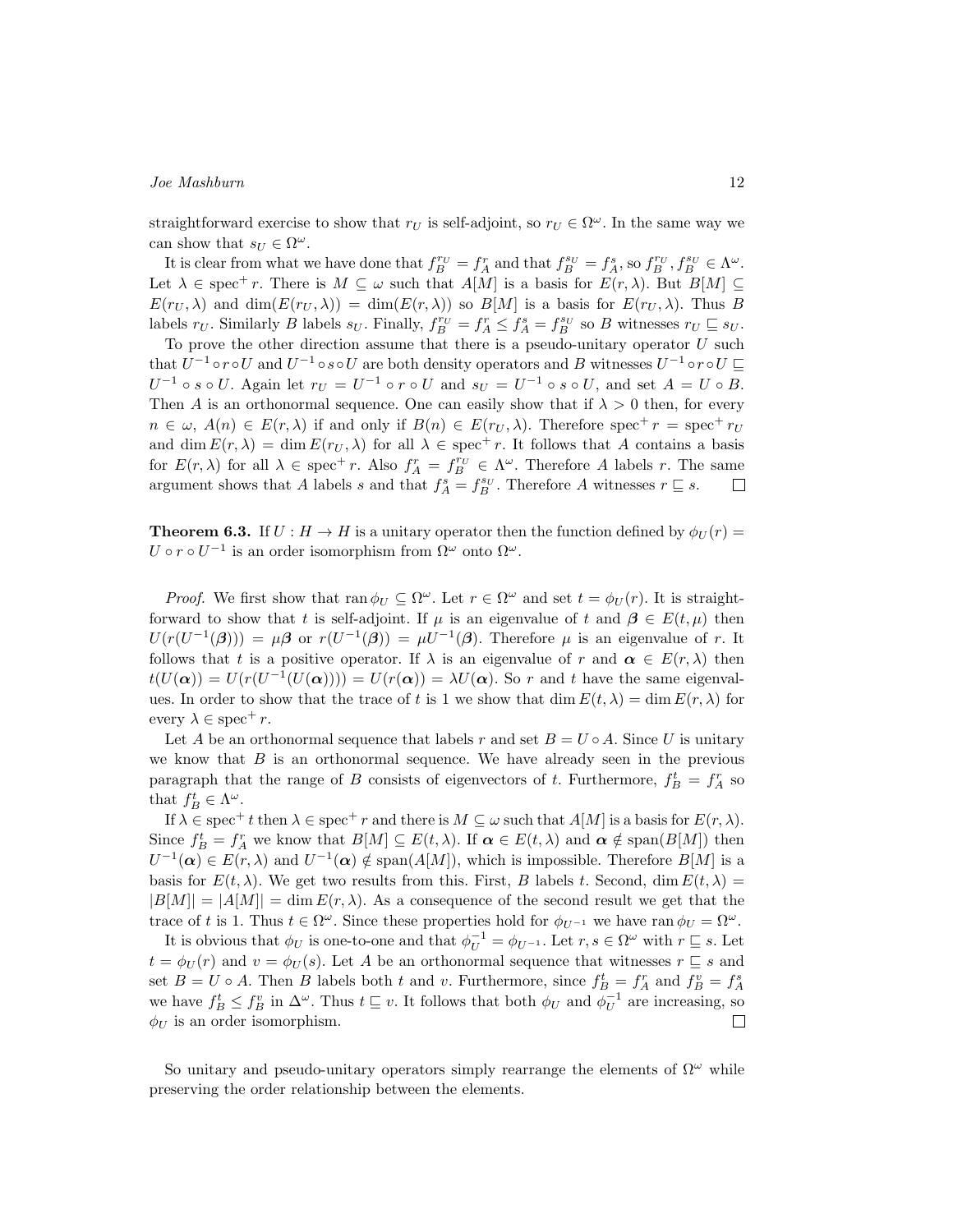straightforward exercise to show that $r_U$ is self-adjoint, so $r_U \in \Omega^\omega$. In the same way we can show that $s_U \in \Omega^\omega$.

It is clear from what we have done that $f_B^{r_U} = f_A^r$ and that $f_B^{s_U} = f_A^s$, so $f_B^{r_U}, f_B^{s_U} \in \Lambda^\omega$. Let $\lambda \in \operatorname{spec}^+ r$. There is $M \subseteq \omega$ such that $A[M]$ is a basis for $E(r, \lambda)$. But $B[M] \subseteq E(r_U, \lambda)$ and $\dim(E(r_U, \lambda)) = \dim(E(r, \lambda))$ so $B[M]$ is a basis for $E(r_U, \lambda)$. Thus $B$ labels $r_U$. Similarly $B$ labels $s_U$. Finally, $f_B^{r_U} = f_A^r \leq f_A^s = f_B^{s_U}$ so $B$ witnesses $r_U \sqsubseteq s_U$.

To prove the other direction assume that there is a pseudo-unitary operator $U$ such that $U^{-1} \circ r \circ U$ and $U^{-1} \circ s \circ U$ are both density operators and $B$ witnesses $U^{-1} \circ r \circ U \sqsubseteq U^{-1} \circ s \circ U$. Again let $r_U = U^{-1} \circ r \circ U$ and $s_U = U^{-1} \circ s \circ U$, and set $A = U \circ B$. Then $A$ is an orthonormal sequence. One can easily show that if $\lambda > 0$ then, for every $n \in \omega$, $A(n) \in E(r, \lambda)$ if and only if $B(n) \in E(r_U, \lambda)$. Therefore $\operatorname{spec}^+ r = \operatorname{spec}^+ r_U$ and $\dim E(r, \lambda) = \dim E(r_U, \lambda)$ for all $\lambda \in \operatorname{spec}^+ r$. It follows that $A$ contains a basis for $E(r, \lambda)$ for all $\lambda \in \operatorname{spec}^+ r$. Also $f_A^r = f_B^{r_U} \in \Lambda^\omega$. Therefore $A$ labels $r$. The same argument shows that $A$ labels $s$ and that $f_A^s = f_B^{s_U}$. Therefore $A$ witnesses $r \sqsubseteq s$. $\square$

**Theorem 6.3.** If $U : H \to H$ is a unitary operator then the function defined by $\phi_U(r) = U \circ r \circ U^{-1}$ is an order isomorphism from $\Omega^\omega$ onto $\Omega^\omega$.

*Proof.* We first show that $\operatorname{ran} \phi_U \subseteq \Omega^\omega$. Let $r \in \Omega^\omega$ and set $t = \phi_U(r)$. It is straightforward to show that $t$ is self-adjoint. If $\mu$ is an eigenvalue of $t$ and $\boldsymbol{\beta} \in E(t, \mu)$ then $U(r(U^{-1}(\boldsymbol{\beta}))) = \mu\boldsymbol{\beta}$ or $r(U^{-1}(\boldsymbol{\beta})) = \mu U^{-1}(\boldsymbol{\beta})$. Therefore $\mu$ is an eigenvalue of $r$. It follows that $t$ is a positive operator. If $\lambda$ is an eigenvalue of $r$ and $\boldsymbol{\alpha} \in E(r, \lambda)$ then $t(U(\boldsymbol{\alpha})) = U(r(U^{-1}(U(\boldsymbol{\alpha})))) = U(r(\boldsymbol{\alpha})) = \lambda U(\boldsymbol{\alpha})$. So $r$ and $t$ have the same eigenvalues. In order to show that the trace of $t$ is 1 we show that $\dim E(t, \lambda) = \dim E(r, \lambda)$ for every $\lambda \in \operatorname{spec}^+ r$.

Let $A$ be an orthonormal sequence that labels $r$ and set $B = U \circ A$. Since $U$ is unitary we know that $B$ is an orthonormal sequence. We have already seen in the previous paragraph that the range of $B$ consists of eigenvectors of $t$. Furthermore, $f_B^t = f_A^r$ so that $f_B^t \in \Lambda^\omega$.

If $\lambda \in \operatorname{spec}^+ t$ then $\lambda \in \operatorname{spec}^+ r$ and there is $M \subseteq \omega$ such that $A[M]$ is a basis for $E(r, \lambda)$. Since $f_B^t = f_A^r$ we know that $B[M] \subseteq E(t, \lambda)$. If $\boldsymbol{\alpha} \in E(t, \lambda)$ and $\boldsymbol{\alpha} \notin \operatorname{span}(B[M])$ then $U^{-1}(\boldsymbol{\alpha}) \in E(r, \lambda)$ and $U^{-1}(\boldsymbol{\alpha}) \notin \operatorname{span}(A[M])$, which is impossible. Therefore $B[M]$ is a basis for $E(t, \lambda)$. We get two results from this. First, $B$ labels $t$. Second, $\dim E(t, \lambda) = |B[M]| = |A[M]| = \dim E(r, \lambda)$. As a consequence of the second result we get that the trace of $t$ is 1. Thus $t \in \Omega^\omega$. Since these properties hold for $\phi_{U^{-1}}$ we have $\operatorname{ran} \phi_U = \Omega^\omega$.

It is obvious that $\phi_U$ is one-to-one and that $\phi_U^{-1} = \phi_{U^{-1}}$. Let $r, s \in \Omega^\omega$ with $r \sqsubseteq s$. Let $t = \phi_U(r)$ and $v = \phi_U(s)$. Let $A$ be an orthonormal sequence that witnesses $r \sqsubseteq s$ and set $B = U \circ A$. Then $B$ labels both $t$ and $v$. Furthermore, since $f_B^t = f_A^r$ and $f_B^v = f_A^s$ we have $f_B^t \leq f_B^v$ in $\Delta^\omega$. Thus $t \sqsubseteq v$. It follows that both $\phi_U$ and $\phi_U^{-1}$ are increasing, so $\phi_U$ is an order isomorphism. $\square$

So unitary and pseudo-unitary operators simply rearrange the elements of $\Omega^\omega$ while preserving the order relationship between the elements.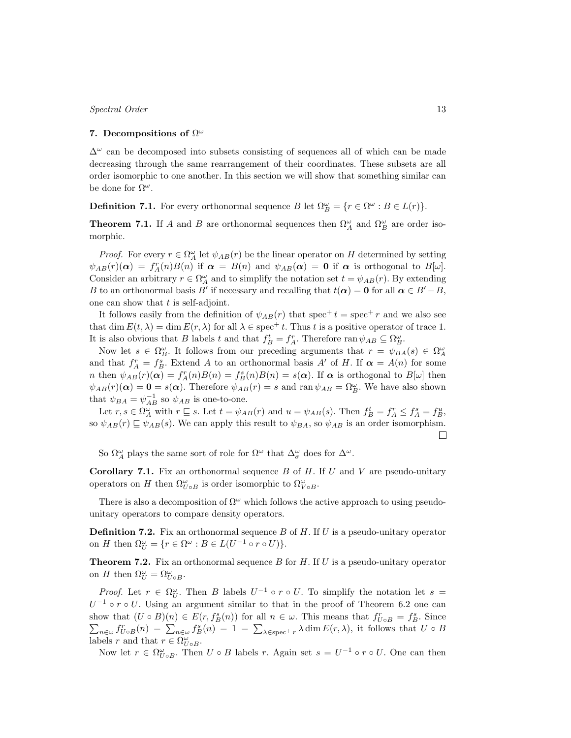## 7. Decompositions of $\Omega^\omega$

$\Delta^\omega$ can be decomposed into subsets consisting of sequences all of which can be made decreasing through the same rearrangement of their coordinates. These subsets are all order isomorphic to one another. In this section we will show that something similar can be done for $\Omega^\omega$.

**Definition 7.1.** For every orthonormal sequence $B$ let $\Omega^\omega_B = \{r \in \Omega^\omega : B \in L(r)\}$.

**Theorem 7.1.** If $A$ and $B$ are orthonormal sequences then $\Omega^\omega_A$ and $\Omega^\omega_B$ are order isomorphic.

*Proof.* For every $r \in \Omega^\omega_A$ let $\psi_{AB}(r)$ be the linear operator on $H$ determined by setting $\psi_{AB}(r)(\boldsymbol{\alpha}) = f^r_A(n)B(n)$ if $\boldsymbol{\alpha} = B(n)$ and $\psi_{AB}(\boldsymbol{\alpha}) = \mathbf{0}$ if $\boldsymbol{\alpha}$ is orthogonal to $B[\omega]$. Consider an arbitrary $r \in \Omega^\omega_A$ and to simplify the notation set $t = \psi_{AB}(r)$. By extending $B$ to an orthonormal basis $B'$ if necessary and recalling that $t(\boldsymbol{\alpha}) = \mathbf{0}$ for all $\boldsymbol{\alpha} \in B' - B$, one can show that $t$ is self-adjoint.

It follows easily from the definition of $\psi_{AB}(r)$ that $\operatorname{spec}^+ t = \operatorname{spec}^+ r$ and we also see that $\dim E(t,\lambda) = \dim E(r,\lambda)$ for all $\lambda \in \operatorname{spec}^+ t$. Thus $t$ is a positive operator of trace 1. It is also obvious that $B$ labels $t$ and that $f^t_B = f^r_A$. Therefore $\operatorname{ran}\psi_{AB} \subseteq \Omega^\omega_B$.

Now let $s \in \Omega^\omega_B$. It follows from our preceding arguments that $r = \psi_{BA}(s) \in \Omega^\omega_A$ and that $f^r_A = f^s_B$. Extend $A$ to an orthonormal basis $A'$ of $H$. If $\boldsymbol{\alpha} = A(n)$ for some $n$ then $\psi_{AB}(r)(\boldsymbol{\alpha}) = f^r_A(n)B(n) = f^s_B(n)B(n) = s(\boldsymbol{\alpha})$. If $\boldsymbol{\alpha}$ is orthogonal to $B[\omega]$ then $\psi_{AB}(r)(\boldsymbol{\alpha}) = \mathbf{0} = s(\boldsymbol{\alpha})$. Therefore $\psi_{AB}(r) = s$ and $\operatorname{ran}\psi_{AB} = \Omega^\omega_B$. We have also shown that $\psi_{BA} = \psi^{-1}_{AB}$ so $\psi_{AB}$ is one-to-one.

Let $r, s \in \Omega^\omega_A$ with $r \sqsubseteq s$. Let $t = \psi_{AB}(r)$ and $u = \psi_{AB}(s)$. Then $f^t_B = f^r_A \leq f^s_A = f^u_B$, so $\psi_{AB}(r) \sqsubseteq \psi_{AB}(s)$. We can apply this result to $\psi_{BA}$, so $\psi_{AB}$ is an order isomorphism. $\square$

So $\Omega^\omega_A$ plays the same sort of role for $\Omega^\omega$ that $\Delta^\omega_\sigma$ does for $\Delta^\omega$.

**Corollary 7.1.** Fix an orthonormal sequence $B$ of $H$. If $U$ and $V$ are pseudo-unitary operators on $H$ then $\Omega^\omega_{U\circ B}$ is order isomorphic to $\Omega^\omega_{V\circ B}$.

There is also a decomposition of $\Omega^\omega$ which follows the active approach to using pseudo-unitary operators to compare density operators.

**Definition 7.2.** Fix an orthonormal sequence $B$ of $H$. If $U$ is a pseudo-unitary operator on $H$ then $\Omega^\omega_U = \{r \in \Omega^\omega : B \in L(U^{-1} \circ r \circ U)\}$.

**Theorem 7.2.** Fix an orthonormal sequence $B$ for $H$. If $U$ is a pseudo-unitary operator on $H$ then $\Omega^\omega_U = \Omega^\omega_{U\circ B}$.

*Proof.* Let $r \in \Omega^\omega_U$. Then $B$ labels $U^{-1} \circ r \circ U$. To simplify the notation let $s = U^{-1} \circ r \circ U$. Using an argument similar to that in the proof of Theorem 6.2 one can show that $(U \circ B)(n) \in E(r, f^s_B(n))$ for all $n \in \omega$. This means that $f^r_{U\circ B} = f^s_B$. Since $\sum_{n\in\omega} f^r_{U\circ B}(n) = \sum_{n\in\omega} f^s_B(n) = 1 = \sum_{\lambda\in\operatorname{spec}^+ r} \lambda \dim E(r,\lambda)$, it follows that $U \circ B$ labels $r$ and that $r \in \Omega^\omega_{U\circ B}$.

Now let $r \in \Omega^\omega_{U\circ B}$. Then $U \circ B$ labels $r$. Again set $s = U^{-1} \circ r \circ U$. One can then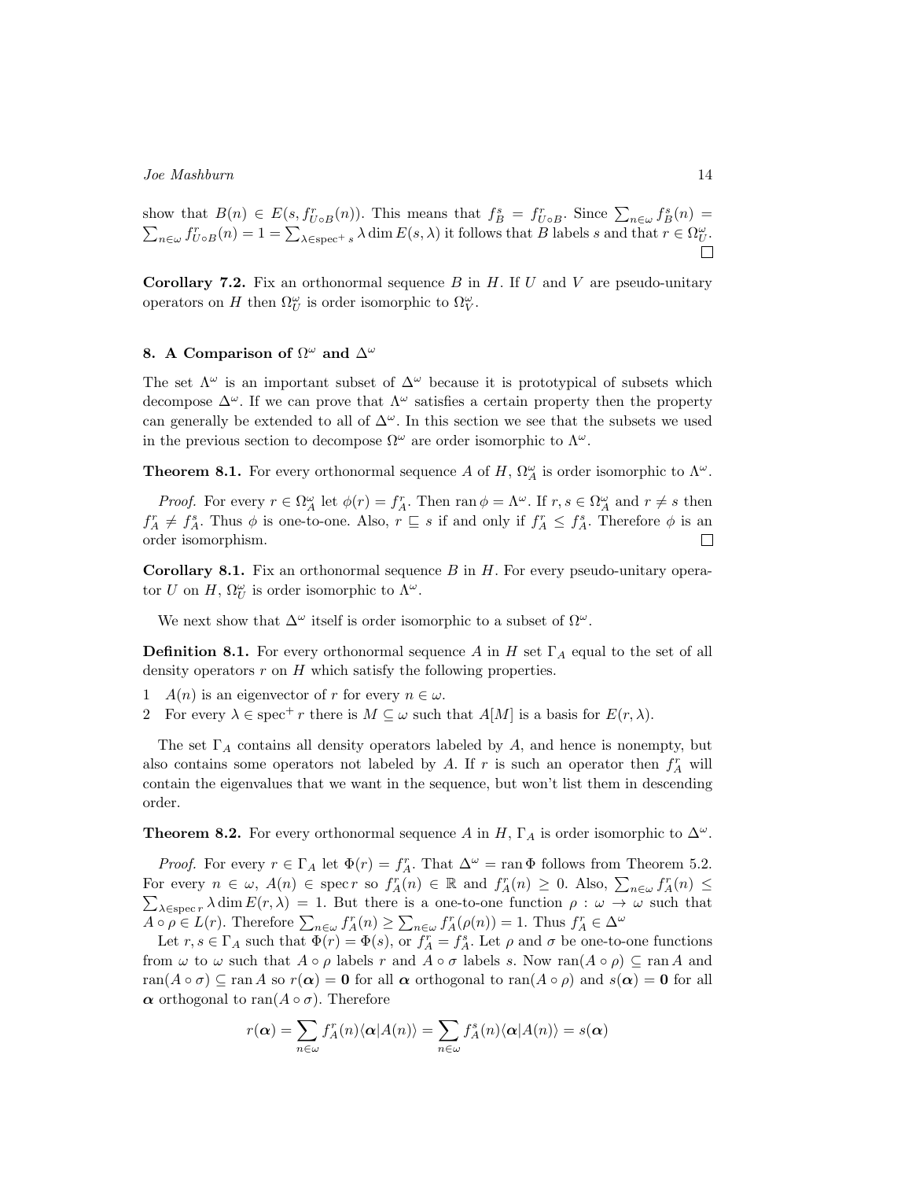show that $B(n) \in E(s, f^r_{U\circ B}(n))$. This means that $f^s_B = f^r_{U\circ B}$. Since $\sum_{n\in\omega} f^s_B(n) = \sum_{n\in\omega} f^r_{U\circ B}(n) = 1 = \sum_{\lambda\in\operatorname{spec}^+ s} \lambda \dim E(s,\lambda)$ it follows that $B$ labels $s$ and that $r \in \Omega^\omega_U$. $\square$

**Corollary 7.2.** Fix an orthonormal sequence $B$ in $H$. If $U$ and $V$ are pseudo-unitary operators on $H$ then $\Omega^\omega_U$ is order isomorphic to $\Omega^\omega_V$.

## 8. A Comparison of $\Omega^\omega$ and $\Delta^\omega$

The set $\Lambda^\omega$ is an important subset of $\Delta^\omega$ because it is prototypical of subsets which decompose $\Delta^\omega$. If we can prove that $\Lambda^\omega$ satisfies a certain property then the property can generally be extended to all of $\Delta^\omega$. In this section we see that the subsets we used in the previous section to decompose $\Omega^\omega$ are order isomorphic to $\Lambda^\omega$.

**Theorem 8.1.** For every orthonormal sequence $A$ of $H$, $\Omega^\omega_A$ is order isomorphic to $\Lambda^\omega$.

*Proof.* For every $r \in \Omega^\omega_A$ let $\phi(r) = f^r_A$. Then $\operatorname{ran}\phi = \Lambda^\omega$. If $r, s \in \Omega^\omega_A$ and $r \neq s$ then $f^r_A \neq f^s_A$. Thus $\phi$ is one-to-one. Also, $r \sqsubseteq s$ if and only if $f^r_A \leq f^s_A$. Therefore $\phi$ is an order isomorphism. $\square$

**Corollary 8.1.** Fix an orthonormal sequence $B$ in $H$. For every pseudo-unitary operator $U$ on $H$, $\Omega^\omega_U$ is order isomorphic to $\Lambda^\omega$.

We next show that $\Delta^\omega$ itself is order isomorphic to a subset of $\Omega^\omega$.

**Definition 8.1.** For every orthonormal sequence $A$ in $H$ set $\Gamma_A$ equal to the set of all density operators $r$ on $H$ which satisfy the following properties.

1 $A(n)$ is an eigenvector of $r$ for every $n \in \omega$.
2 For every $\lambda \in \operatorname{spec}^+ r$ there is $M \subseteq \omega$ such that $A[M]$ is a basis for $E(r, \lambda)$.

The set $\Gamma_A$ contains all density operators labeled by $A$, and hence is nonempty, but also contains some operators not labeled by $A$. If $r$ is such an operator then $f^r_A$ will contain the eigenvalues that we want in the sequence, but won't list them in descending order.

**Theorem 8.2.** For every orthonormal sequence $A$ in $H$, $\Gamma_A$ is order isomorphic to $\Delta^\omega$.

*Proof.* For every $r \in \Gamma_A$ let $\Phi(r) = f^r_A$. That $\Delta^\omega = \operatorname{ran}\Phi$ follows from Theorem 5.2. For every $n \in \omega$, $A(n) \in \operatorname{spec} r$ so $f^r_A(n) \in \mathbb{R}$ and $f^r_A(n) \geq 0$. Also, $\sum_{n\in\omega} f^r_A(n) \leq \sum_{\lambda\in\operatorname{spec} r} \lambda \dim E(r,\lambda) = 1$. But there is a one-to-one function $\rho : \omega \to \omega$ such that $A \circ \rho \in L(r)$. Therefore $\sum_{n\in\omega} f^r_A(n) \geq \sum_{n\in\omega} f^r_A(\rho(n)) = 1$. Thus $f^r_A \in \Delta^\omega$

Let $r, s \in \Gamma_A$ such that $\Phi(r) = \Phi(s)$, or $f^r_A = f^s_A$. Let $\rho$ and $\sigma$ be one-to-one functions from $\omega$ to $\omega$ such that $A \circ \rho$ labels $r$ and $A \circ \sigma$ labels $s$. Now $\operatorname{ran}(A \circ \rho) \subseteq \operatorname{ran} A$ and $\operatorname{ran}(A \circ \sigma) \subseteq \operatorname{ran} A$ so $r(\boldsymbol{\alpha}) = \mathbf{0}$ for all $\boldsymbol{\alpha}$ orthogonal to $\operatorname{ran}(A \circ \rho)$ and $s(\boldsymbol{\alpha}) = \mathbf{0}$ for all $\boldsymbol{\alpha}$ orthogonal to $\operatorname{ran}(A \circ \sigma)$. Therefore

$$r(\boldsymbol{\alpha}) = \sum_{n\in\omega} f^r_A(n)\langle \boldsymbol{\alpha} | A(n)\rangle = \sum_{n\in\omega} f^s_A(n)\langle \boldsymbol{\alpha} | A(n)\rangle = s(\boldsymbol{\alpha})$$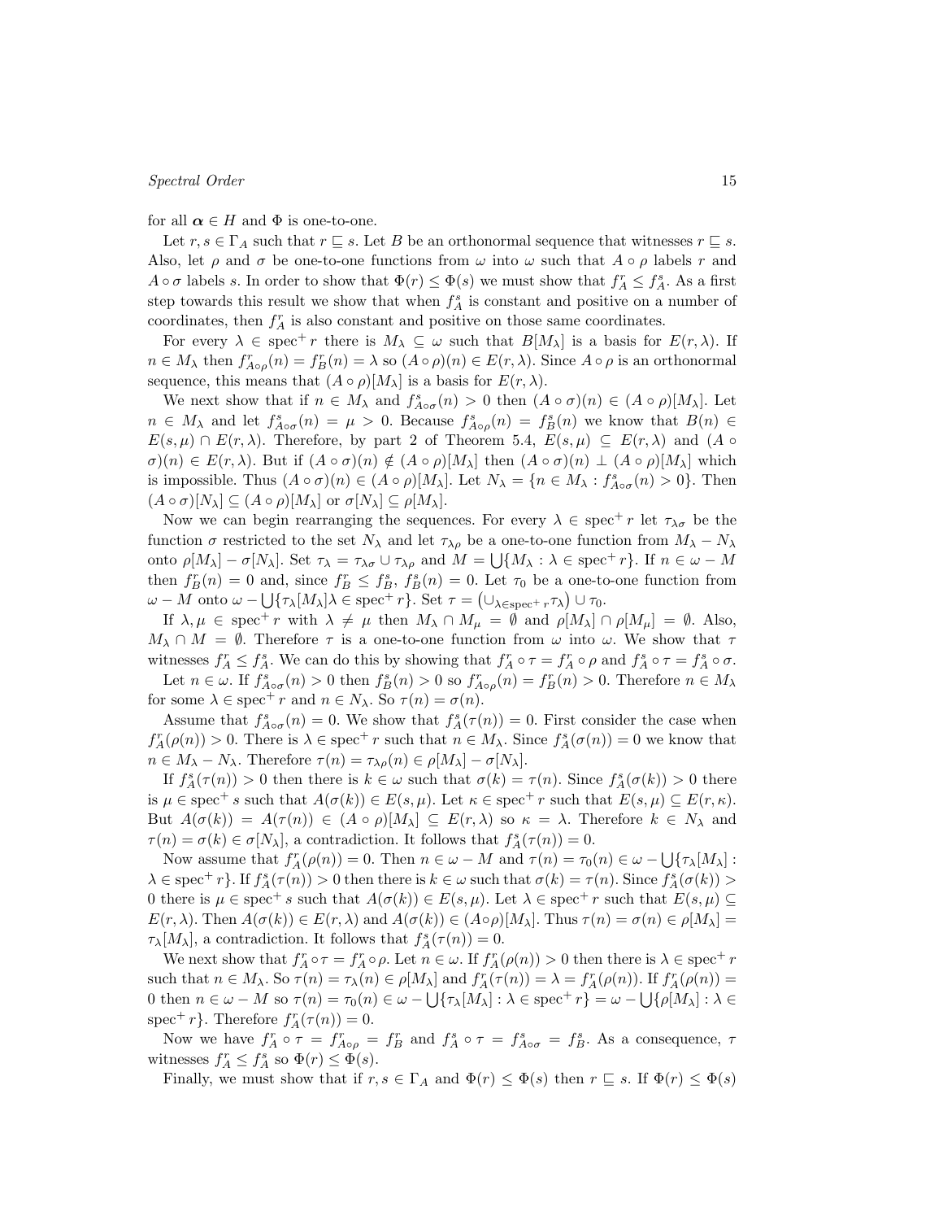for all $\boldsymbol{\alpha} \in H$ and $\Phi$ is one-to-one.

Let $r, s \in \Gamma_A$ such that $r \sqsubseteq s$. Let $B$ be an orthonormal sequence that witnesses $r \sqsubseteq s$. Also, let $\rho$ and $\sigma$ be one-to-one functions from $\omega$ into $\omega$ such that $A \circ \rho$ labels $r$ and $A \circ \sigma$ labels $s$. In order to show that $\Phi(r) \leq \Phi(s)$ we must show that $f^r_A \leq f^s_A$. As a first step towards this result we show that when $f^s_A$ is constant and positive on a number of coordinates, then $f^r_A$ is also constant and positive on those same coordinates.

For every $\lambda \in \operatorname{spec}^+ r$ there is $M_\lambda \subseteq \omega$ such that $B[M_\lambda]$ is a basis for $E(r, \lambda)$. If $n \in M_\lambda$ then $f^r_{A\circ\rho}(n) = f^r_B(n) = \lambda$ so $(A \circ \rho)(n) \in E(r, \lambda)$. Since $A \circ \rho$ is an orthonormal sequence, this means that $(A \circ \rho)[M_\lambda]$ is a basis for $E(r, \lambda)$.

We next show that if $n \in M_\lambda$ and $f^s_{A\circ\sigma}(n) > 0$ then $(A \circ \sigma)(n) \in (A \circ \rho)[M_\lambda]$. Let $n \in M_\lambda$ and let $f^s_{A\circ\sigma}(n) = \mu > 0$. Because $f^s_{A\circ\rho}(n) = f^s_B(n)$ we know that $B(n) \in E(s, \mu) \cap E(r, \lambda)$. Therefore, by part 2 of Theorem 5.4, $E(s, \mu) \subseteq E(r, \lambda)$ and $(A \circ \sigma)(n) \in E(r, \lambda)$. But if $(A \circ \sigma)(n) \notin (A \circ \rho)[M_\lambda]$ then $(A \circ \sigma)(n) \perp (A \circ \rho)[M_\lambda]$ which is impossible. Thus $(A \circ \sigma)(n) \in (A \circ \rho)[M_\lambda]$. Let $N_\lambda = \{n \in M_\lambda : f^s_{A\circ\sigma}(n) > 0\}$. Then $(A \circ \sigma)[N_\lambda] \subseteq (A \circ \rho)[M_\lambda]$ or $\sigma[N_\lambda] \subseteq \rho[M_\lambda]$.

Now we can begin rearranging the sequences. For every $\lambda \in \operatorname{spec}^+ r$ let $\tau_{\lambda\sigma}$ be the function $\sigma$ restricted to the set $N_\lambda$ and let $\tau_{\lambda\rho}$ be a one-to-one function from $M_\lambda - N_\lambda$ onto $\rho[M_\lambda] - \sigma[N_\lambda]$. Set $\tau_\lambda = \tau_{\lambda\sigma} \cup \tau_{\lambda\rho}$ and $M = \bigcup\{M_\lambda : \lambda \in \operatorname{spec}^+ r\}$. If $n \in \omega - M$ then $f^r_B(n) = 0$ and, since $f^r_B \leq f^s_B$, $f^s_B(n) = 0$. Let $\tau_0$ be a one-to-one function from $\omega - M$ onto $\omega - \bigcup\{\tau_\lambda[M_\lambda]\lambda \in \operatorname{spec}^+ r\}$. Set $\tau = \left(\cup_{\lambda\in\operatorname{spec}^+ r}\tau_\lambda\right) \cup \tau_0$.

If $\lambda, \mu \in \operatorname{spec}^+ r$ with $\lambda \neq \mu$ then $M_\lambda \cap M_\mu = \emptyset$ and $\rho[M_\lambda] \cap \rho[M_\mu] = \emptyset$. Also, $M_\lambda \cap M = \emptyset$. Therefore $\tau$ is a one-to-one function from $\omega$ into $\omega$. We show that $\tau$ witnesses $f^r_A \leq f^s_A$. We can do this by showing that $f^r_A \circ \tau = f^r_A \circ \rho$ and $f^s_A \circ \tau = f^s_A \circ \sigma$.

Let $n \in \omega$. If $f^s_{A\circ\sigma}(n) > 0$ then $f^s_B(n) > 0$ so $f^r_{A\circ\rho}(n) = f^r_B(n) > 0$. Therefore $n \in M_\lambda$ for some $\lambda \in \operatorname{spec}^+ r$ and $n \in N_\lambda$. So $\tau(n) = \sigma(n)$.

Assume that $f^s_{A\circ\sigma}(n) = 0$. We show that $f^s_A(\tau(n)) = 0$. First consider the case when $f^r_A(\rho(n)) > 0$. There is $\lambda \in \operatorname{spec}^+ r$ such that $n \in M_\lambda$. Since $f^s_A(\sigma(n)) = 0$ we know that $n \in M_\lambda - N_\lambda$. Therefore $\tau(n) = \tau_{\lambda\rho}(n) \in \rho[M_\lambda] - \sigma[N_\lambda]$.

If $f^s_A(\tau(n)) > 0$ then there is $k \in \omega$ such that $\sigma(k) = \tau(n)$. Since $f^s_A(\sigma(k)) > 0$ there is $\mu \in \operatorname{spec}^+ s$ such that $A(\sigma(k)) \in E(s, \mu)$. Let $\kappa \in \operatorname{spec}^+ r$ such that $E(s, \mu) \subseteq E(r, \kappa)$. But $A(\sigma(k)) = A(\tau(n)) \in (A \circ \rho)[M_\lambda] \subseteq E(r, \lambda)$ so $\kappa = \lambda$. Therefore $k \in N_\lambda$ and $\tau(n) = \sigma(k) \in \sigma[N_\lambda]$, a contradiction. It follows that $f^s_A(\tau(n)) = 0$.

Now assume that $f^r_A(\rho(n)) = 0$. Then $n \in \omega - M$ and $\tau(n) = \tau_0(n) \in \omega - \bigcup\{\tau_\lambda[M_\lambda] : \lambda \in \operatorname{spec}^+ r\}$. If $f^s_A(\tau(n)) > 0$ then there is $k \in \omega$ such that $\sigma(k) = \tau(n)$. Since $f^s_A(\sigma(k)) > 0$ there is $\mu \in \operatorname{spec}^+ s$ such that $A(\sigma(k)) \in E(s, \mu)$. Let $\lambda \in \operatorname{spec}^+ r$ such that $E(s, \mu) \subseteq E(r, \lambda)$. Then $A(\sigma(k)) \in E(r, \lambda)$ and $A(\sigma(k)) \in (A\circ\rho)[M_\lambda]$. Thus $\tau(n) = \sigma(n) \in \rho[M_\lambda] = \tau_\lambda[M_\lambda]$, a contradiction. It follows that $f^s_A(\tau(n)) = 0$.

We next show that $f^r_A \circ \tau = f^r_A \circ \rho$. Let $n \in \omega$. If $f^r_A(\rho(n)) > 0$ then there is $\lambda \in \operatorname{spec}^+ r$ such that $n \in M_\lambda$. So $\tau(n) = \tau_\lambda(n) \in \rho[M_\lambda]$ and $f^r_A(\tau(n)) = \lambda = f^r_A(\rho(n))$. If $f^r_A(\rho(n)) = 0$ then $n \in \omega - M$ so $\tau(n) = \tau_0(n) \in \omega - \bigcup\{\tau_\lambda[M_\lambda] : \lambda \in \operatorname{spec}^+ r\} = \omega - \bigcup\{\rho[M_\lambda] : \lambda \in \operatorname{spec}^+ r\}$. Therefore $f^r_A(\tau(n)) = 0$.

Now we have $f^r_A \circ \tau = f^r_{A\circ\rho} = f^r_B$ and $f^s_A \circ \tau = f^s_{A\circ\sigma} = f^s_B$. As a consequence, $\tau$ witnesses $f^r_A \leq f^s_A$ so $\Phi(r) \leq \Phi(s)$.

Finally, we must show that if $r, s \in \Gamma_A$ and $\Phi(r) \leq \Phi(s)$ then $r \sqsubseteq s$. If $\Phi(r) \leq \Phi(s)$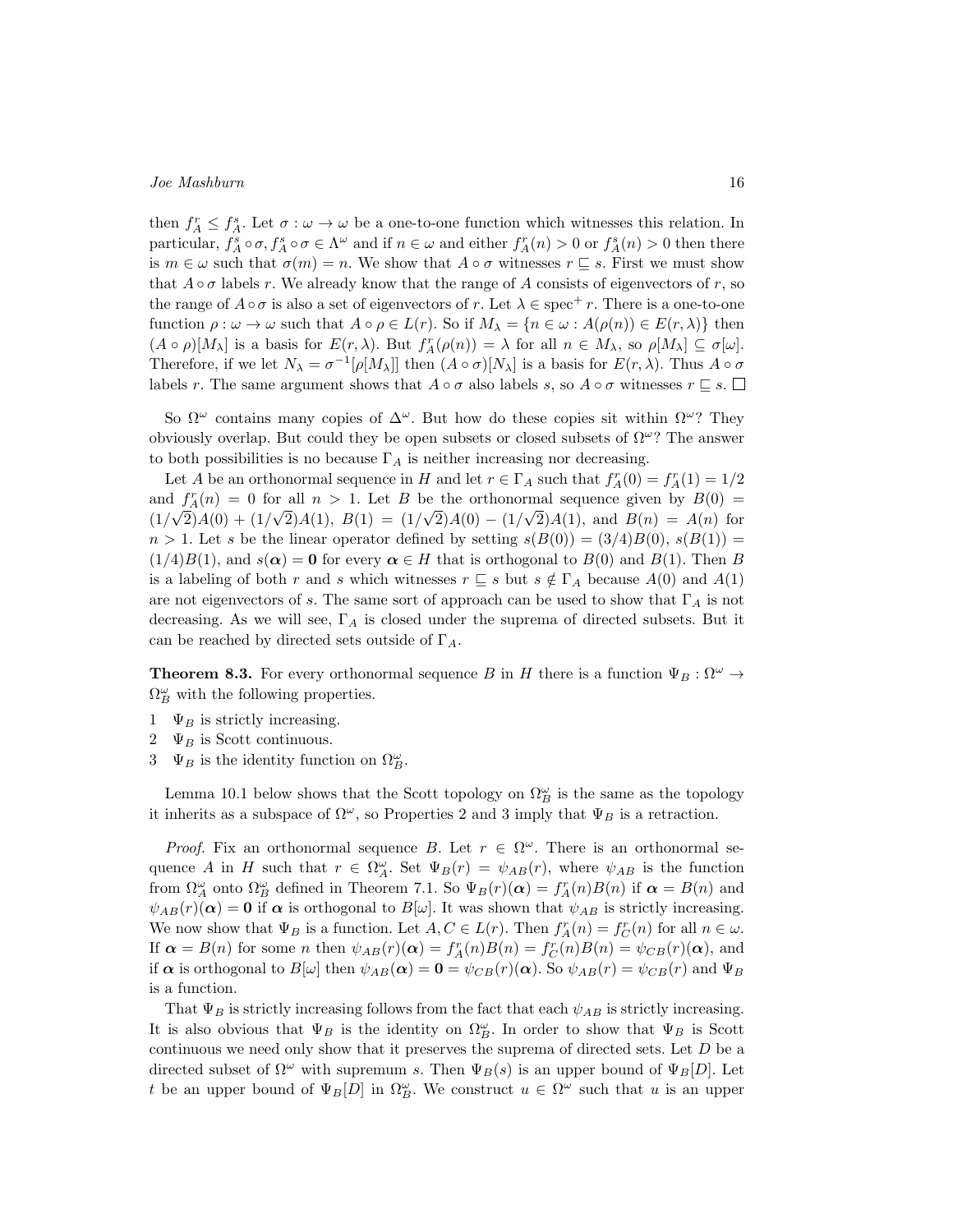then $f^r_A \leq f^s_A$. Let $\sigma : \omega \to \omega$ be a one-to-one function which witnesses this relation. In particular, $f^s_A \circ \sigma, f^s_A \circ \sigma \in \Lambda^\omega$ and if $n \in \omega$ and either $f^r_A(n) > 0$ or $f^s_A(n) > 0$ then there is $m \in \omega$ such that $\sigma(m) = n$. We show that $A \circ \sigma$ witnesses $r \sqsubseteq s$. First we must show that $A \circ \sigma$ labels $r$. We already know that the range of $A$ consists of eigenvectors of $r$, so the range of $A \circ \sigma$ is also a set of eigenvectors of $r$. Let $\lambda \in \operatorname{spec}^+ r$. There is a one-to-one function $\rho : \omega \to \omega$ such that $A \circ \rho \in L(r)$. So if $M_\lambda = \{n \in \omega : A(\rho(n)) \in E(r, \lambda)\}$ then $(A \circ \rho)[M_\lambda]$ is a basis for $E(r, \lambda)$. But $f^r_A(\rho(n)) = \lambda$ for all $n \in M_\lambda$, so $\rho[M_\lambda] \subseteq \sigma[\omega]$. Therefore, if we let $N_\lambda = \sigma^{-1}[\rho[M_\lambda]]$ then $(A \circ \sigma)[N_\lambda]$ is a basis for $E(r, \lambda)$. Thus $A \circ \sigma$ labels $r$. The same argument shows that $A \circ \sigma$ also labels $s$, so $A \circ \sigma$ witnesses $r \sqsubseteq s$. □

So $\Omega^\omega$ contains many copies of $\Delta^\omega$. But how do these copies sit within $\Omega^\omega$? They obviously overlap. But could they be open subsets or closed subsets of $\Omega^\omega$? The answer to both possibilities is no because $\Gamma_A$ is neither increasing nor decreasing.

Let $A$ be an orthonormal sequence in $H$ and let $r \in \Gamma_A$ such that $f^r_A(0) = f^r_A(1) = 1/2$ and $f^r_A(n) = 0$ for all $n > 1$. Let $B$ be the orthonormal sequence given by $B(0) = (1/\sqrt{2})A(0) + (1/\sqrt{2})A(1)$, $B(1) = (1/\sqrt{2})A(0) - (1/\sqrt{2})A(1)$, and $B(n) = A(n)$ for $n > 1$. Let $s$ be the linear operator defined by setting $s(B(0)) = (3/4)B(0)$, $s(B(1)) = (1/4)B(1)$, and $s(\boldsymbol{\alpha}) = \mathbf{0}$ for every $\boldsymbol{\alpha} \in H$ that is orthogonal to $B(0)$ and $B(1)$. Then $B$ is a labeling of both $r$ and $s$ which witnesses $r \sqsubseteq s$ but $s \notin \Gamma_A$ because $A(0)$ and $A(1)$ are not eigenvectors of $s$. The same sort of approach can be used to show that $\Gamma_A$ is not decreasing. As we will see, $\Gamma_A$ is closed under the suprema of directed subsets. But it can be reached by directed sets outside of $\Gamma_A$.

**Theorem 8.3.** For every orthonormal sequence $B$ in $H$ there is a function $\Psi_B : \Omega^\omega \to \Omega^\omega_B$ with the following properties.

1. $\Psi_B$ is strictly increasing.
2. $\Psi_B$ is Scott continuous.
3. $\Psi_B$ is the identity function on $\Omega^\omega_B$.

Lemma 10.1 below shows that the Scott topology on $\Omega^\omega_B$ is the same as the topology it inherits as a subspace of $\Omega^\omega$, so Properties 2 and 3 imply that $\Psi_B$ is a retraction.

*Proof.* Fix an orthonormal sequence $B$. Let $r \in \Omega^\omega$. There is an orthonormal sequence $A$ in $H$ such that $r \in \Omega^\omega_A$. Set $\Psi_B(r) = \psi_{AB}(r)$, where $\psi_{AB}$ is the function from $\Omega^\omega_A$ onto $\Omega^\omega_B$ defined in Theorem 7.1. So $\Psi_B(r)(\boldsymbol{\alpha}) = f^r_A(n)B(n)$ if $\boldsymbol{\alpha} = B(n)$ and $\psi_{AB}(r)(\boldsymbol{\alpha}) = \mathbf{0}$ if $\boldsymbol{\alpha}$ is orthogonal to $B[\omega]$. It was shown that $\psi_{AB}$ is strictly increasing. We now show that $\Psi_B$ is a function. Let $A, C \in L(r)$. Then $f^r_A(n) = f^r_C(n)$ for all $n \in \omega$. If $\boldsymbol{\alpha} = B(n)$ for some $n$ then $\psi_{AB}(r)(\boldsymbol{\alpha}) = f^r_A(n)B(n) = f^r_C(n)B(n) = \psi_{CB}(r)(\boldsymbol{\alpha})$, and if $\boldsymbol{\alpha}$ is orthogonal to $B[\omega]$ then $\psi_{AB}(\boldsymbol{\alpha}) = \mathbf{0} = \psi_{CB}(r)(\boldsymbol{\alpha})$. So $\psi_{AB}(r) = \psi_{CB}(r)$ and $\Psi_B$ is a function.

That $\Psi_B$ is strictly increasing follows from the fact that each $\psi_{AB}$ is strictly increasing. It is also obvious that $\Psi_B$ is the identity on $\Omega^\omega_B$. In order to show that $\Psi_B$ is Scott continuous we need only show that it preserves the suprema of directed sets. Let $D$ be a directed subset of $\Omega^\omega$ with supremum $s$. Then $\Psi_B(s)$ is an upper bound of $\Psi_B[D]$. Let $t$ be an upper bound of $\Psi_B[D]$ in $\Omega^\omega_B$. We construct $u \in \Omega^\omega$ such that $u$ is an upper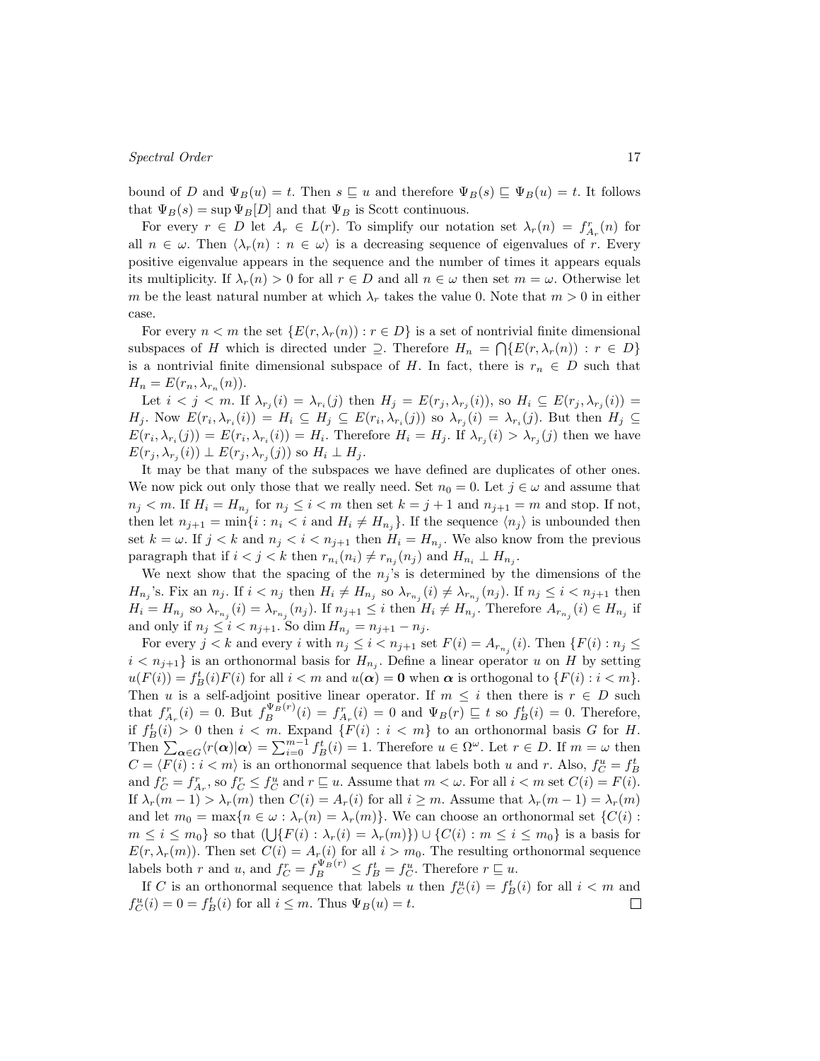bound of $D$ and $\Psi_B(u) = t$. Then $s \sqsubseteq u$ and therefore $\Psi_B(s) \sqsubseteq \Psi_B(u) = t$. It follows that $\Psi_B(s) = \sup \Psi_B[D]$ and that $\Psi_B$ is Scott continuous.

For every $r \in D$ let $A_r \in L(r)$. To simplify our notation set $\lambda_r(n) = f^r_{A_r}(n)$ for all $n \in \omega$. Then $\langle \lambda_r(n) : n \in \omega \rangle$ is a decreasing sequence of eigenvalues of $r$. Every positive eigenvalue appears in the sequence and the number of times it appears equals its multiplicity. If $\lambda_r(n) > 0$ for all $r \in D$ and all $n \in \omega$ then set $m = \omega$. Otherwise let $m$ be the least natural number at which $\lambda_r$ takes the value 0. Note that $m > 0$ in either case.

For every $n < m$ the set $\{E(r, \lambda_r(n)) : r \in D\}$ is a set of nontrivial finite dimensional subspaces of $H$ which is directed under $\supseteq$. Therefore $H_n = \bigcap\{E(r, \lambda_r(n)) : r \in D\}$ is a nontrivial finite dimensional subspace of $H$. In fact, there is $r_n \in D$ such that $H_n = E(r_n, \lambda_{r_n}(n))$.

Let $i < j < m$. If $\lambda_{r_j}(i) = \lambda_{r_i}(j)$ then $H_j = E(r_j, \lambda_{r_j}(i))$, so $H_i \subseteq E(r_j, \lambda_{r_j}(i)) = H_j$. Now $E(r_i, \lambda_{r_i}(i)) = H_i \subseteq H_j \subseteq E(r_i, \lambda_{r_i}(j))$ so $\lambda_{r_j}(i) = \lambda_{r_i}(j)$. But then $H_j \subseteq E(r_i, \lambda_{r_i}(j)) = E(r_i, \lambda_{r_i}(i)) = H_i$. Therefore $H_i = H_j$. If $\lambda_{r_j}(i) > \lambda_{r_j}(j)$ then we have $E(r_j, \lambda_{r_j}(i)) \perp E(r_j, \lambda_{r_j}(j))$ so $H_i \perp H_j$.

It may be that many of the subspaces we have defined are duplicates of other ones. We now pick out only those that we really need. Set $n_0 = 0$. Let $j \in \omega$ and assume that $n_j < m$. If $H_i = H_{n_j}$ for $n_j \le i < m$ then set $k = j + 1$ and $n_{j+1} = m$ and stop. If not, then let $n_{j+1} = \min\{i : n_i < i \text{ and } H_i \neq H_{n_j}\}$. If the sequence $\langle n_j \rangle$ is unbounded then set $k = \omega$. If $j < k$ and $n_j < i < n_{j+1}$ then $H_i = H_{n_j}$. We also know from the previous paragraph that if $i < j < k$ then $r_{n_i}(n_i) \neq r_{n_j}(n_j)$ and $H_{n_i} \perp H_{n_j}$.

We next show that the spacing of the $n_j$'s is determined by the dimensions of the $H_{n_j}$'s. Fix an $n_j$. If $i < n_j$ then $H_i \neq H_{n_j}$ so $\lambda_{r_{n_j}}(i) \neq \lambda_{r_{n_j}}(n_j)$. If $n_j \le i < n_{j+1}$ then $H_i = H_{n_j}$ so $\lambda_{r_{n_j}}(i) = \lambda_{r_{n_j}}(n_j)$. If $n_{j+1} \le i$ then $H_i \neq H_{n_j}$. Therefore $A_{r_{n_j}}(i) \in H_{n_j}$ if and only if $n_j \le i < n_{j+1}$. So $\dim H_{n_j} = n_{j+1} - n_j$.

For every $j < k$ and every $i$ with $n_j \le i < n_{j+1}$ set $F(i) = A_{r_{n_j}}(i)$. Then $\{F(i) : n_j \le i < n_{j+1}\}$ is an orthonormal basis for $H_{n_j}$. Define a linear operator $u$ on $H$ by setting $u(F(i)) = f^t_B(i) F(i)$ for all $i < m$ and $u(\boldsymbol{\alpha}) = \mathbf{0}$ when $\boldsymbol{\alpha}$ is orthogonal to $\{F(i) : i < m\}$. Then $u$ is a self-adjoint positive linear operator. If $m \le i$ then there is $r \in D$ such that $f^r_{A_r}(i) = 0$. But $f^{\Psi_B(r)}_B(i) = f^r_{A_r}(i) = 0$ and $\Psi_B(r) \sqsubseteq t$ so $f^t_B(i) = 0$. Therefore, if $f^t_B(i) > 0$ then $i < m$. Expand $\{F(i) : i < m\}$ to an orthonormal basis $G$ for $H$. Then $\sum_{\boldsymbol{\alpha} \in G} \langle r(\boldsymbol{\alpha}) | \boldsymbol{\alpha} \rangle = \sum_{i=0}^{m-1} f^t_B(i) = 1$. Therefore $u \in \Omega^\omega$. Let $r \in D$. If $m = \omega$ then $C = \langle F(i) : i < m \rangle$ is an orthonormal sequence that labels both $u$ and $r$. Also, $f^u_C = f^t_B$ and $f^r_C = f^r_{A_r}$, so $f^r_C \le f^u_C$ and $r \sqsubseteq u$. Assume that $m < \omega$. For all $i < m$ set $C(i) = F(i)$. If $\lambda_r(m-1) > \lambda_r(m)$ then $C(i) = A_r(i)$ for all $i \ge m$. Assume that $\lambda_r(m-1) = \lambda_r(m)$ and let $m_0 = \max\{n \in \omega : \lambda_r(n) = \lambda_r(m)\}$. We can choose an orthonormal set $\{C(i) : m \le i \le m_0\}$ so that $(\bigcup\{F(i) : \lambda_r(i) = \lambda_r(m)\}) \cup \{C(i) : m \le i \le m_0\}$ is a basis for $E(r, \lambda_r(m))$. Then set $C(i) = A_r(i)$ for all $i > m_0$. The resulting orthonormal sequence labels both $r$ and $u$, and $f^r_C = f^{\Psi_B(r)}_B \le f^t_B = f^u_C$. Therefore $r \sqsubseteq u$.

If $C$ is an orthonormal sequence that labels $u$ then $f^u_C(i) = f^t_B(i)$ for all $i < m$ and $f^u_C(i) = 0 = f^t_B(i)$ for all $i \le m$. Thus $\Psi_B(u) = t$. $\square$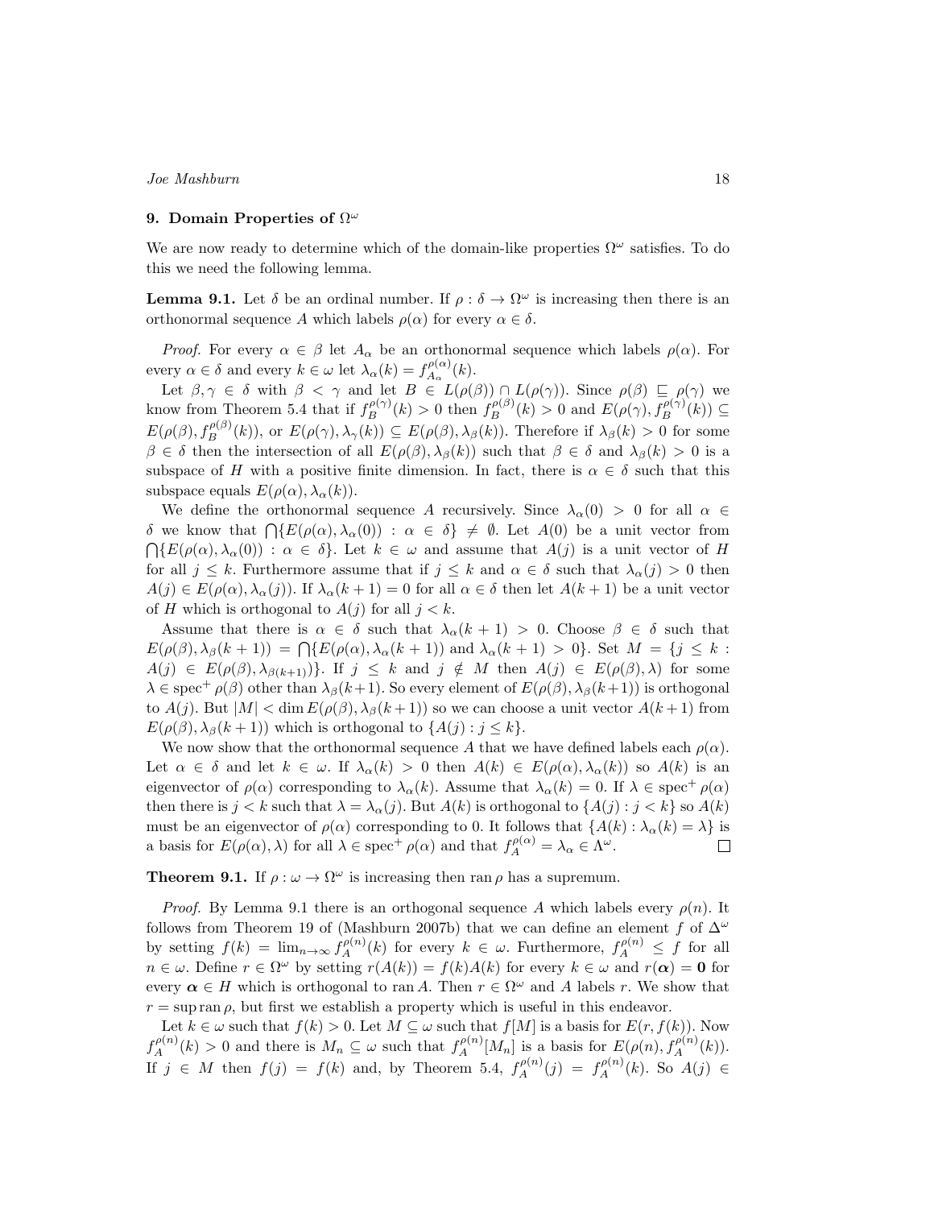## 9. Domain Properties of $\Omega^\omega$

We are now ready to determine which of the domain-like properties $\Omega^\omega$ satisfies. To do this we need the following lemma.

**Lemma 9.1.** Let $\delta$ be an ordinal number. If $\rho : \delta \to \Omega^\omega$ is increasing then there is an orthonormal sequence $A$ which labels $\rho(\alpha)$ for every $\alpha \in \delta$.

*Proof.* For every $\alpha \in \beta$ let $A_\alpha$ be an orthonormal sequence which labels $\rho(\alpha)$. For every $\alpha \in \delta$ and every $k \in \omega$ let $\lambda_\alpha(k) = f^{\rho(\alpha)}_{A_\alpha}(k)$.

Let $\beta, \gamma \in \delta$ with $\beta < \gamma$ and let $B \in L(\rho(\beta)) \cap L(\rho(\gamma))$. Since $\rho(\beta) \sqsubseteq \rho(\gamma)$ we know from Theorem 5.4 that if $f^{\rho(\gamma)}_B(k) > 0$ then $f^{\rho(\beta)}_B(k) > 0$ and $E(\rho(\gamma), f^{\rho(\gamma)}_B(k)) \subseteq E(\rho(\beta), f^{\rho(\beta)}_B(k))$, or $E(\rho(\gamma), \lambda_\gamma(k)) \subseteq E(\rho(\beta), \lambda_\beta(k))$. Therefore if $\lambda_\beta(k) > 0$ for some $\beta \in \delta$ then the intersection of all $E(\rho(\beta), \lambda_\beta(k))$ such that $\beta \in \delta$ and $\lambda_\beta(k) > 0$ is a subspace of $H$ with a positive finite dimension. In fact, there is $\alpha \in \delta$ such that this subspace equals $E(\rho(\alpha), \lambda_\alpha(k))$.

We define the orthonormal sequence $A$ recursively. Since $\lambda_\alpha(0) > 0$ for all $\alpha \in \delta$ we know that $\bigcap\{E(\rho(\alpha), \lambda_\alpha(0)) : \alpha \in \delta\} \neq \emptyset$. Let $A(0)$ be a unit vector from $\bigcap\{E(\rho(\alpha), \lambda_\alpha(0)) : \alpha \in \delta\}$. Let $k \in \omega$ and assume that $A(j)$ is a unit vector of $H$ for all $j \le k$. Furthermore assume that if $j \le k$ and $\alpha \in \delta$ such that $\lambda_\alpha(j) > 0$ then $A(j) \in E(\rho(\alpha), \lambda_\alpha(j))$. If $\lambda_\alpha(k+1) = 0$ for all $\alpha \in \delta$ then let $A(k+1)$ be a unit vector of $H$ which is orthogonal to $A(j)$ for all $j < k$.

Assume that there is $\alpha \in \delta$ such that $\lambda_\alpha(k+1) > 0$. Choose $\beta \in \delta$ such that $E(\rho(\beta), \lambda_\beta(k+1)) = \bigcap\{E(\rho(\alpha), \lambda_\alpha(k+1))$ and $\lambda_\alpha(k+1) > 0\}$. Set $M = \{j \le k : A(j) \in E(\rho(\beta), \lambda_{\beta(k+1)})\}$. If $j \le k$ and $j \notin M$ then $A(j) \in E(\rho(\beta), \lambda)$ for some $\lambda \in \operatorname{spec}^+ \rho(\beta)$ other than $\lambda_\beta(k+1)$. So every element of $E(\rho(\beta), \lambda_\beta(k+1))$ is orthogonal to $A(j)$. But $|M| < \dim E(\rho(\beta), \lambda_\beta(k+1))$ so we can choose a unit vector $A(k+1)$ from $E(\rho(\beta), \lambda_\beta(k+1))$ which is orthogonal to $\{A(j) : j \le k\}$.

We now show that the orthonormal sequence $A$ that we have defined labels each $\rho(\alpha)$. Let $\alpha \in \delta$ and let $k \in \omega$. If $\lambda_\alpha(k) > 0$ then $A(k) \in E(\rho(\alpha), \lambda_\alpha(k))$ so $A(k)$ is an eigenvector of $\rho(\alpha)$ corresponding to $\lambda_\alpha(k)$. Assume that $\lambda_\alpha(k) = 0$. If $\lambda \in \operatorname{spec}^+ \rho(\alpha)$ then there is $j < k$ such that $\lambda = \lambda_\alpha(j)$. But $A(k)$ is orthogonal to $\{A(j) : j < k\}$ so $A(k)$ must be an eigenvector of $\rho(\alpha)$ corresponding to 0. It follows that $\{A(k) : \lambda_\alpha(k) = \lambda\}$ is a basis for $E(\rho(\alpha), \lambda)$ for all $\lambda \in \operatorname{spec}^+ \rho(\alpha)$ and that $f^{\rho(\alpha)}_A = \lambda_\alpha \in \Lambda^\omega$. $\square$

**Theorem 9.1.** If $\rho : \omega \to \Omega^\omega$ is increasing then $\operatorname{ran} \rho$ has a supremum.

*Proof.* By Lemma 9.1 there is an orthogonal sequence $A$ which labels every $\rho(n)$. It follows from Theorem 19 of (Mashburn 2007b) that we can define an element $f$ of $\Delta^\omega$ by setting $f(k) = \lim_{n\to\infty} f^{\rho(n)}_A(k)$ for every $k \in \omega$. Furthermore, $f^{\rho(n)}_A \le f$ for all $n \in \omega$. Define $r \in \Omega^\omega$ by setting $r(A(k)) = f(k)A(k)$ for every $k \in \omega$ and $r(\boldsymbol{\alpha}) = \mathbf{0}$ for every $\boldsymbol{\alpha} \in H$ which is orthogonal to $\operatorname{ran} A$. Then $r \in \Omega^\omega$ and $A$ labels $r$. We show that $r = \sup \operatorname{ran} \rho$, but first we establish a property which is useful in this endeavor.

Let $k \in \omega$ such that $f(k) > 0$. Let $M \subseteq \omega$ such that $f[M]$ is a basis for $E(r, f(k))$. Now $f^{\rho(n)}_A(k) > 0$ and there is $M_n \subseteq \omega$ such that $f^{\rho(n)}_A[M_n]$ is a basis for $E(\rho(n), f^{\rho(n)}_A(k))$. If $j \in M$ then $f(j) = f(k)$ and, by Theorem 5.4, $f^{\rho(n)}_A(j) = f^{\rho(n)}_A(k)$. So $A(j) \in$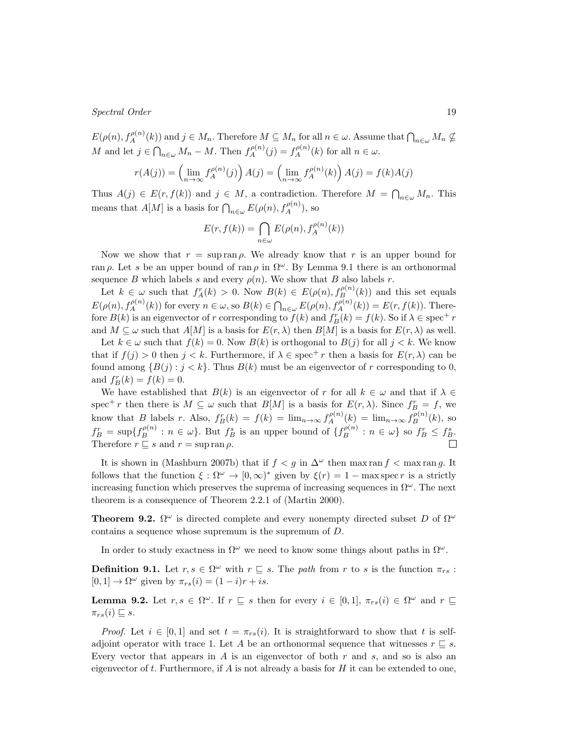$E(\rho(n), f_A^{\rho(n)}(k))$ and $j \in M_n$. Therefore $M \subseteq M_n$ for all $n \in \omega$. Assume that $\bigcap_{n\in\omega} M_n \nsubseteq M$ and let $j \in \bigcap_{n\in\omega} M_n - M$. Then $f_A^{\rho(n)}(j) = f_A^{\rho(n)}(k)$ for all $n \in \omega$.

$$r(A(j)) = \left(\lim_{n\to\infty} f_A^{\rho(n)}(j)\right) A(j) = \left(\lim_{n\to\infty} f_A^{\rho(n)}(k)\right) A(j) = f(k)A(j)$$

Thus $A(j) \in E(r, f(k))$ and $j \in M$, a contradiction. Therefore $M = \bigcap_{n\in\omega} M_n$. This means that $A[M]$ is a basis for $\bigcap_{n\in\omega} E(\rho(n), f_A^{\rho(n)})$, so

$$E(r, f(k)) = \bigcap_{n\in\omega} E(\rho(n), f_A^{\rho(n)}(k))$$

Now we show that $r = \sup \operatorname{ran} \rho$. We already know that $r$ is an upper bound for $\operatorname{ran} \rho$. Let $s$ be an upper bound of $\operatorname{ran} \rho$ in $\Omega^\omega$. By Lemma 9.1 there is an orthonormal sequence $B$ which labels $s$ and every $\rho(n)$. We show that $B$ also labels $r$.

Let $k \in \omega$ such that $f_A^r(k) > 0$. Now $B(k) \in E(\rho(n), f_B^{\rho(n)}(k))$ and this set equals $E(\rho(n), f_A^{\rho(n)}(k))$ for every $n \in \omega$, so $B(k) \in \bigcap_{n\in\omega} E(\rho(n), f_A^{\rho(n)}(k)) = E(r, f(k))$. Therefore $B(k)$ is an eigenvector of $r$ corresponding to $f(k)$ and $f_B^r(k) = f(k)$. So if $\lambda \in \operatorname{spec}^+ r$ and $M \subseteq \omega$ such that $A[M]$ is a basis for $E(r, \lambda)$ then $B[M]$ is a basis for $E(r, \lambda)$ as well.

Let $k \in \omega$ such that $f(k) = 0$. Now $B(k)$ is orthogonal to $B(j)$ for all $j < k$. We know that if $f(j) > 0$ then $j < k$. Furthermore, if $\lambda \in \operatorname{spec}^+ r$ then a basis for $E(r, \lambda)$ can be found among $\{B(j) : j < k\}$. Thus $B(k)$ must be an eigenvector of $r$ corresponding to 0, and $f_B^r(k) = f(k) = 0$.

We have established that $B(k)$ is an eigenvector of $r$ for all $k \in \omega$ and that if $\lambda \in \operatorname{spec}^+ r$ then there is $M \subseteq \omega$ such that $B[M]$ is a basis for $E(r, \lambda)$. Since $f_B^r = f$, we know that $B$ labels $r$. Also, $f_B^r(k) = f(k) = \lim_{n\to\infty} f_A^{\rho(n)}(k) = \lim_{n\to\infty} f_B^{\rho(n)}(k)$, so $f_B^r = \sup\{f_B^{\rho(n)} : n \in \omega\}$. But $f_B^s$ is an upper bound of $\{f_B^{\rho(n)} : n \in \omega\}$ so $f_B^r \leq f_B^s$. Therefore $r \sqsubseteq s$ and $r = \sup \operatorname{ran} \rho$. ∎

It is shown in (Mashburn 2007b) that if $f < g$ in $\Delta^\omega$ then $\max \operatorname{ran} f < \max \operatorname{ran} g$. It follows that the function $\xi : \Omega^\omega \to [0, \infty)^*$ given by $\xi(r) = 1 - \max \operatorname{spec} r$ is a strictly increasing function which preserves the suprema of increasing sequences in $\Omega^\omega$. The next theorem is a consequence of Theorem 2.2.1 of (Martin 2000).

**Theorem 9.2.** $\Omega^\omega$ is directed complete and every nonempty directed subset $D$ of $\Omega^\omega$ contains a sequence whose supremum is the supremum of $D$.

In order to study exactness in $\Omega^\omega$ we need to know some things about paths in $\Omega^\omega$.

**Definition 9.1.** Let $r, s \in \Omega^\omega$ with $r \sqsubseteq s$. The *path* from $r$ to $s$ is the function $\pi_{rs} : [0, 1] \to \Omega^\omega$ given by $\pi_{rs}(i) = (1 - i)r + is$.

**Lemma 9.2.** Let $r, s \in \Omega^\omega$. If $r \sqsubseteq s$ then for every $i \in [0, 1]$, $\pi_{rs}(i) \in \Omega^\omega$ and $r \sqsubseteq \pi_{rs}(i) \sqsubseteq s$.

*Proof.* Let $i \in [0, 1]$ and set $t = \pi_{rs}(i)$. It is straightforward to show that $t$ is self-adjoint operator with trace 1. Let $A$ be an orthonormal sequence that witnesses $r \sqsubseteq s$. Every vector that appears in $A$ is an eigenvector of both $r$ and $s$, and so is also an eigenvector of $t$. Furthermore, if $A$ is not already a basis for $H$ it can be extended to one,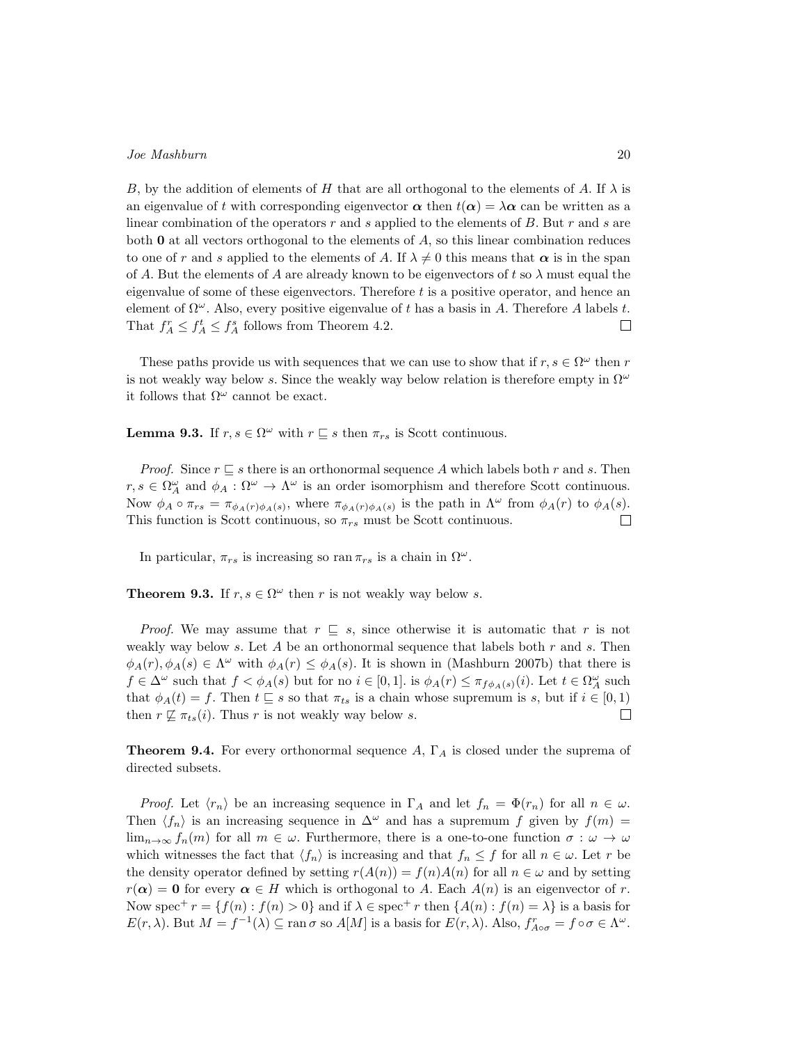$B$, by the addition of elements of $H$ that are all orthogonal to the elements of $A$. If $\lambda$ is an eigenvalue of $t$ with corresponding eigenvector $\boldsymbol{\alpha}$ then $t(\boldsymbol{\alpha}) = \lambda\boldsymbol{\alpha}$ can be written as a linear combination of the operators $r$ and $s$ applied to the elements of $B$. But $r$ and $s$ are both $\mathbf{0}$ at all vectors orthogonal to the elements of $A$, so this linear combination reduces to one of $r$ and $s$ applied to the elements of $A$. If $\lambda \neq 0$ this means that $\boldsymbol{\alpha}$ is in the span of $A$. But the elements of $A$ are already known to be eigenvectors of $t$ so $\lambda$ must equal the eigenvalue of some of these eigenvectors. Therefore $t$ is a positive operator, and hence an element of $\Omega^\omega$. Also, every positive eigenvalue of $t$ has a basis in $A$. Therefore $A$ labels $t$. That $f^r_A \leq f^t_A \leq f^s_A$ follows from Theorem 4.2. □

These paths provide us with sequences that we can use to show that if $r, s \in \Omega^\omega$ then $r$ is not weakly way below $s$. Since the weakly way below relation is therefore empty in $\Omega^\omega$ it follows that $\Omega^\omega$ cannot be exact.

**Lemma 9.3.** If $r, s \in \Omega^\omega$ with $r \sqsubseteq s$ then $\pi_{rs}$ is Scott continuous.

*Proof.* Since $r \sqsubseteq s$ there is an orthonormal sequence $A$ which labels both $r$ and $s$. Then $r, s \in \Omega^\omega_A$ and $\phi_A : \Omega^\omega \to \Lambda^\omega$ is an order isomorphism and therefore Scott continuous. Now $\phi_A \circ \pi_{rs} = \pi_{\phi_A(r)\phi_A(s)}$, where $\pi_{\phi_A(r)\phi_A(s)}$ is the path in $\Lambda^\omega$ from $\phi_A(r)$ to $\phi_A(s)$. This function is Scott continuous, so $\pi_{rs}$ must be Scott continuous. □

In particular, $\pi_{rs}$ is increasing so $\operatorname{ran}\pi_{rs}$ is a chain in $\Omega^\omega$.

**Theorem 9.3.** If $r, s \in \Omega^\omega$ then $r$ is not weakly way below $s$.

*Proof.* We may assume that $r \sqsubseteq s$, since otherwise it is automatic that $r$ is not weakly way below $s$. Let $A$ be an orthonormal sequence that labels both $r$ and $s$. Then $\phi_A(r), \phi_A(s) \in \Lambda^\omega$ with $\phi_A(r) \leq \phi_A(s)$. It is shown in (Mashburn 2007b) that there is $f \in \Delta^\omega$ such that $f < \phi_A(s)$ but for no $i \in [0, 1]$. is $\phi_A(r) \leq \pi_{f\phi_A(s)}(i)$. Let $t \in \Omega^\omega_A$ such that $\phi_A(t) = f$. Then $t \sqsubseteq s$ so that $\pi_{ts}$ is a chain whose supremum is $s$, but if $i \in [0, 1)$ then $r \not\sqsubseteq \pi_{ts}(i)$. Thus $r$ is not weakly way below $s$. □

**Theorem 9.4.** For every orthonormal sequence $A$, $\Gamma_A$ is closed under the suprema of directed subsets.

*Proof.* Let $\langle r_n \rangle$ be an increasing sequence in $\Gamma_A$ and let $f_n = \Phi(r_n)$ for all $n \in \omega$. Then $\langle f_n \rangle$ is an increasing sequence in $\Delta^\omega$ and has a supremum $f$ given by $f(m) = \lim_{n\to\infty} f_n(m)$ for all $m \in \omega$. Furthermore, there is a one-to-one function $\sigma : \omega \to \omega$ which witnesses the fact that $\langle f_n \rangle$ is increasing and that $f_n \leq f$ for all $n \in \omega$. Let $r$ be the density operator defined by setting $r(A(n)) = f(n)A(n)$ for all $n \in \omega$ and by setting $r(\boldsymbol{\alpha}) = \mathbf{0}$ for every $\boldsymbol{\alpha} \in H$ which is orthogonal to $A$. Each $A(n)$ is an eigenvector of $r$. Now $\operatorname{spec}^+ r = \{f(n) : f(n) > 0\}$ and if $\lambda \in \operatorname{spec}^+ r$ then $\{A(n) : f(n) = \lambda\}$ is a basis for $E(r, \lambda)$. But $M = f^{-1}(\lambda) \subseteq \operatorname{ran}\sigma$ so $A[M]$ is a basis for $E(r, \lambda)$. Also, $f^r_{A\circ\sigma} = f \circ \sigma \in \Lambda^\omega$.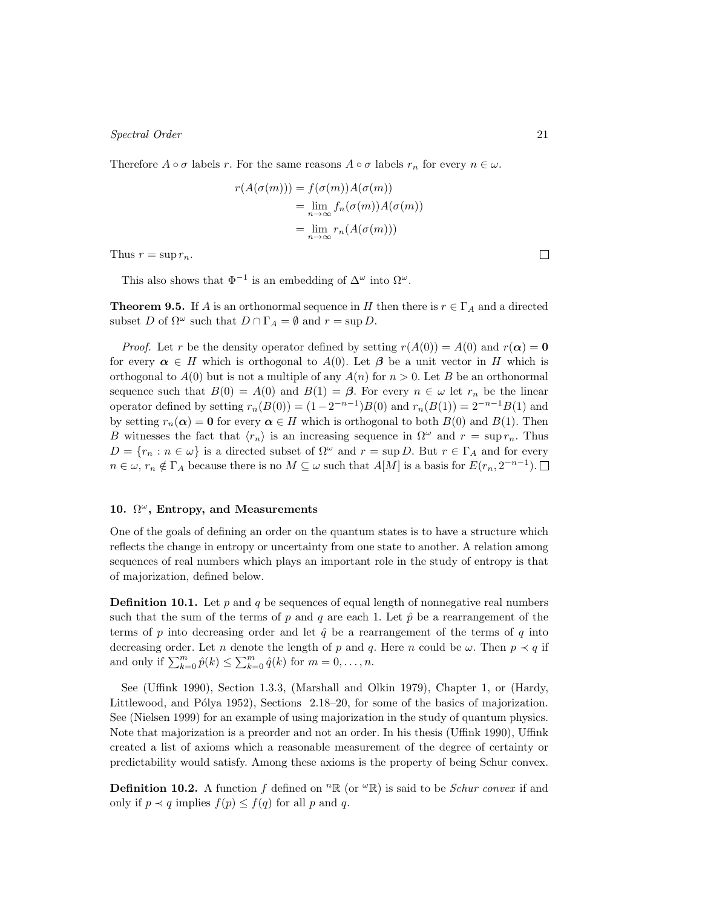Therefore $A \circ \sigma$ labels $r$. For the same reasons $A \circ \sigma$ labels $r_n$ for every $n \in \omega$.

$$
\begin{aligned}
r(A(\sigma(m))) &= f(\sigma(m))A(\sigma(m)) \\
&= \lim_{n\to\infty} f_n(\sigma(m))A(\sigma(m)) \\
&= \lim_{n\to\infty} r_n(A(\sigma(m)))
\end{aligned}
$$

Thus $r = \sup r_n$. □

This also shows that $\Phi^{-1}$ is an embedding of $\Delta^\omega$ into $\Omega^\omega$.

**Theorem 9.5.** If $A$ is an orthonormal sequence in $H$ then there is $r \in \Gamma_A$ and a directed subset $D$ of $\Omega^\omega$ such that $D \cap \Gamma_A = \emptyset$ and $r = \sup D$.

*Proof.* Let $r$ be the density operator defined by setting $r(A(0)) = A(0)$ and $r(\boldsymbol{\alpha}) = \mathbf{0}$ for every $\boldsymbol{\alpha} \in H$ which is orthogonal to $A(0)$. Let $\boldsymbol{\beta}$ be a unit vector in $H$ which is orthogonal to $A(0)$ but is not a multiple of any $A(n)$ for $n > 0$. Let $B$ be an orthonormal sequence such that $B(0) = A(0)$ and $B(1) = \boldsymbol{\beta}$. For every $n \in \omega$ let $r_n$ be the linear operator defined by setting $r_n(B(0)) = (1 - 2^{-n-1})B(0)$ and $r_n(B(1)) = 2^{-n-1}B(1)$ and by setting $r_n(\boldsymbol{\alpha}) = \mathbf{0}$ for every $\boldsymbol{\alpha} \in H$ which is orthogonal to both $B(0)$ and $B(1)$. Then $B$ witnesses the fact that $\langle r_n \rangle$ is an increasing sequence in $\Omega^\omega$ and $r = \sup r_n$. Thus $D = \{r_n : n \in \omega\}$ is a directed subset of $\Omega^\omega$ and $r = \sup D$. But $r \in \Gamma_A$ and for every $n \in \omega$, $r_n \notin \Gamma_A$ because there is no $M \subseteq \omega$ such that $A[M]$ is a basis for $E(r_n, 2^{-n-1})$. □

## 10. $\Omega^\omega$, Entropy, and Measurements

One of the goals of defining an order on the quantum states is to have a structure which reflects the change in entropy or uncertainty from one state to another. A relation among sequences of real numbers which plays an important role in the study of entropy is that of majorization, defined below.

**Definition 10.1.** Let $p$ and $q$ be sequences of equal length of nonnegative real numbers such that the sum of the terms of $p$ and $q$ are each 1. Let $\hat{p}$ be a rearrangement of the terms of $p$ into decreasing order and let $\hat{q}$ be a rearrangement of the terms of $q$ into decreasing order. Let $n$ denote the length of $p$ and $q$. Here $n$ could be $\omega$. Then $p \prec q$ if and only if $\sum_{k=0}^{m} \hat{p}(k) \leq \sum_{k=0}^{m} \hat{q}(k)$ for $m = 0, \ldots, n$.

See (Uffink 1990), Section 1.3.3, (Marshall and Olkin 1979), Chapter 1, or (Hardy, Littlewood, and Pólya 1952), Sections 2.18–20, for some of the basics of majorization. See (Nielsen 1999) for an example of using majorization in the study of quantum physics. Note that majorization is a preorder and not an order. In his thesis (Uffink 1990), Uffink created a list of axioms which a reasonable measurement of the degree of certainty or predictability would satisfy. Among these axioms is the property of being Schur convex.

**Definition 10.2.** A function $f$ defined on ${}^n\mathbb{R}$ (or ${}^\omega\mathbb{R}$) is said to be *Schur convex* if and only if $p \prec q$ implies $f(p) \leq f(q)$ for all $p$ and $q$.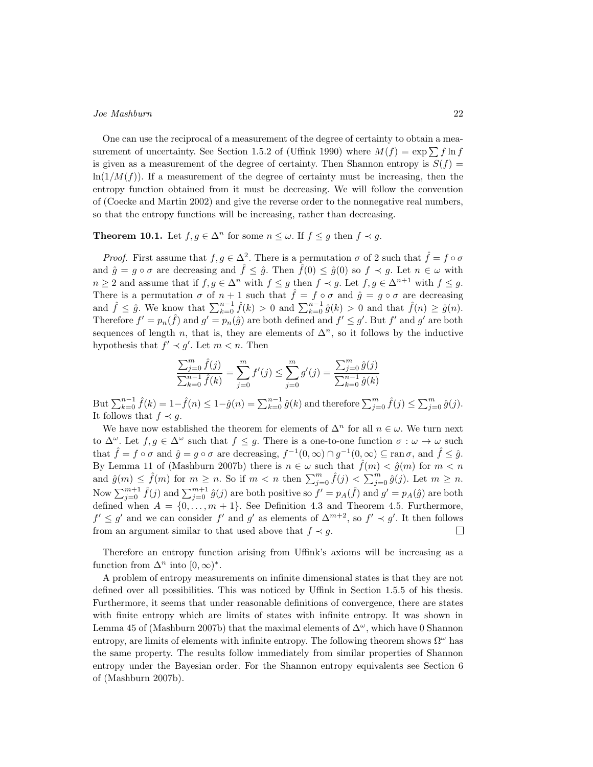One can use the reciprocal of a measurement of the degree of certainty to obtain a measurement of uncertainty. See Section 1.5.2 of (Uffink 1990) where $M(f) = \exp \sum f \ln f$ is given as a measurement of the degree of certainty. Then Shannon entropy is $S(f) = \ln(1/M(f))$. If a measurement of the degree of certainty must be increasing, then the entropy function obtained from it must be decreasing. We will follow the convention of (Coecke and Martin 2002) and give the reverse order to the nonnegative real numbers, so that the entropy functions will be increasing, rather than decreasing.

**Theorem 10.1.** Let $f, g \in \Delta^n$ for some $n \leq \omega$. If $f \leq g$ then $f \prec g$.

*Proof.* First assume that $f, g \in \Delta^2$. There is a permutation $\sigma$ of 2 such that $\hat{f} = f \circ \sigma$ and $\hat{g} = g \circ \sigma$ are decreasing and $\hat{f} \leq \hat{g}$. Then $\hat{f}(0) \leq \hat{g}(0)$ so $f \prec g$. Let $n \in \omega$ with $n \geq 2$ and assume that if $f, g \in \Delta^n$ with $f \leq g$ then $f \prec g$. Let $f, g \in \Delta^{n+1}$ with $f \leq g$. There is a permutation $\sigma$ of $n+1$ such that $\hat{f} = f \circ \sigma$ and $\hat{g} = g \circ \sigma$ are decreasing and $\hat{f} \leq \hat{g}$. We know that $\sum_{k=0}^{n-1} \hat{f}(k) > 0$ and $\sum_{k=0}^{n-1} \hat{g}(k) > 0$ and that $\hat{f}(n) \geq \hat{g}(n)$. Therefore $f' = p_n(\hat{f})$ and $g' = p_n(\hat{g})$ are both defined and $f' \leq g'$. But $f'$ and $g'$ are both sequences of length $n$, that is, they are elements of $\Delta^n$, so it follows by the inductive hypothesis that $f' \prec g'$. Let $m < n$. Then

$$\frac{\sum_{j=0}^{m} \hat{f}(j)}{\sum_{k=0}^{n-1} \hat{f}(k)} = \sum_{j=0}^{m} f'(j) \leq \sum_{j=0}^{m} g'(j) = \frac{\sum_{j=0}^{m} \hat{g}(j)}{\sum_{k=0}^{n-1} \hat{g}(k)}$$

But $\sum_{k=0}^{n-1} \hat{f}(k) = 1 - \hat{f}(n) \leq 1 - \hat{g}(n) = \sum_{k=0}^{n-1} \hat{g}(k)$ and therefore $\sum_{j=0}^{m} \hat{f}(j) \leq \sum_{j=0}^{m} \hat{g}(j)$. It follows that $f \prec g$.

We have now established the theorem for elements of $\Delta^n$ for all $n \in \omega$. We turn next to $\Delta^\omega$. Let $f, g \in \Delta^\omega$ such that $f \leq g$. There is a one-to-one function $\sigma : \omega \to \omega$ such that $\hat{f} = f \circ \sigma$ and $\hat{g} = g \circ \sigma$ are decreasing, $f^{-1}(0, \infty) \cap g^{-1}(0, \infty) \subseteq \operatorname{ran} \sigma$, and $\hat{f} \leq \hat{g}$. By Lemma 11 of (Mashburn 2007b) there is $n \in \omega$ such that $\hat{f}(m) < \hat{g}(m)$ for $m < n$ and $\hat{g}(m) \leq \hat{f}(m)$ for $m \geq n$. So if $m < n$ then $\sum_{j=0}^{m} \hat{f}(j) < \sum_{j=0}^{m} \hat{g}(j)$. Let $m \geq n$. Now $\sum_{j=0}^{m+1} \hat{f}(j)$ and $\sum_{j=0}^{m+1} \hat{g}(j)$ are both positive so $f' = p_A(\hat{f})$ and $g' = p_A(\hat{g})$ are both defined when $A = \{0, \ldots, m+1\}$. See Definition 4.3 and Theorem 4.5. Furthermore, $f' \leq g'$ and we can consider $f'$ and $g'$ as elements of $\Delta^{m+2}$, so $f' \prec g'$. It then follows from an argument similar to that used above that $f \prec g$. □

Therefore an entropy function arising from Uffink's axioms will be increasing as a function from $\Delta^n$ into $[0, \infty)^*$.

A problem of entropy measurements on infinite dimensional states is that they are not defined over all possibilities. This was noticed by Uffink in Section 1.5.5 of his thesis. Furthermore, it seems that under reasonable definitions of convergence, there are states with finite entropy which are limits of states with infinite entropy. It was shown in Lemma 45 of (Mashburn 2007b) that the maximal elements of $\Delta^\omega$, which have 0 Shannon entropy, are limits of elements with infinite entropy. The following theorem shows $\Omega^\omega$ has the same property. The results follow immediately from similar properties of Shannon entropy under the Bayesian order. For the Shannon entropy equivalents see Section 6 of (Mashburn 2007b).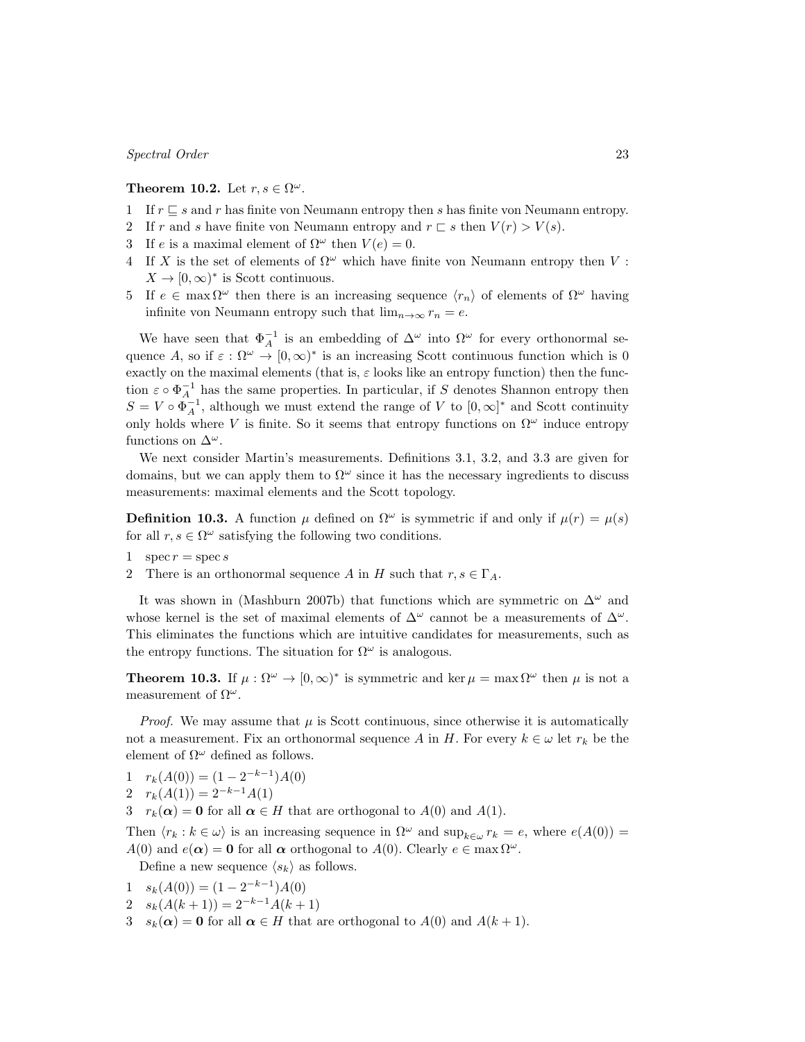**Theorem 10.2.** Let $r, s \in \Omega^\omega$.

1. If $r \sqsubseteq s$ and $r$ has finite von Neumann entropy then $s$ has finite von Neumann entropy.
2. If $r$ and $s$ have finite von Neumann entropy and $r \sqsubset s$ then $V(r) > V(s)$.
3. If $e$ is a maximal element of $\Omega^\omega$ then $V(e) = 0$.
4. If $X$ is the set of elements of $\Omega^\omega$ which have finite von Neumann entropy then $V : X \to [0, \infty)^*$ is Scott continuous.
5. If $e \in \max \Omega^\omega$ then there is an increasing sequence $\langle r_n \rangle$ of elements of $\Omega^\omega$ having infinite von Neumann entropy such that $\lim_{n\to\infty} r_n = e$.

We have seen that $\Phi_A^{-1}$ is an embedding of $\Delta^\omega$ into $\Omega^\omega$ for every orthonormal sequence $A$, so if $\varepsilon : \Omega^\omega \to [0, \infty)^*$ is an increasing Scott continuous function which is 0 exactly on the maximal elements (that is, $\varepsilon$ looks like an entropy function) then the function $\varepsilon \circ \Phi_A^{-1}$ has the same properties. In particular, if $S$ denotes Shannon entropy then $S = V \circ \Phi_A^{-1}$, although we must extend the range of $V$ to $[0, \infty]^*$ and Scott continuity only holds where $V$ is finite. So it seems that entropy functions on $\Omega^\omega$ induce entropy functions on $\Delta^\omega$.

We next consider Martin's measurements. Definitions 3.1, 3.2, and 3.3 are given for domains, but we can apply them to $\Omega^\omega$ since it has the necessary ingredients to discuss measurements: maximal elements and the Scott topology.

**Definition 10.3.** A function $\mu$ defined on $\Omega^\omega$ is symmetric if and only if $\mu(r) = \mu(s)$ for all $r, s \in \Omega^\omega$ satisfying the following two conditions.

1. $\operatorname{spec} r = \operatorname{spec} s$
2. There is an orthonormal sequence $A$ in $H$ such that $r, s \in \Gamma_A$.

It was shown in (Mashburn 2007b) that functions which are symmetric on $\Delta^\omega$ and whose kernel is the set of maximal elements of $\Delta^\omega$ cannot be a measurements of $\Delta^\omega$. This eliminates the functions which are intuitive candidates for measurements, such as the entropy functions. The situation for $\Omega^\omega$ is analogous.

**Theorem 10.3.** If $\mu : \Omega^\omega \to [0, \infty)^*$ is symmetric and $\ker \mu = \max \Omega^\omega$ then $\mu$ is not a measurement of $\Omega^\omega$.

*Proof.* We may assume that $\mu$ is Scott continuous, since otherwise it is automatically not a measurement. Fix an orthonormal sequence $A$ in $H$. For every $k \in \omega$ let $r_k$ be the element of $\Omega^\omega$ defined as follows.

1. $r_k(A(0)) = (1 - 2^{-k-1})A(0)$
2. $r_k(A(1)) = 2^{-k-1}A(1)$
3. $r_k(\boldsymbol{\alpha}) = \mathbf{0}$ for all $\boldsymbol{\alpha} \in H$ that are orthogonal to $A(0)$ and $A(1)$.

Then $\langle r_k : k \in \omega \rangle$ is an increasing sequence in $\Omega^\omega$ and $\sup_{k\in\omega} r_k = e$, where $e(A(0)) = A(0)$ and $e(\boldsymbol{\alpha}) = \mathbf{0}$ for all $\boldsymbol{\alpha}$ orthogonal to $A(0)$. Clearly $e \in \max \Omega^\omega$.

Define a new sequence $\langle s_k \rangle$ as follows.

1. $s_k(A(0)) = (1 - 2^{-k-1})A(0)$
2. $s_k(A(k+1)) = 2^{-k-1}A(k+1)$
3. $s_k(\boldsymbol{\alpha}) = \mathbf{0}$ for all $\boldsymbol{\alpha} \in H$ that are orthogonal to $A(0)$ and $A(k+1)$.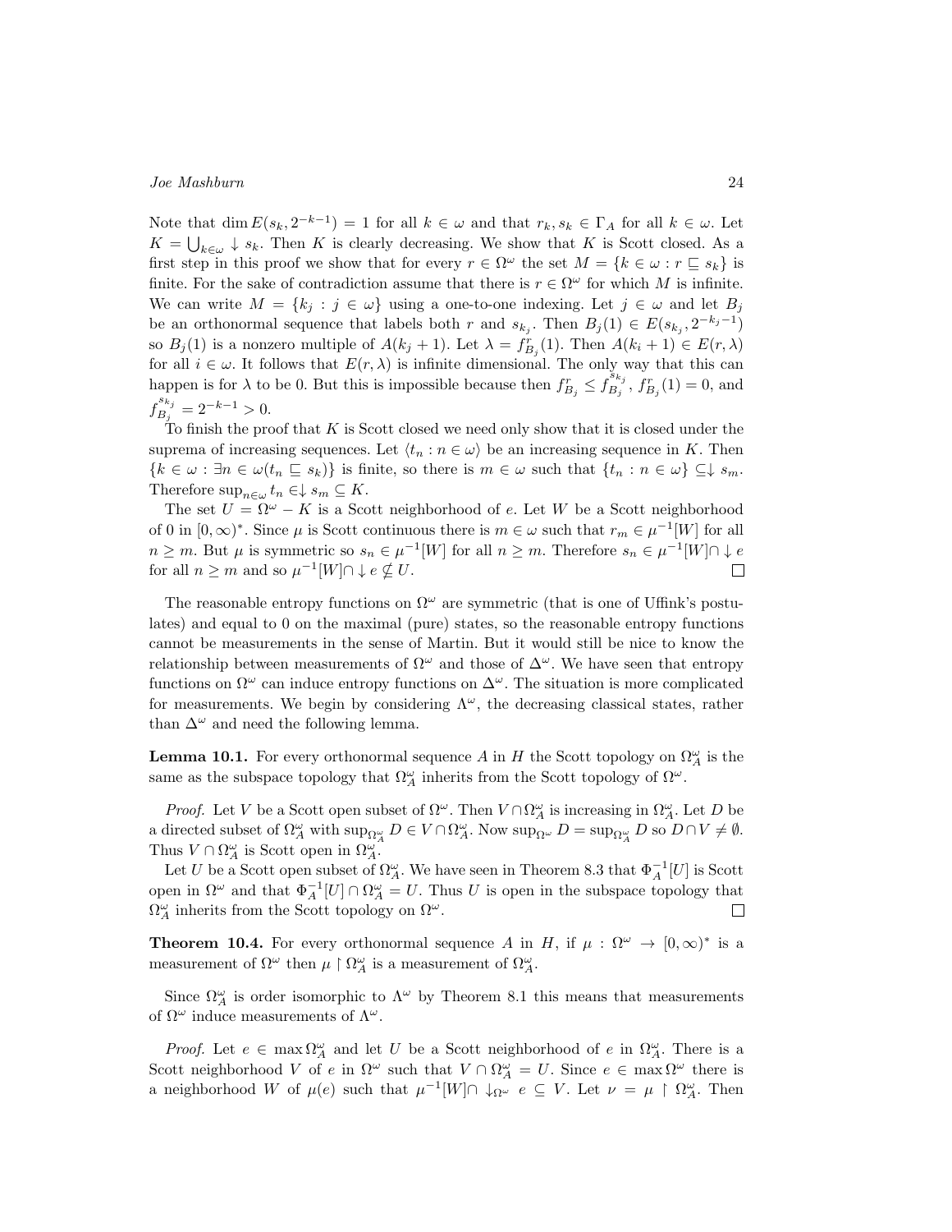Note that $\dim E(s_k, 2^{-k-1}) = 1$ for all $k \in \omega$ and that $r_k, s_k \in \Gamma_A$ for all $k \in \omega$. Let $K = \bigcup_{k\in\omega} \downarrow s_k$. Then $K$ is clearly decreasing. We show that $K$ is Scott closed. As a first step in this proof we show that for every $r \in \Omega^\omega$ the set $M = \{k \in \omega : r \sqsubseteq s_k\}$ is finite. For the sake of contradiction assume that there is $r \in \Omega^\omega$ for which $M$ is infinite. We can write $M = \{k_j : j \in \omega\}$ using a one-to-one indexing. Let $j \in \omega$ and let $B_j$ be an orthonormal sequence that labels both $r$ and $s_{k_j}$. Then $B_j(1) \in E(s_{k_j}, 2^{-k_j-1})$ so $B_j(1)$ is a nonzero multiple of $A(k_j+1)$. Let $\lambda = f^r_{B_j}(1)$. Then $A(k_i+1) \in E(r, \lambda)$ for all $i \in \omega$. It follows that $E(r, \lambda)$ is infinite dimensional. The only way that this can happen is for $\lambda$ to be 0. But this is impossible because then $f^r_{B_j} \leq f^{s_{k_j}}_{B_j}$, $f^r_{B_j}(1) = 0$, and $f^{s_{k_j}}_{B_j} = 2^{-k-1} > 0$.

To finish the proof that $K$ is Scott closed we need only show that it is closed under the suprema of increasing sequences. Let $\langle t_n : n \in \omega\rangle$ be an increasing sequence in $K$. Then $\{k \in \omega : \exists n \in \omega(t_n \sqsubseteq s_k)\}$ is finite, so there is $m \in \omega$ such that $\{t_n : n \in \omega\} \subseteq \downarrow s_m$. Therefore $\sup_{n\in\omega} t_n \in \downarrow s_m \subseteq K$.

The set $U = \Omega^\omega - K$ is a Scott neighborhood of $e$. Let $W$ be a Scott neighborhood of 0 in $[0,\infty)^*$. Since $\mu$ is Scott continuous there is $m \in \omega$ such that $r_m \in \mu^{-1}[W]$ for all $n \geq m$. But $\mu$ is symmetric so $s_n \in \mu^{-1}[W]$ for all $n \geq m$. Therefore $s_n \in \mu^{-1}[W] \cap \downarrow e$ for all $n \geq m$ and so $\mu^{-1}[W] \cap \downarrow e \nsubseteq U$. $\square$

The reasonable entropy functions on $\Omega^\omega$ are symmetric (that is one of Uffink's postulates) and equal to 0 on the maximal (pure) states, so the reasonable entropy functions cannot be measurements in the sense of Martin. But it would still be nice to know the relationship between measurements of $\Omega^\omega$ and those of $\Delta^\omega$. We have seen that entropy functions on $\Omega^\omega$ can induce entropy functions on $\Delta^\omega$. The situation is more complicated for measurements. We begin by considering $\Lambda^\omega$, the decreasing classical states, rather than $\Delta^\omega$ and need the following lemma.

**Lemma 10.1.** For every orthonormal sequence $A$ in $H$ the Scott topology on $\Omega^\omega_A$ is the same as the subspace topology that $\Omega^\omega_A$ inherits from the Scott topology of $\Omega^\omega$.

*Proof.* Let $V$ be a Scott open subset of $\Omega^\omega$. Then $V \cap \Omega^\omega_A$ is increasing in $\Omega^\omega_A$. Let $D$ be a directed subset of $\Omega^\omega_A$ with $\sup_{\Omega^\omega_A} D \in V \cap \Omega^\omega_A$. Now $\sup_{\Omega^\omega} D = \sup_{\Omega^\omega_A} D$ so $D \cap V \neq \emptyset$. Thus $V \cap \Omega^\omega_A$ is Scott open in $\Omega^\omega_A$.

Let $U$ be a Scott open subset of $\Omega^\omega_A$. We have seen in Theorem 8.3 that $\Phi_A^{-1}[U]$ is Scott open in $\Omega^\omega$ and that $\Phi_A^{-1}[U] \cap \Omega^\omega_A = U$. Thus $U$ is open in the subspace topology that $\Omega^\omega_A$ inherits from the Scott topology on $\Omega^\omega$. $\square$

**Theorem 10.4.** For every orthonormal sequence $A$ in $H$, if $\mu : \Omega^\omega \to [0,\infty)^*$ is a measurement of $\Omega^\omega$ then $\mu \restriction \Omega^\omega_A$ is a measurement of $\Omega^\omega_A$.

Since $\Omega^\omega_A$ is order isomorphic to $\Lambda^\omega$ by Theorem 8.1 this means that measurements of $\Omega^\omega$ induce measurements of $\Lambda^\omega$.

*Proof.* Let $e \in \max \Omega^\omega_A$ and let $U$ be a Scott neighborhood of $e$ in $\Omega^\omega_A$. There is a Scott neighborhood $V$ of $e$ in $\Omega^\omega$ such that $V \cap \Omega^\omega_A = U$. Since $e \in \max \Omega^\omega$ there is a neighborhood $W$ of $\mu(e)$ such that $\mu^{-1}[W] \cap \downarrow_{\Omega^\omega} e \subseteq V$. Let $\nu = \mu \restriction \Omega^\omega_A$. Then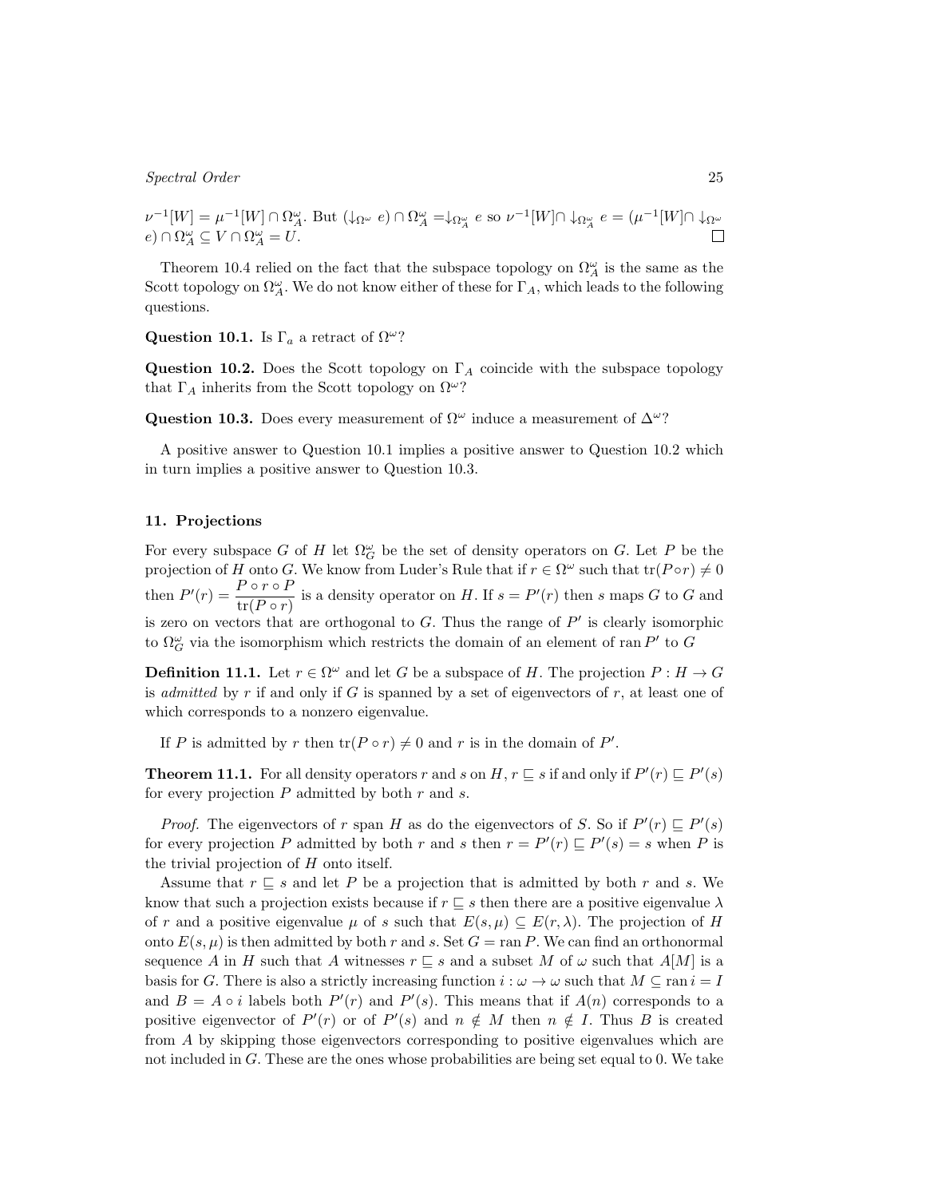$\nu^{-1}[W] = \mu^{-1}[W] \cap \Omega^\omega_A$. But $(\downarrow_{\Omega^\omega} e) \cap \Omega^\omega_A = \downarrow_{\Omega^\omega_A} e$ so $\nu^{-1}[W] \cap \downarrow_{\Omega^\omega_A} e = (\mu^{-1}[W] \cap \downarrow_{\Omega^\omega} e) \cap \Omega^\omega_A \subseteq V \cap \Omega^\omega_A = U$. □

Theorem 10.4 relied on the fact that the subspace topology on $\Omega^\omega_A$ is the same as the Scott topology on $\Omega^\omega_A$. We do not know either of these for $\Gamma_A$, which leads to the following questions.

**Question 10.1.** Is $\Gamma_a$ a retract of $\Omega^\omega$?

**Question 10.2.** Does the Scott topology on $\Gamma_A$ coincide with the subspace topology that $\Gamma_A$ inherits from the Scott topology on $\Omega^\omega$?

**Question 10.3.** Does every measurement of $\Omega^\omega$ induce a measurement of $\Delta^\omega$?

A positive answer to Question 10.1 implies a positive answer to Question 10.2 which in turn implies a positive answer to Question 10.3.

## 11. Projections

For every subspace $G$ of $H$ let $\Omega^\omega_G$ be the set of density operators on $G$. Let $P$ be the projection of $H$ onto $G$. We know from Luder's Rule that if $r \in \Omega^\omega$ such that $\mathrm{tr}(P \circ r) \neq 0$ then $P'(r) = \dfrac{P \circ r \circ P}{\mathrm{tr}(P \circ r)}$ is a density operator on $H$. If $s = P'(r)$ then $s$ maps $G$ to $G$ and is zero on vectors that are orthogonal to $G$. Thus the range of $P'$ is clearly isomorphic to $\Omega^\omega_G$ via the isomorphism which restricts the domain of an element of $\mathrm{ran}\, P'$ to $G$

**Definition 11.1.** Let $r \in \Omega^\omega$ and let $G$ be a subspace of $H$. The projection $P : H \to G$ is *admitted* by $r$ if and only if $G$ is spanned by a set of eigenvectors of $r$, at least one of which corresponds to a nonzero eigenvalue.

If $P$ is admitted by $r$ then $\mathrm{tr}(P \circ r) \neq 0$ and $r$ is in the domain of $P'$.

**Theorem 11.1.** For all density operators $r$ and $s$ on $H$, $r \sqsubseteq s$ if and only if $P'(r) \sqsubseteq P'(s)$ for every projection $P$ admitted by both $r$ and $s$.

*Proof.* The eigenvectors of $r$ span $H$ as do the eigenvectors of $S$. So if $P'(r) \sqsubseteq P'(s)$ for every projection $P$ admitted by both $r$ and $s$ then $r = P'(r) \sqsubseteq P'(s) = s$ when $P$ is the trivial projection of $H$ onto itself.

Assume that $r \sqsubseteq s$ and let $P$ be a projection that is admitted by both $r$ and $s$. We know that such a projection exists because if $r \sqsubseteq s$ then there are a positive eigenvalue $\lambda$ of $r$ and a positive eigenvalue $\mu$ of $s$ such that $E(s, \mu) \subseteq E(r, \lambda)$. The projection of $H$ onto $E(s, \mu)$ is then admitted by both $r$ and $s$. Set $G = \mathrm{ran}\, P$. We can find an orthonormal sequence $A$ in $H$ such that $A$ witnesses $r \sqsubseteq s$ and a subset $M$ of $\omega$ such that $A[M]$ is a basis for $G$. There is also a strictly increasing function $i : \omega \to \omega$ such that $M \subseteq \mathrm{ran}\, i = I$ and $B = A \circ i$ labels both $P'(r)$ and $P'(s)$. This means that if $A(n)$ corresponds to a positive eigenvector of $P'(r)$ or of $P'(s)$ and $n \notin M$ then $n \notin I$. Thus $B$ is created from $A$ by skipping those eigenvectors corresponding to positive eigenvalues which are not included in $G$. These are the ones whose probabilities are being set equal to 0. We take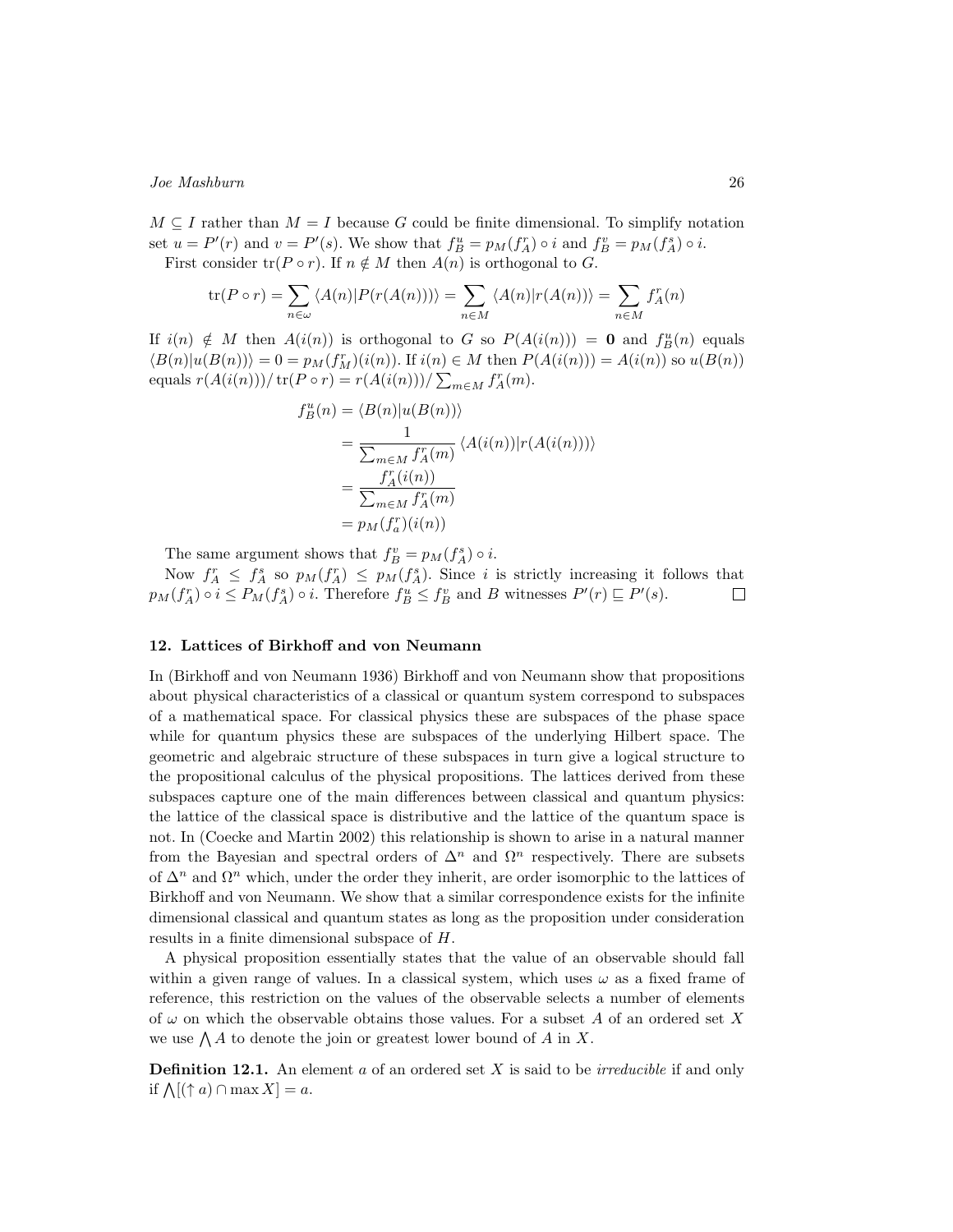$M \subseteq I$ rather than $M = I$ because $G$ could be finite dimensional. To simplify notation set $u = P'(r)$ and $v = P'(s)$. We show that $f_B^u = p_M(f_A^r) \circ i$ and $f_B^v = p_M(f_A^s) \circ i$.

First consider $\mathrm{tr}(P \circ r)$. If $n \notin M$ then $A(n)$ is orthogonal to $G$.

$$\mathrm{tr}(P \circ r) = \sum_{n \in \omega} \langle A(n) | P(r(A(n))) \rangle = \sum_{n \in M} \langle A(n) | r(A(n)) \rangle = \sum_{n \in M} f_A^r(n)$$

If $i(n) \notin M$ then $A(i(n))$ is orthogonal to $G$ so $P(A(i(n))) = \mathbf{0}$ and $f_B^u(n)$ equals $\langle B(n) | u(B(n)) \rangle = 0 = p_M(f_M^r)(i(n))$. If $i(n) \in M$ then $P(A(i(n))) = A(i(n))$ so $u(B(n))$ equals $r(A(i(n)))/\,\mathrm{tr}(P \circ r) = r(A(i(n)))/\sum_{m \in M} f_A^r(m)$.

$$\begin{aligned}
f_B^u(n) &= \langle B(n) | u(B(n)) \rangle \\
&= \frac{1}{\sum_{m \in M} f_A^r(m)} \langle A(i(n)) | r(A(i(n))) \rangle \\
&= \frac{f_A^r(i(n))}{\sum_{m \in M} f_A^r(m)} \\
&= p_M(f_a^r)(i(n))
\end{aligned}$$

The same argument shows that $f_B^v = p_M(f_A^s) \circ i$.

Now $f_A^r \le f_A^s$ so $p_M(f_A^r) \le p_M(f_A^s)$. Since $i$ is strictly increasing it follows that $p_M(f_A^r) \circ i \le P_M(f_A^s) \circ i$. Therefore $f_B^u \le f_B^v$ and $B$ witnesses $P'(r) \sqsubseteq P'(s)$. □

## 12. Lattices of Birkhoff and von Neumann

In (Birkhoff and von Neumann 1936) Birkhoff and von Neumann show that propositions about physical characteristics of a classical or quantum system correspond to subspaces of a mathematical space. For classical physics these are subspaces of the phase space while for quantum physics these are subspaces of the underlying Hilbert space. The geometric and algebraic structure of these subspaces in turn give a logical structure to the propositional calculus of the physical propositions. The lattices derived from these subspaces capture one of the main differences between classical and quantum physics: the lattice of the classical space is distributive and the lattice of the quantum space is not. In (Coecke and Martin 2002) this relationship is shown to arise in a natural manner from the Bayesian and spectral orders of $\Delta^n$ and $\Omega^n$ respectively. There are subsets of $\Delta^n$ and $\Omega^n$ which, under the order they inherit, are order isomorphic to the lattices of Birkhoff and von Neumann. We show that a similar correspondence exists for the infinite dimensional classical and quantum states as long as the proposition under consideration results in a finite dimensional subspace of $H$.

A physical proposition essentially states that the value of an observable should fall within a given range of values. In a classical system, which uses $\omega$ as a fixed frame of reference, this restriction on the values of the observable selects a number of elements of $\omega$ on which the observable obtains those values. For a subset $A$ of an ordered set $X$ we use $\bigwedge A$ to denote the join or greatest lower bound of $A$ in $X$.

**Definition 12.1.** An element $a$ of an ordered set $X$ is said to be *irreducible* if and only if $\bigwedge[(\uparrow a) \cap \max X] = a$.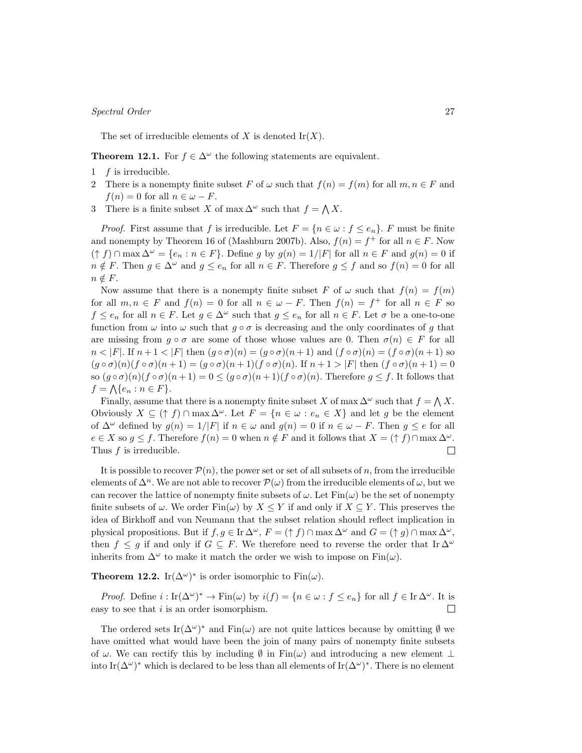The set of irreducible elements of $X$ is denoted $\mathrm{Ir}(X)$.

**Theorem 12.1.** For $f \in \Delta^\omega$ the following statements are equivalent.

1. $f$ is irreducible.
2. There is a nonempty finite subset $F$ of $\omega$ such that $f(n) = f(m)$ for all $m, n \in F$ and $f(n) = 0$ for all $n \in \omega - F$.
3. There is a finite subset $X$ of $\max \Delta^\omega$ such that $f = \bigwedge X$.

*Proof.* First assume that $f$ is irreducible. Let $F = \{n \in \omega : f \leq e_n\}$. $F$ must be finite and nonempty by Theorem 16 of (Mashburn 2007b). Also, $f(n) = f^+$ for all $n \in F$. Now $(\uparrow f) \cap \max \Delta^\omega = \{e_n : n \in F\}$. Define $g$ by $g(n) = 1/|F|$ for all $n \in F$ and $g(n) = 0$ if $n \notin F$. Then $g \in \Delta^\omega$ and $g \leq e_n$ for all $n \in F$. Therefore $g \leq f$ and so $f(n) = 0$ for all $n \notin F$.

Now assume that there is a nonempty finite subset $F$ of $\omega$ such that $f(n) = f(m)$ for all $m, n \in F$ and $f(n) = 0$ for all $n \in \omega - F$. Then $f(n) = f^+$ for all $n \in F$ so $f \leq e_n$ for all $n \in F$. Let $g \in \Delta^\omega$ such that $g \leq e_n$ for all $n \in F$. Let $\sigma$ be a one-to-one function from $\omega$ into $\omega$ such that $g \circ \sigma$ is decreasing and the only coordinates of $g$ that are missing from $g \circ \sigma$ are some of those whose values are 0. Then $\sigma(n) \in F$ for all $n < |F|$. If $n + 1 < |F|$ then $(g \circ \sigma)(n) = (g \circ \sigma)(n+1)$ and $(f \circ \sigma)(n) = (f \circ \sigma)(n+1)$ so $(g \circ \sigma)(n)(f \circ \sigma)(n+1) = (g \circ \sigma)(n+1)(f \circ \sigma)(n)$. If $n + 1 > |F|$ then $(f \circ \sigma)(n+1) = 0$ so $(g \circ \sigma)(n)(f \circ \sigma)(n+1) = 0 \leq (g \circ \sigma)(n+1)(f \circ \sigma)(n)$. Therefore $g \leq f$. It follows that $f = \bigwedge \{e_n : n \in F\}$.

Finally, assume that there is a nonempty finite subset $X$ of $\max \Delta^\omega$ such that $f = \bigwedge X$. Obviously $X \subseteq (\uparrow f) \cap \max \Delta^\omega$. Let $F = \{n \in \omega : e_n \in X\}$ and let $g$ be the element of $\Delta^\omega$ defined by $g(n) = 1/|F|$ if $n \in \omega$ and $g(n) = 0$ if $n \in \omega - F$. Then $g \leq e$ for all $e \in X$ so $g \leq f$. Therefore $f(n) = 0$ when $n \notin F$ and it follows that $X = (\uparrow f) \cap \max \Delta^\omega$. Thus $f$ is irreducible. $\square$

It is possible to recover $\mathcal{P}(n)$, the power set or set of all subsets of $n$, from the irreducible elements of $\Delta^n$. We are not able to recover $\mathcal{P}(\omega)$ from the irreducible elements of $\omega$, but we can recover the lattice of nonempty finite subsets of $\omega$. Let $\mathrm{Fin}(\omega)$ be the set of nonempty finite subsets of $\omega$. We order $\mathrm{Fin}(\omega)$ by $X \leq Y$ if and only if $X \subseteq Y$. This preserves the idea of Birkhoff and von Neumann that the subset relation should reflect implication in physical propositions. But if $f, g \in \mathrm{Ir}\,\Delta^\omega$, $F = (\uparrow f) \cap \max \Delta^\omega$ and $G = (\uparrow g) \cap \max \Delta^\omega$, then $f \leq g$ if and only if $G \subseteq F$. We therefore need to reverse the order that $\mathrm{Ir}\,\Delta^\omega$ inherits from $\Delta^\omega$ to make it match the order we wish to impose on $\mathrm{Fin}(\omega)$.

**Theorem 12.2.** $\mathrm{Ir}(\Delta^\omega)^*$ is order isomorphic to $\mathrm{Fin}(\omega)$.

*Proof.* Define $i : \mathrm{Ir}(\Delta^\omega)^* \to \mathrm{Fin}(\omega)$ by $i(f) = \{n \in \omega : f \leq e_n\}$ for all $f \in \mathrm{Ir}\,\Delta^\omega$. It is easy to see that $i$ is an order isomorphism. $\square$

The ordered sets $\mathrm{Ir}(\Delta^\omega)^*$ and $\mathrm{Fin}(\omega)$ are not quite lattices because by omitting $\emptyset$ we have omitted what would have been the join of many pairs of nonempty finite subsets of $\omega$. We can rectify this by including $\emptyset$ in $\mathrm{Fin}(\omega)$ and introducing a new element $\perp$ into $\mathrm{Ir}(\Delta^\omega)^*$ which is declared to be less than all elements of $\mathrm{Ir}(\Delta^\omega)^*$. There is no element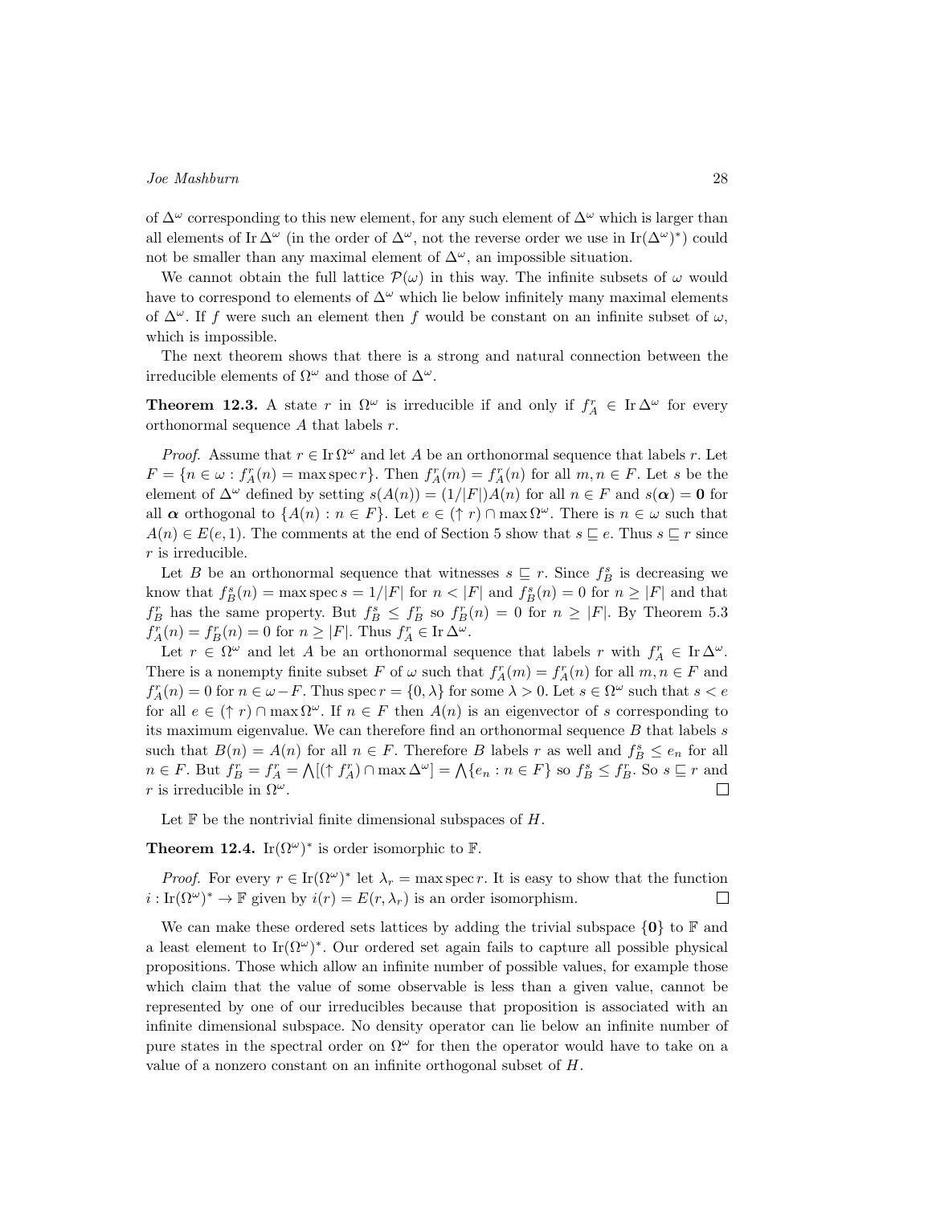of $\Delta^\omega$ corresponding to this new element, for any such element of $\Delta^\omega$ which is larger than all elements of $\operatorname{Ir}\Delta^\omega$ (in the order of $\Delta^\omega$, not the reverse order we use in $\operatorname{Ir}(\Delta^\omega)^*$) could not be smaller than any maximal element of $\Delta^\omega$, an impossible situation.

We cannot obtain the full lattice $\mathcal{P}(\omega)$ in this way. The infinite subsets of $\omega$ would have to correspond to elements of $\Delta^\omega$ which lie below infinitely many maximal elements of $\Delta^\omega$. If $f$ were such an element then $f$ would be constant on an infinite subset of $\omega$, which is impossible.

The next theorem shows that there is a strong and natural connection between the irreducible elements of $\Omega^\omega$ and those of $\Delta^\omega$.

**Theorem 12.3.** A state $r$ in $\Omega^\omega$ is irreducible if and only if $f^r_A \in \operatorname{Ir}\Delta^\omega$ for every orthonormal sequence $A$ that labels $r$.

*Proof.* Assume that $r \in \operatorname{Ir}\Omega^\omega$ and let $A$ be an orthonormal sequence that labels $r$. Let $F = \{n \in \omega : f^r_A(n) = \max \operatorname{spec} r\}$. Then $f^r_A(m) = f^r_A(n)$ for all $m, n \in F$. Let $s$ be the element of $\Delta^\omega$ defined by setting $s(A(n)) = (1/|F|)A(n)$ for all $n \in F$ and $s(\boldsymbol{\alpha}) = \mathbf{0}$ for all $\boldsymbol{\alpha}$ orthogonal to $\{A(n) : n \in F\}$. Let $e \in (\uparrow r) \cap \max \Omega^\omega$. There is $n \in \omega$ such that $A(n) \in E(e, 1)$. The comments at the end of Section 5 show that $s \sqsubseteq e$. Thus $s \sqsubseteq r$ since $r$ is irreducible.

Let $B$ be an orthonormal sequence that witnesses $s \sqsubseteq r$. Since $f^s_B$ is decreasing we know that $f^s_B(n) = \max \operatorname{spec} s = 1/|F|$ for $n < |F|$ and $f^s_B(n) = 0$ for $n \geq |F|$ and that $f^r_B$ has the same property. But $f^s_B \leq f^r_B$ so $f^r_B(n) = 0$ for $n \geq |F|$. By Theorem 5.3 $f^r_A(n) = f^r_B(n) = 0$ for $n \geq |F|$. Thus $f^r_A \in \operatorname{Ir}\Delta^\omega$.

Let $r \in \Omega^\omega$ and let $A$ be an orthonormal sequence that labels $r$ with $f^r_A \in \operatorname{Ir}\Delta^\omega$. There is a nonempty finite subset $F$ of $\omega$ such that $f^r_A(m) = f^r_A(n)$ for all $m, n \in F$ and $f^r_A(n) = 0$ for $n \in \omega - F$. Thus $\operatorname{spec} r = \{0, \lambda\}$ for some $\lambda > 0$. Let $s \in \Omega^\omega$ such that $s < e$ for all $e \in (\uparrow r) \cap \max \Omega^\omega$. If $n \in F$ then $A(n)$ is an eigenvector of $s$ corresponding to its maximum eigenvalue. We can therefore find an orthonormal sequence $B$ that labels $s$ such that $B(n) = A(n)$ for all $n \in F$. Therefore $B$ labels $r$ as well and $f^s_B \leq e_n$ for all $n \in F$. But $f^r_B = f^r_A = \bigwedge[(\uparrow f^r_A) \cap \max \Delta^\omega] = \bigwedge\{e_n : n \in F\}$ so $f^s_B \leq f^r_B$. So $s \sqsubseteq r$ and $r$ is irreducible in $\Omega^\omega$. $\square$

Let $\mathbb{F}$ be the nontrivial finite dimensional subspaces of $H$.

**Theorem 12.4.** $\operatorname{Ir}(\Omega^\omega)^*$ is order isomorphic to $\mathbb{F}$.

*Proof.* For every $r \in \operatorname{Ir}(\Omega^\omega)^*$ let $\lambda_r = \max \operatorname{spec} r$. It is easy to show that the function $i : \operatorname{Ir}(\Omega^\omega)^* \to \mathbb{F}$ given by $i(r) = E(r, \lambda_r)$ is an order isomorphism. $\square$

We can make these ordered sets lattices by adding the trivial subspace $\{\mathbf{0}\}$ to $\mathbb{F}$ and a least element to $\operatorname{Ir}(\Omega^\omega)^*$. Our ordered set again fails to capture all possible physical propositions. Those which allow an infinite number of possible values, for example those which claim that the value of some observable is less than a given value, cannot be represented by one of our irreducibles because that proposition is associated with an infinite dimensional subspace. No density operator can lie below an infinite number of pure states in the spectral order on $\Omega^\omega$ for then the operator would have to take on a value of a nonzero constant on an infinite orthogonal subset of $H$.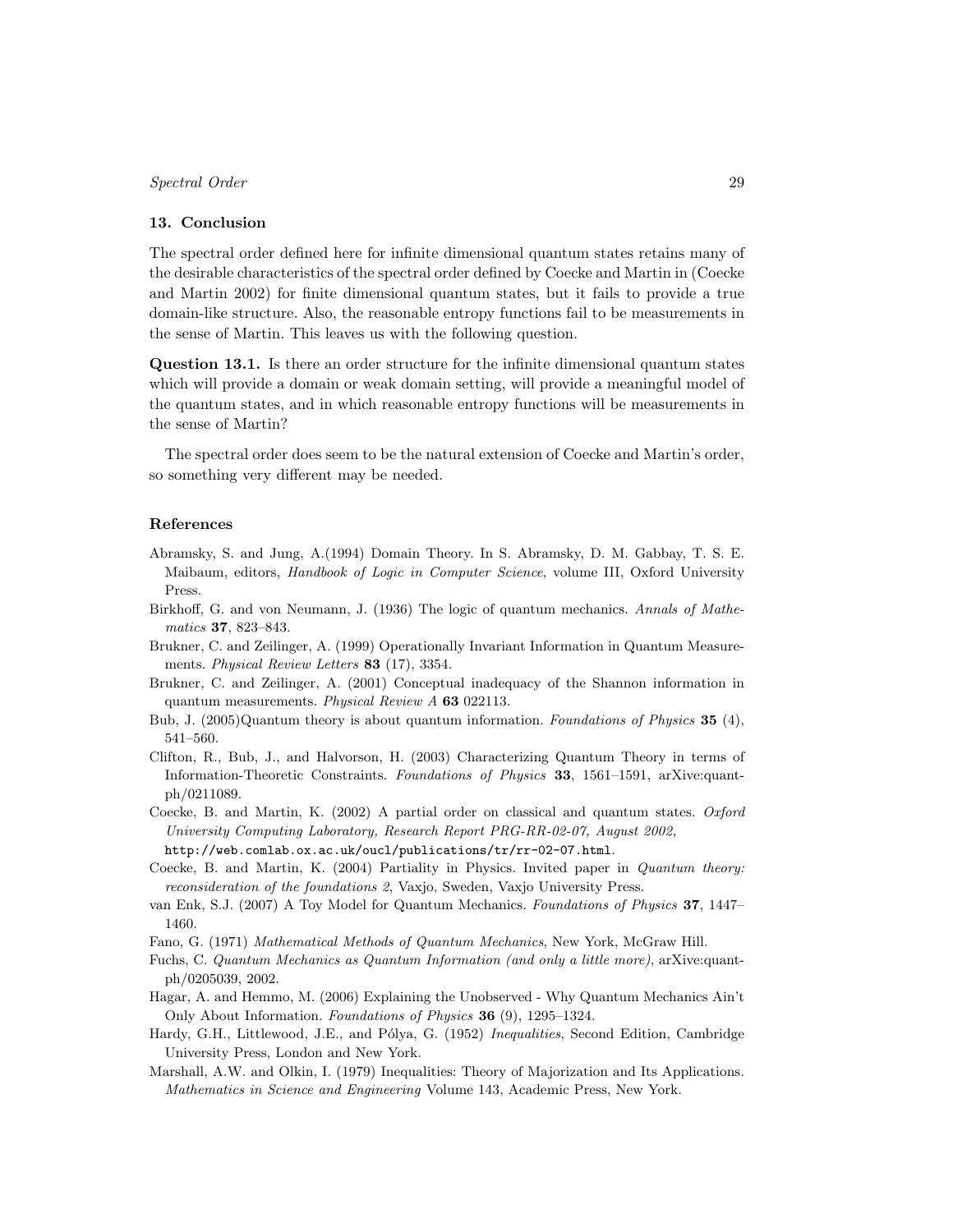## 13. Conclusion

The spectral order defined here for infinite dimensional quantum states retains many of the desirable characteristics of the spectral order defined by Coecke and Martin in (Coecke and Martin 2002) for finite dimensional quantum states, but it fails to provide a true domain-like structure. Also, the reasonable entropy functions fail to be measurements in the sense of Martin. This leaves us with the following question.

**Question 13.1.** Is there an order structure for the infinite dimensional quantum states which will provide a domain or weak domain setting, will provide a meaningful model of the quantum states, and in which reasonable entropy functions will be measurements in the sense of Martin?

The spectral order does seem to be the natural extension of Coecke and Martin's order, so something very different may be needed.

### References

Abramsky, S. and Jung, A.(1994) Domain Theory. In S. Abramsky, D. M. Gabbay, T. S. E. Maibaum, editors, *Handbook of Logic in Computer Science*, volume III, Oxford University Press.

Birkhoff, G. and von Neumann, J. (1936) The logic of quantum mechanics. *Annals of Mathematics* **37**, 823–843.

Brukner, C. and Zeilinger, A. (1999) Operationally Invariant Information in Quantum Measurements. *Physical Review Letters* **83** (17), 3354.

Brukner, C. and Zeilinger, A. (2001) Conceptual inadequacy of the Shannon information in quantum measurements. *Physical Review A* **63** 022113.

Bub, J. (2005)Quantum theory is about quantum information. *Foundations of Physics* **35** (4), 541–560.

Clifton, R., Bub, J., and Halvorson, H. (2003) Characterizing Quantum Theory in terms of Information-Theoretic Constraints. *Foundations of Physics* **33**, 1561–1591, arXive:quant-ph/0211089.

Coecke, B. and Martin, K. (2002) A partial order on classical and quantum states. *Oxford University Computing Laboratory, Research Report PRG-RR-02-07, August 2002,* `http://web.comlab.ox.ac.uk/oucl/publications/tr/rr-02-07.html`.

Coecke, B. and Martin, K. (2004) Partiality in Physics. Invited paper in *Quantum theory: reconsideration of the foundations 2*, Vaxjo, Sweden, Vaxjo University Press.

van Enk, S.J. (2007) A Toy Model for Quantum Mechanics. *Foundations of Physics* **37**, 1447–1460.

Fano, G. (1971) *Mathematical Methods of Quantum Mechanics*, New York, McGraw Hill.

Fuchs, C. *Quantum Mechanics as Quantum Information (and only a little more)*, arXive:quant-ph/0205039, 2002.

Hagar, A. and Hemmo, M. (2006) Explaining the Unobserved - Why Quantum Mechanics Ain't Only About Information. *Foundations of Physics* **36** (9), 1295–1324.

Hardy, G.H., Littlewood, J.E., and Pólya, G. (1952) *Inequalities*, Second Edition, Cambridge University Press, London and New York.

Marshall, A.W. and Olkin, I. (1979) Inequalities: Theory of Majorization and Its Applications. *Mathematics in Science and Engineering* Volume 143, Academic Press, New York.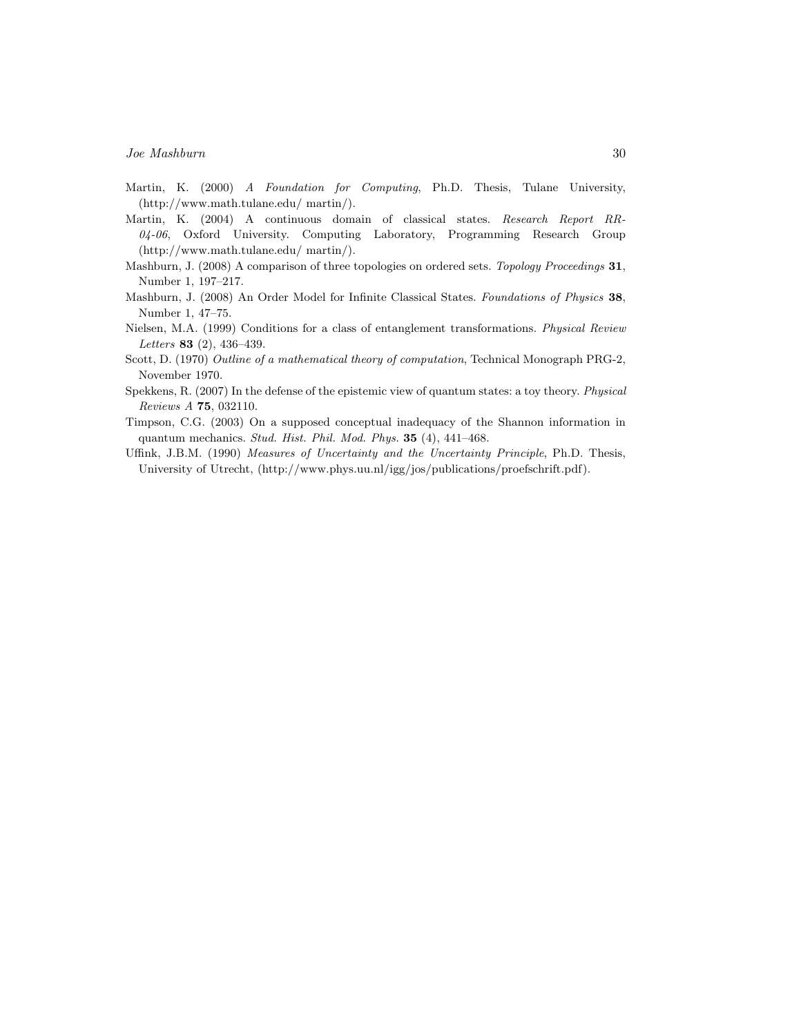Martin, K. (2000) *A Foundation for Computing*, Ph.D. Thesis, Tulane University, (http://www.math.tulane.edu/ martin/).

Martin, K. (2004) A continuous domain of classical states. *Research Report RR-04-06*, Oxford University. Computing Laboratory, Programming Research Group (http://www.math.tulane.edu/ martin/).

Mashburn, J. (2008) A comparison of three topologies on ordered sets. *Topology Proceedings* **31**, Number 1, 197–217.

Mashburn, J. (2008) An Order Model for Infinite Classical States. *Foundations of Physics* **38**, Number 1, 47–75.

Nielsen, M.A. (1999) Conditions for a class of entanglement transformations. *Physical Review Letters* **83** (2), 436–439.

Scott, D. (1970) *Outline of a mathematical theory of computation*, Technical Monograph PRG-2, November 1970.

Spekkens, R. (2007) In the defense of the epistemic view of quantum states: a toy theory. *Physical Reviews A* **75**, 032110.

Timpson, C.G. (2003) On a supposed conceptual inadequacy of the Shannon information in quantum mechanics. *Stud. Hist. Phil. Mod. Phys.* **35** (4), 441–468.

Uffink, J.B.M. (1990) *Measures of Uncertainty and the Uncertainty Principle*, Ph.D. Thesis, University of Utrecht, (http://www.phys.uu.nl/igg/jos/publications/proefschrift.pdf).